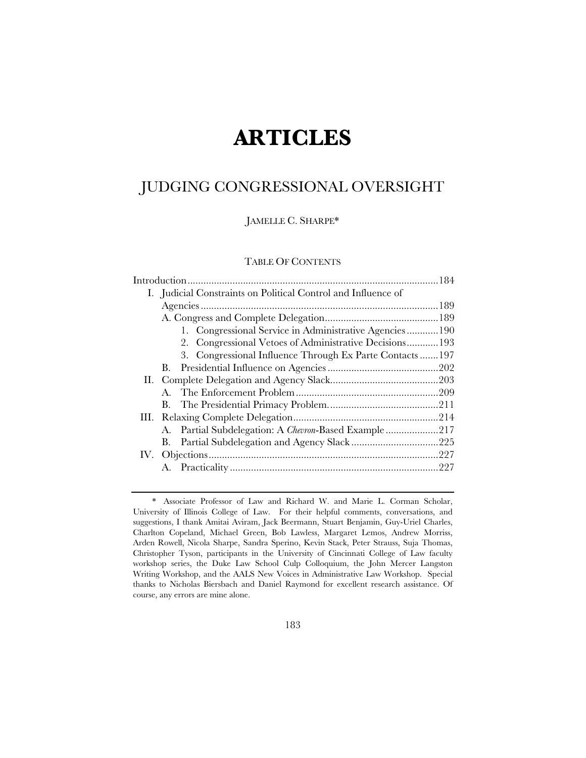# ARTICLES

## JUDGING CONGRESSIONAL OVERSIGHT

JAMELLE C. SHARPE*

TABLE OF CONTENTS

Introduction ............................................................................................. 184
I. Judicial Constraints on Political Control and Influence of Agencies ........................................................................................ 189
  A. Congress and Complete Delegation ........................................... 189
    1. Congressional Service in Administrative Agencies ............ 190
    2. Congressional Vetoes of Administrative Decisions ............ 193
    3. Congressional Influence Through Ex Parte Contacts ....... 197
  B. Presidential Influence on Agencies .......................................... 202
II. Complete Delegation and Agency Slack ......................................... 203
  A. The Enforcement Problem ...................................................... 209
  B. The Presidential Primacy Problem. ......................................... 211
III. Relaxing Complete Delegation ...................................................... 214
  A. Partial Subdelegation: A *Chevron*-Based Example .................... 217
  B. Partial Subdelegation and Agency Slack ................................. 225
IV. Objections ...................................................................................... 227
  A. Practicality ............................................................................... 227

---

\* Associate Professor of Law and Richard W. and Marie L. Corman Scholar, University of Illinois College of Law. For their helpful comments, conversations, and suggestions, I thank Amitai Aviram, Jack Beermann, Stuart Benjamin, Guy-Uriel Charles, Charlton Copeland, Michael Green, Bob Lawless, Margaret Lemos, Andrew Morriss, Arden Rowell, Nicola Sharpe, Sandra Sperino, Kevin Stack, Peter Strauss, Suja Thomas, Christopher Tyson, participants in the University of Cincinnati College of Law faculty workshop series, the Duke Law School Culp Colloquium, the John Mercer Langston Writing Workshop, and the AALS New Voices in Administrative Law Workshop. Special thanks to Nicholas Biersbach and Daniel Raymond for excellent research assistance. Of course, any errors are mine alone.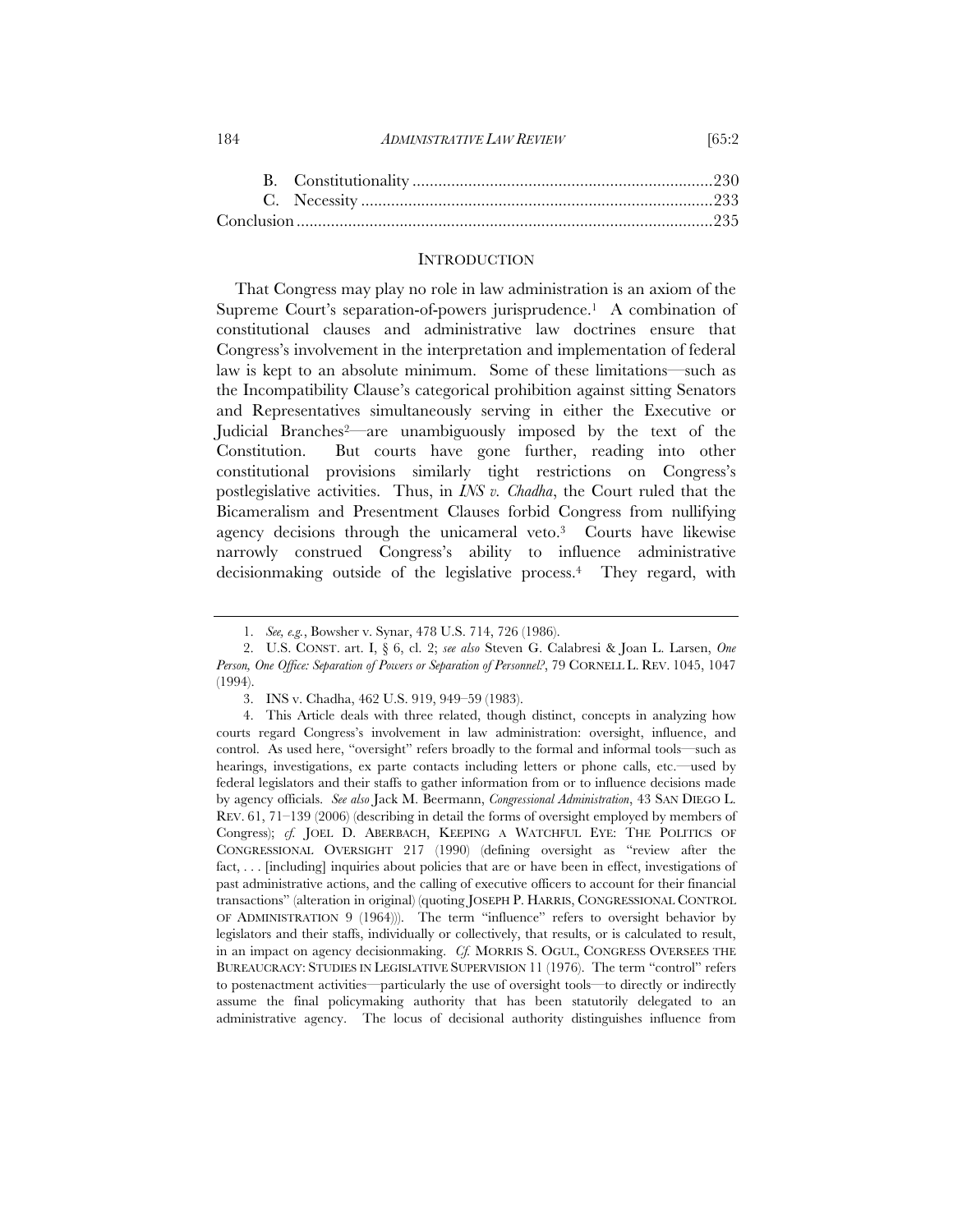B. Constitutionality ......................................................................230
C. Necessity ..................................................................................233
Conclusion .................................................................................................235

## INTRODUCTION

That Congress may play no role in law administration is an axiom of the Supreme Court's separation-of-powers jurisprudence.[1] A combination of constitutional clauses and administrative law doctrines ensure that Congress's involvement in the interpretation and implementation of federal law is kept to an absolute minimum. Some of these limitations—such as the Incompatibility Clause's categorical prohibition against sitting Senators and Representatives simultaneously serving in either the Executive or Judicial Branches[2]—are unambiguously imposed by the text of the Constitution. But courts have gone further, reading into other constitutional provisions similarly tight restrictions on Congress's postlegislative activities. Thus, in *INS v. Chadha*, the Court ruled that the Bicameralism and Presentment Clauses forbid Congress from nullifying agency decisions through the unicameral veto.[3] Courts have likewise narrowly construed Congress's ability to influence administrative decisionmaking outside of the legislative process.[4] They regard, with

---

1. *See, e.g.*, Bowsher v. Synar, 478 U.S. 714, 726 (1986).

2. U.S. CONST. art. I, § 6, cl. 2; *see also* Steven G. Calabresi & Joan L. Larsen, *One Person, One Office: Separation of Powers or Separation of Personnel?*, 79 CORNELL L. REV. 1045, 1047 (1994).

3. INS v. Chadha, 462 U.S. 919, 949–59 (1983).

4. This Article deals with three related, though distinct, concepts in analyzing how courts regard Congress's involvement in law administration: oversight, influence, and control. As used here, "oversight" refers broadly to the formal and informal tools—such as hearings, investigations, ex parte contacts including letters or phone calls, etc.—used by federal legislators and their staffs to gather information from or to influence decisions made by agency officials. *See also* Jack M. Beermann, *Congressional Administration*, 43 SAN DIEGO L. REV. 61, 71–139 (2006) (describing in detail the forms of oversight employed by members of Congress); *cf.* JOEL D. ABERBACH, KEEPING A WATCHFUL EYE: THE POLITICS OF CONGRESSIONAL OVERSIGHT 217 (1990) (defining oversight as "review after the fact, . . . [including] inquiries about policies that are or have been in effect, investigations of past administrative actions, and the calling of executive officers to account for their financial transactions" (alteration in original) (quoting JOSEPH P. HARRIS, CONGRESSIONAL CONTROL OF ADMINISTRATION 9 (1964))). The term "influence" refers to oversight behavior by legislators and their staffs, individually or collectively, that results, or is calculated to result, in an impact on agency decisionmaking. *Cf.* MORRIS S. OGUL, CONGRESS OVERSEES THE BUREAUCRACY: STUDIES IN LEGISLATIVE SUPERVISION 11 (1976). The term "control" refers to postenactment activities—particularly the use of oversight tools—to directly or indirectly assume the final policymaking authority that has been statutorily delegated to an administrative agency. The locus of decisional authority distinguishes influence from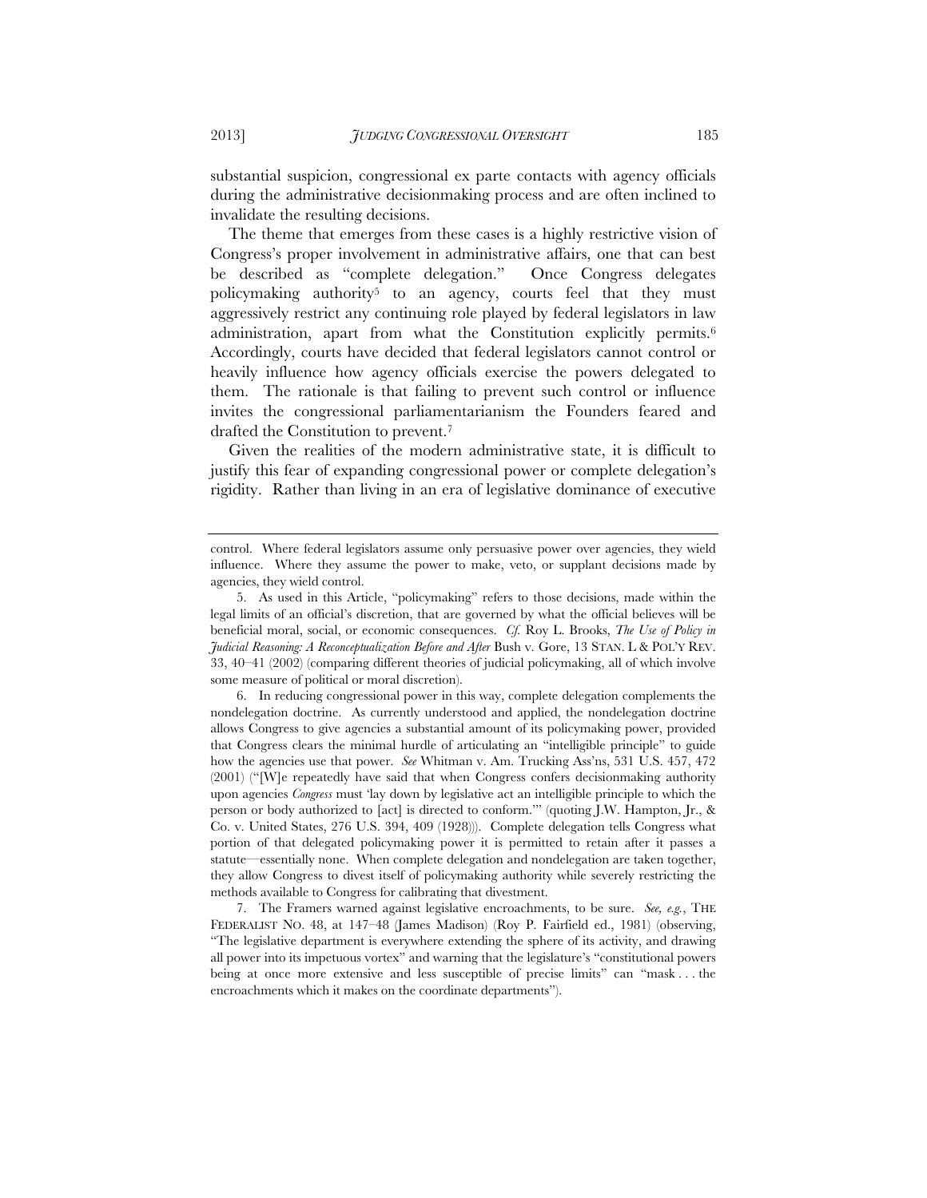substantial suspicion, congressional ex parte contacts with agency officials during the administrative decisionmaking process and are often inclined to invalidate the resulting decisions.

The theme that emerges from these cases is a highly restrictive vision of Congress's proper involvement in administrative affairs, one that can best be described as "complete delegation." Once Congress delegates policymaking authority[5] to an agency, courts feel that they must aggressively restrict any continuing role played by federal legislators in law administration, apart from what the Constitution explicitly permits.[6] Accordingly, courts have decided that federal legislators cannot control or heavily influence how agency officials exercise the powers delegated to them. The rationale is that failing to prevent such control or influence invites the congressional parliamentarianism the Founders feared and drafted the Constitution to prevent.[7]

Given the realities of the modern administrative state, it is difficult to justify this fear of expanding congressional power or complete delegation's rigidity. Rather than living in an era of legislative dominance of executive

---

control. Where federal legislators assume only persuasive power over agencies, they wield influence. Where they assume the power to make, veto, or supplant decisions made by agencies, they wield control.

5. As used in this Article, "policymaking" refers to those decisions, made within the legal limits of an official's discretion, that are governed by what the official believes will be beneficial moral, social, or economic consequences. *Cf.* Roy L. Brooks, *The Use of Policy in Judicial Reasoning: A Reconceptualization Before and After* Bush v. Gore, 13 STAN. L & POL'Y REV. 33, 40–41 (2002) (comparing different theories of judicial policymaking, all of which involve some measure of political or moral discretion).

6. In reducing congressional power in this way, complete delegation complements the nondelegation doctrine. As currently understood and applied, the nondelegation doctrine allows Congress to give agencies a substantial amount of its policymaking power, provided that Congress clears the minimal hurdle of articulating an "intelligible principle" to guide how the agencies use that power. *See* Whitman v. Am. Trucking Ass'ns, 531 U.S. 457, 472 (2001) ("[W]e repeatedly have said that when Congress confers decisionmaking authority upon agencies *Congress* must 'lay down by legislative act an intelligible principle to which the person or body authorized to [act] is directed to conform.'" (quoting J.W. Hampton, Jr., & Co. v. United States, 276 U.S. 394, 409 (1928))). Complete delegation tells Congress what portion of that delegated policymaking power it is permitted to retain after it passes a statute—essentially none. When complete delegation and nondelegation are taken together, they allow Congress to divest itself of policymaking authority while severely restricting the methods available to Congress for calibrating that divestment.

7. The Framers warned against legislative encroachments, to be sure. *See, e.g.*, THE FEDERALIST NO. 48, at 147–48 (James Madison) (Roy P. Fairfield ed., 1981) (observing, "The legislative department is everywhere extending the sphere of its activity, and drawing all power into its impetuous vortex" and warning that the legislature's "constitutional powers being at once more extensive and less susceptible of precise limits" can "mask . . . the encroachments which it makes on the coordinate departments").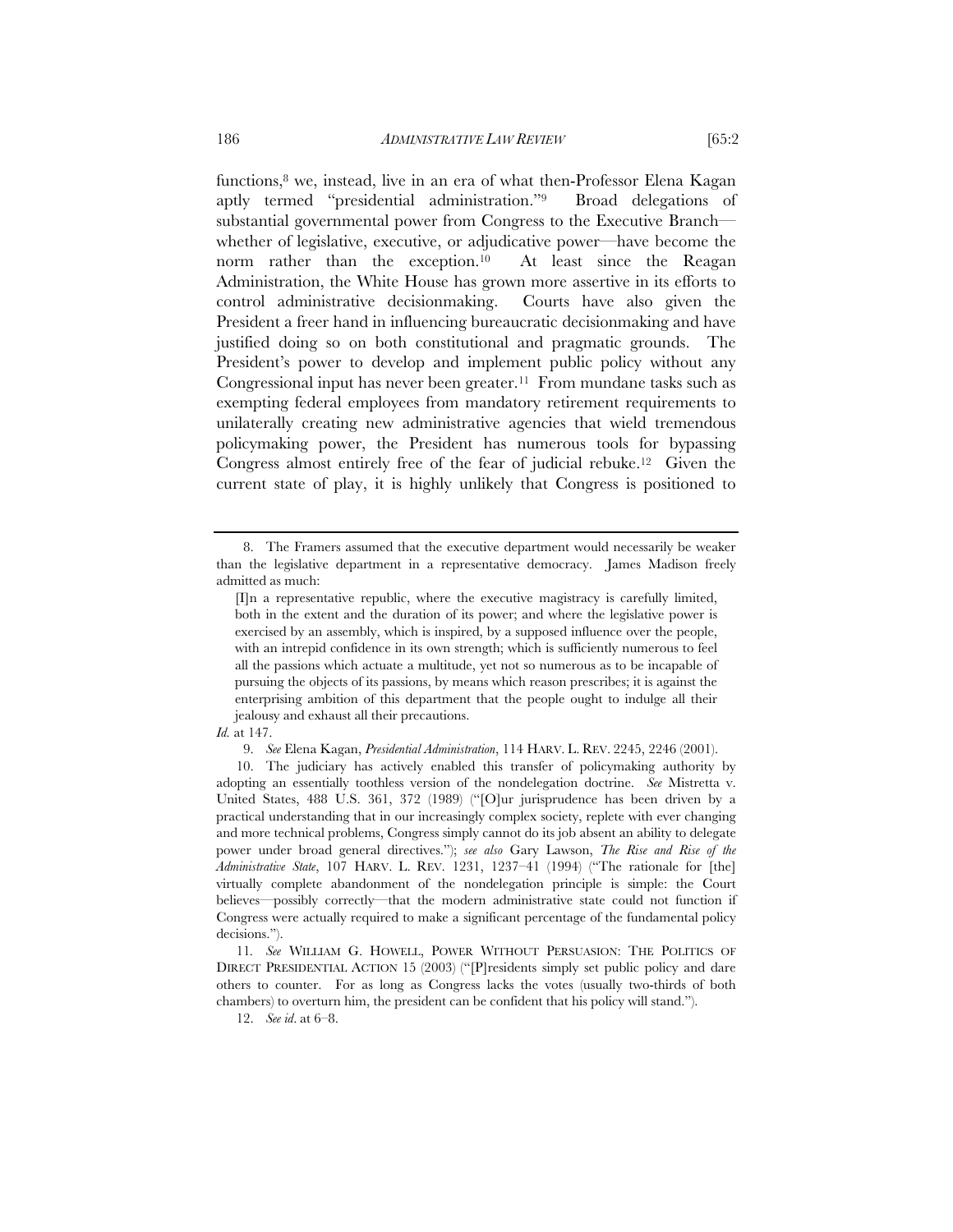functions,[8] we, instead, live in an era of what then-Professor Elena Kagan aptly termed "presidential administration."[9] Broad delegations of substantial governmental power from Congress to the Executive Branch—whether of legislative, executive, or adjudicative power—have become the norm rather than the exception.[10] At least since the Reagan Administration, the White House has grown more assertive in its efforts to control administrative decisionmaking. Courts have also given the President a freer hand in influencing bureaucratic decisionmaking and have justified doing so on both constitutional and pragmatic grounds. The President's power to develop and implement public policy without any Congressional input has never been greater.[11] From mundane tasks such as exempting federal employees from mandatory retirement requirements to unilaterally creating new administrative agencies that wield tremendous policymaking power, the President has numerous tools for bypassing Congress almost entirely free of the fear of judicial rebuke.[12] Given the current state of play, it is highly unlikely that Congress is positioned to

---

8. The Framers assumed that the executive department would necessarily be weaker than the legislative department in a representative democracy. James Madison freely admitted as much:

> [I]n a representative republic, where the executive magistracy is carefully limited, both in the extent and the duration of its power; and where the legislative power is exercised by an assembly, which is inspired, by a supposed influence over the people, with an intrepid confidence in its own strength; which is sufficiently numerous to feel all the passions which actuate a multitude, yet not so numerous as to be incapable of pursuing the objects of its passions, by means which reason prescribes; it is against the enterprising ambition of this department that the people ought to indulge all their jealousy and exhaust all their precautions.

*Id.* at 147.

9. *See* Elena Kagan, *Presidential Administration*, 114 HARV. L. REV. 2245, 2246 (2001).

10. The judiciary has actively enabled this transfer of policymaking authority by adopting an essentially toothless version of the nondelegation doctrine. *See* Mistretta v. United States, 488 U.S. 361, 372 (1989) ("[O]ur jurisprudence has been driven by a practical understanding that in our increasingly complex society, replete with ever changing and more technical problems, Congress simply cannot do its job absent an ability to delegate power under broad general directives."); *see also* Gary Lawson, *The Rise and Rise of the Administrative State*, 107 HARV. L. REV. 1231, 1237–41 (1994) ("The rationale for [the] virtually complete abandonment of the nondelegation principle is simple: the Court believes—possibly correctly—that the modern administrative state could not function if Congress were actually required to make a significant percentage of the fundamental policy decisions.").

11. *See* WILLIAM G. HOWELL, POWER WITHOUT PERSUASION: THE POLITICS OF DIRECT PRESIDENTIAL ACTION 15 (2003) ("[P]residents simply set public policy and dare others to counter. For as long as Congress lacks the votes (usually two-thirds of both chambers) to overturn him, the president can be confident that his policy will stand.").

12. *See id*. at 6–8.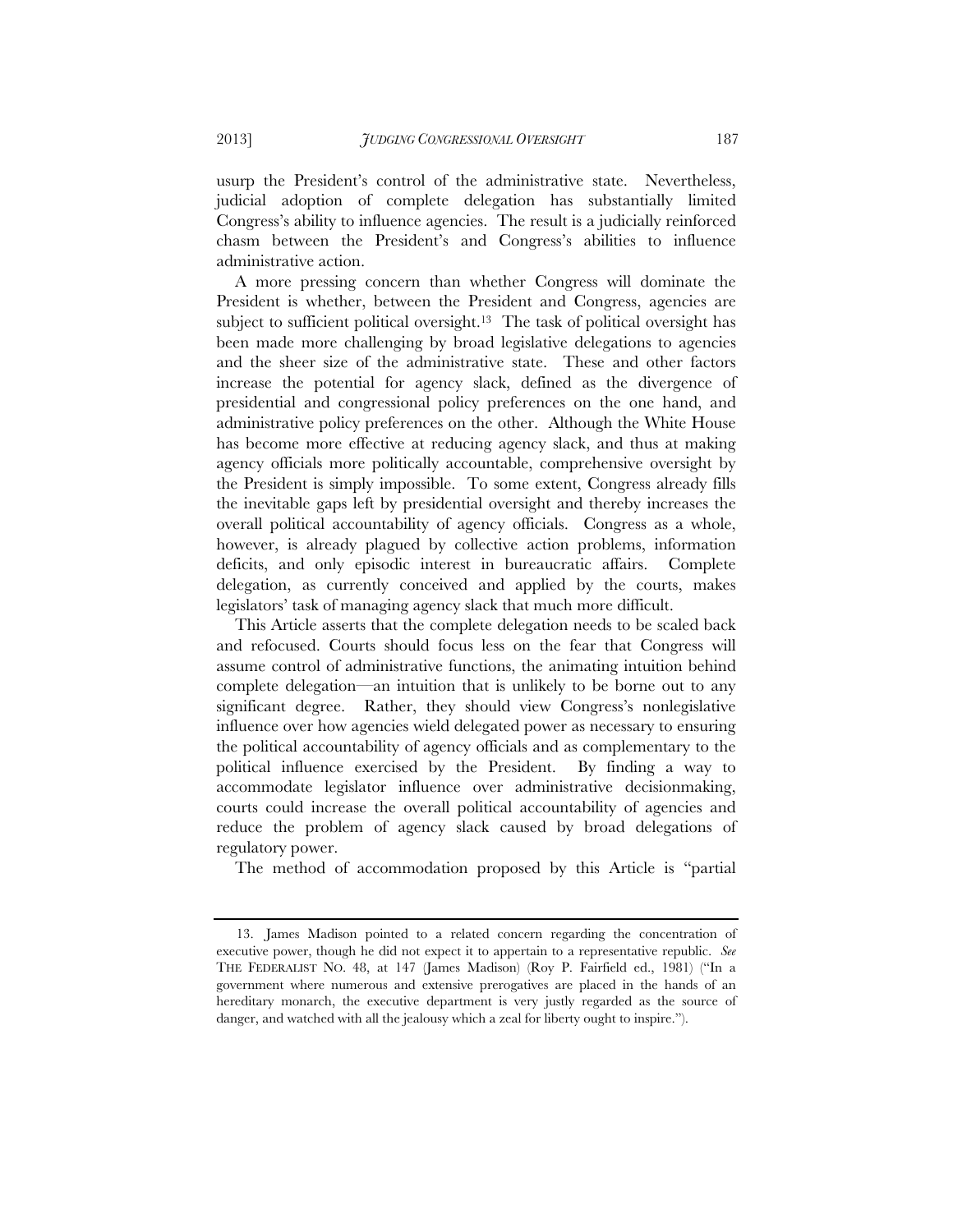usurp the President's control of the administrative state. Nevertheless, judicial adoption of complete delegation has substantially limited Congress's ability to influence agencies. The result is a judicially reinforced chasm between the President's and Congress's abilities to influence administrative action.

A more pressing concern than whether Congress will dominate the President is whether, between the President and Congress, agencies are subject to sufficient political oversight.[13] The task of political oversight has been made more challenging by broad legislative delegations to agencies and the sheer size of the administrative state. These and other factors increase the potential for agency slack, defined as the divergence of presidential and congressional policy preferences on the one hand, and administrative policy preferences on the other. Although the White House has become more effective at reducing agency slack, and thus at making agency officials more politically accountable, comprehensive oversight by the President is simply impossible. To some extent, Congress already fills the inevitable gaps left by presidential oversight and thereby increases the overall political accountability of agency officials. Congress as a whole, however, is already plagued by collective action problems, information deficits, and only episodic interest in bureaucratic affairs. Complete delegation, as currently conceived and applied by the courts, makes legislators' task of managing agency slack that much more difficult.

This Article asserts that the complete delegation needs to be scaled back and refocused. Courts should focus less on the fear that Congress will assume control of administrative functions, the animating intuition behind complete delegation—an intuition that is unlikely to be borne out to any significant degree. Rather, they should view Congress's nonlegislative influence over how agencies wield delegated power as necessary to ensuring the political accountability of agency officials and as complementary to the political influence exercised by the President. By finding a way to accommodate legislator influence over administrative decisionmaking, courts could increase the overall political accountability of agencies and reduce the problem of agency slack caused by broad delegations of regulatory power.

The method of accommodation proposed by this Article is "partial

---

13. James Madison pointed to a related concern regarding the concentration of executive power, though he did not expect it to appertain to a representative republic. *See* THE FEDERALIST NO. 48, at 147 (James Madison) (Roy P. Fairfield ed., 1981) ("In a government where numerous and extensive prerogatives are placed in the hands of an hereditary monarch, the executive department is very justly regarded as the source of danger, and watched with all the jealousy which a zeal for liberty ought to inspire.").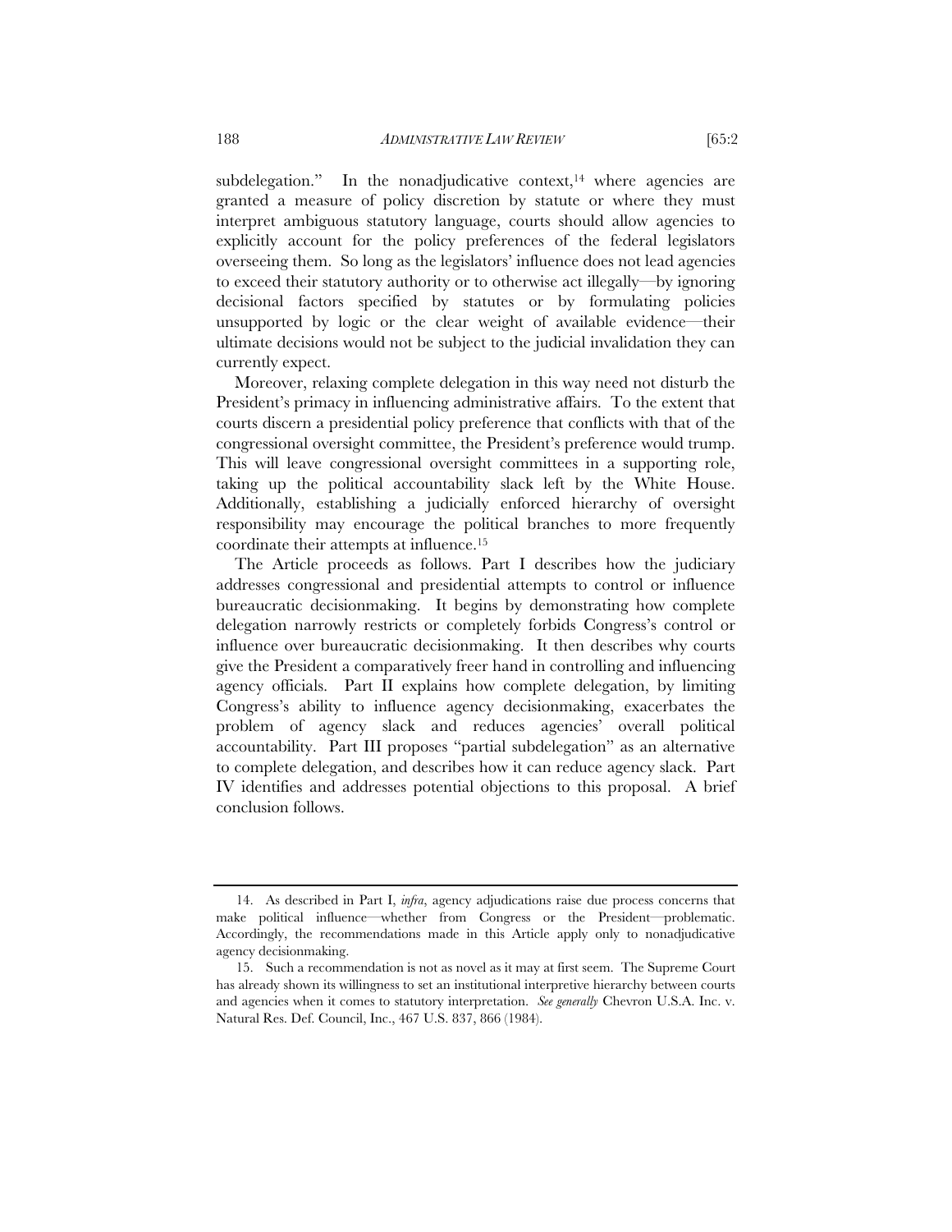subdelegation." In the nonadjudicative context,[14] where agencies are granted a measure of policy discretion by statute or where they must interpret ambiguous statutory language, courts should allow agencies to explicitly account for the policy preferences of the federal legislators overseeing them. So long as the legislators' influence does not lead agencies to exceed their statutory authority or to otherwise act illegally—by ignoring decisional factors specified by statutes or by formulating policies unsupported by logic or the clear weight of available evidence—their ultimate decisions would not be subject to the judicial invalidation they can currently expect.

Moreover, relaxing complete delegation in this way need not disturb the President's primacy in influencing administrative affairs. To the extent that courts discern a presidential policy preference that conflicts with that of the congressional oversight committee, the President's preference would trump. This will leave congressional oversight committees in a supporting role, taking up the political accountability slack left by the White House. Additionally, establishing a judicially enforced hierarchy of oversight responsibility may encourage the political branches to more frequently coordinate their attempts at influence.[15]

The Article proceeds as follows. Part I describes how the judiciary addresses congressional and presidential attempts to control or influence bureaucratic decisionmaking. It begins by demonstrating how complete delegation narrowly restricts or completely forbids Congress's control or influence over bureaucratic decisionmaking. It then describes why courts give the President a comparatively freer hand in controlling and influencing agency officials. Part II explains how complete delegation, by limiting Congress's ability to influence agency decisionmaking, exacerbates the problem of agency slack and reduces agencies' overall political accountability. Part III proposes "partial subdelegation" as an alternative to complete delegation, and describes how it can reduce agency slack. Part IV identifies and addresses potential objections to this proposal. A brief conclusion follows.

---

14. As described in Part I, *infra*, agency adjudications raise due process concerns that make political influence—whether from Congress or the President—problematic. Accordingly, the recommendations made in this Article apply only to nonadjudicative agency decisionmaking.

15. Such a recommendation is not as novel as it may at first seem. The Supreme Court has already shown its willingness to set an institutional interpretive hierarchy between courts and agencies when it comes to statutory interpretation. *See generally* Chevron U.S.A. Inc. v. Natural Res. Def. Council, Inc., 467 U.S. 837, 866 (1984).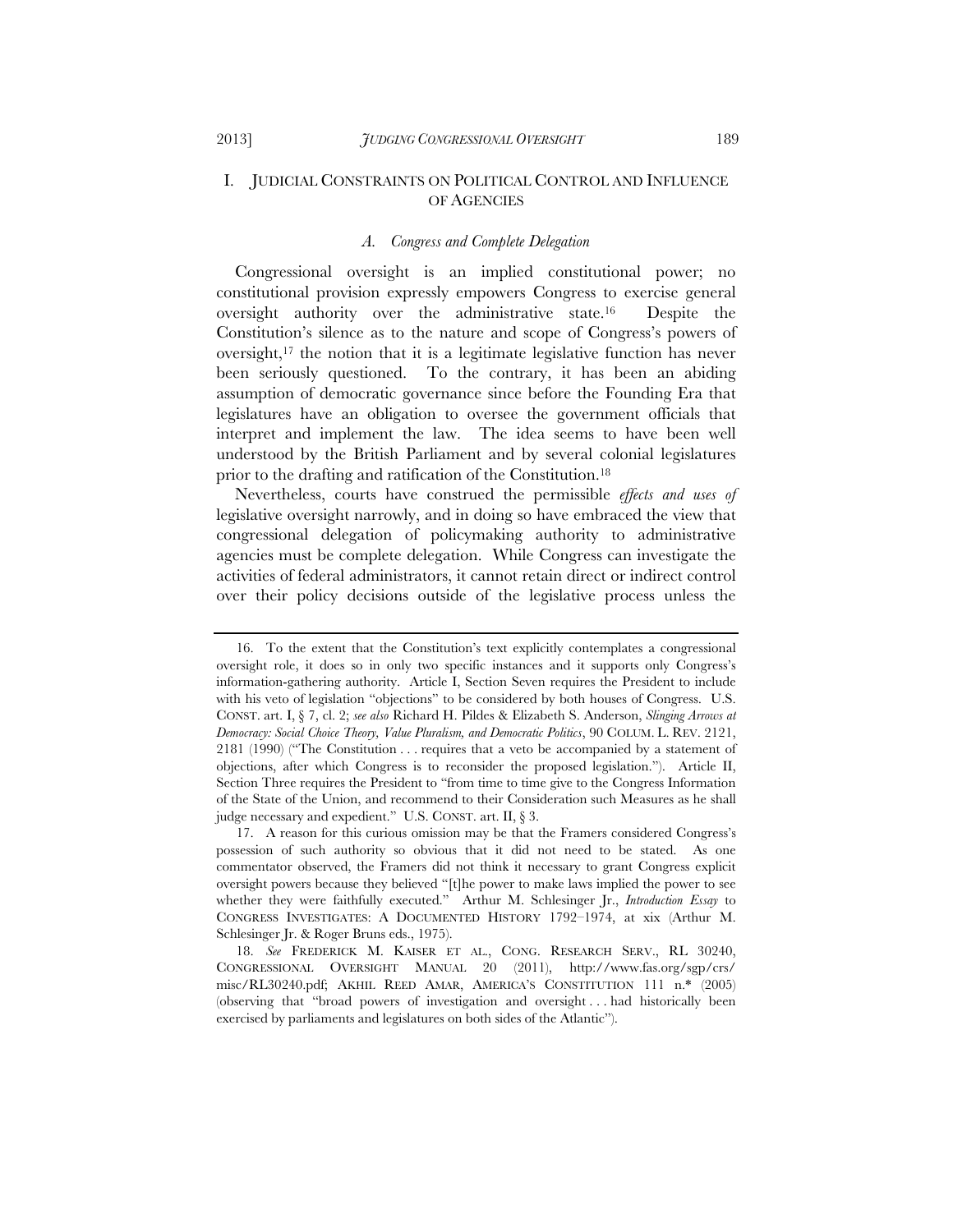## I. JUDICIAL CONSTRAINTS ON POLITICAL CONTROL AND INFLUENCE OF AGENCIES

### *A. Congress and Complete Delegation*

Congressional oversight is an implied constitutional power; no constitutional provision expressly empowers Congress to exercise general oversight authority over the administrative state.[16] Despite the Constitution's silence as to the nature and scope of Congress's powers of oversight,[17] the notion that it is a legitimate legislative function has never been seriously questioned. To the contrary, it has been an abiding assumption of democratic governance since before the Founding Era that legislatures have an obligation to oversee the government officials that interpret and implement the law. The idea seems to have been well understood by the British Parliament and by several colonial legislatures prior to the drafting and ratification of the Constitution.[18]

Nevertheless, courts have construed the permissible *effects and uses of* legislative oversight narrowly, and in doing so have embraced the view that congressional delegation of policymaking authority to administrative agencies must be complete delegation. While Congress can investigate the activities of federal administrators, it cannot retain direct or indirect control over their policy decisions outside of the legislative process unless the

---

16. To the extent that the Constitution's text explicitly contemplates a congressional oversight role, it does so in only two specific instances and it supports only Congress's information-gathering authority. Article I, Section Seven requires the President to include with his veto of legislation "objections" to be considered by both houses of Congress. U.S. CONST. art. I, § 7, cl. 2; *see also* Richard H. Pildes & Elizabeth S. Anderson, *Slinging Arrows at Democracy: Social Choice Theory, Value Pluralism, and Democratic Politics*, 90 COLUM. L. REV. 2121, 2181 (1990) ("The Constitution . . . requires that a veto be accompanied by a statement of objections, after which Congress is to reconsider the proposed legislation."). Article II, Section Three requires the President to "from time to time give to the Congress Information of the State of the Union, and recommend to their Consideration such Measures as he shall judge necessary and expedient." U.S. CONST. art. II, § 3.

17. A reason for this curious omission may be that the Framers considered Congress's possession of such authority so obvious that it did not need to be stated. As one commentator observed, the Framers did not think it necessary to grant Congress explicit oversight powers because they believed "[t]he power to make laws implied the power to see whether they were faithfully executed." Arthur M. Schlesinger Jr., *Introduction Essay* to CONGRESS INVESTIGATES: A DOCUMENTED HISTORY 1792–1974, at xix (Arthur M. Schlesinger Jr. & Roger Bruns eds., 1975).

18. *See* FREDERICK M. KAISER ET AL., CONG. RESEARCH SERV., RL 30240, CONGRESSIONAL OVERSIGHT MANUAL 20 (2011), http://www.fas.org/sgp/crs/misc/RL30240.pdf; AKHIL REED AMAR, AMERICA'S CONSTITUTION 111 n.* (2005) (observing that "broad powers of investigation and oversight . . . had historically been exercised by parliaments and legislatures on both sides of the Atlantic").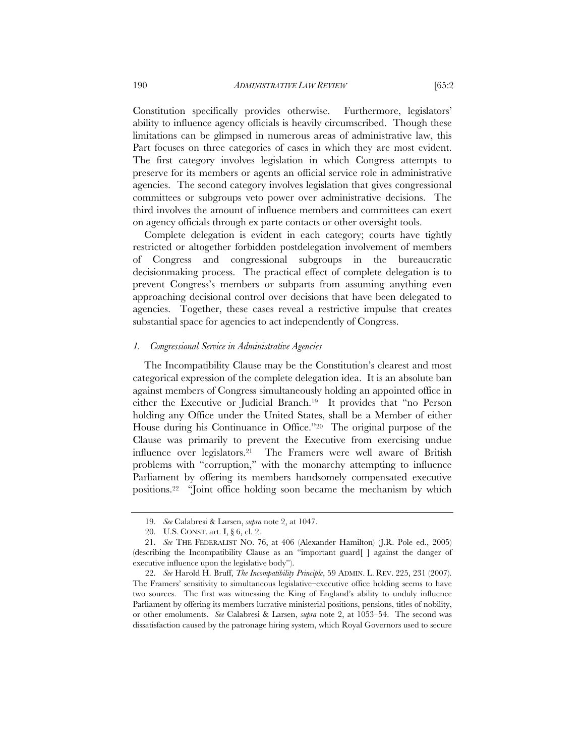Constitution specifically provides otherwise. Furthermore, legislators' ability to influence agency officials is heavily circumscribed. Though these limitations can be glimpsed in numerous areas of administrative law, this Part focuses on three categories of cases in which they are most evident. The first category involves legislation in which Congress attempts to preserve for its members or agents an official service role in administrative agencies. The second category involves legislation that gives congressional committees or subgroups veto power over administrative decisions. The third involves the amount of influence members and committees can exert on agency officials through ex parte contacts or other oversight tools.

Complete delegation is evident in each category; courts have tightly restricted or altogether forbidden postdelegation involvement of members of Congress and congressional subgroups in the bureaucratic decisionmaking process. The practical effect of complete delegation is to prevent Congress's members or subparts from assuming anything even approaching decisional control over decisions that have been delegated to agencies. Together, these cases reveal a restrictive impulse that creates substantial space for agencies to act independently of Congress.

### *1. Congressional Service in Administrative Agencies*

The Incompatibility Clause may be the Constitution's clearest and most categorical expression of the complete delegation idea. It is an absolute ban against members of Congress simultaneously holding an appointed office in either the Executive or Judicial Branch.[19] It provides that "no Person holding any Office under the United States, shall be a Member of either House during his Continuance in Office."[20] The original purpose of the Clause was primarily to prevent the Executive from exercising undue influence over legislators.[21] The Framers were well aware of British problems with "corruption," with the monarchy attempting to influence Parliament by offering its members handsomely compensated executive positions.[22] "Joint office holding soon became the mechanism by which

---

19. *See* Calabresi & Larsen, *supra* note 2, at 1047.

20. U.S. CONST. art. I, § 6, cl. 2.

21. *See* THE FEDERALIST NO. 76, at 406 (Alexander Hamilton) (J.R. Pole ed., 2005) (describing the Incompatibility Clause as an "important guard[ ] against the danger of executive influence upon the legislative body").

22. *See* Harold H. Bruff, *The Incompatibility Principle*, 59 ADMIN. L. REV. 225, 231 (2007). The Framers' sensitivity to simultaneous legislative–executive office holding seems to have two sources. The first was witnessing the King of England's ability to unduly influence Parliament by offering its members lucrative ministerial positions, pensions, titles of nobility, or other emoluments. *See* Calabresi & Larsen, *supra* note 2, at 1053–54. The second was dissatisfaction caused by the patronage hiring system, which Royal Governors used to secure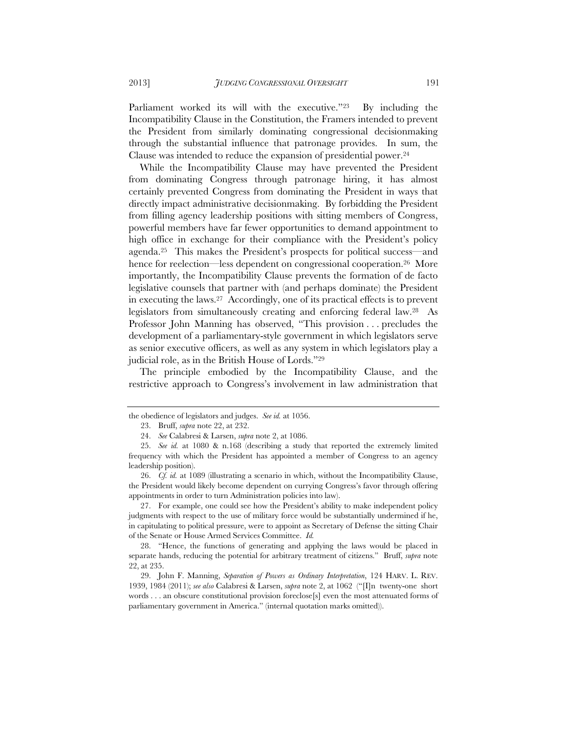Parliament worked its will with the executive."[23] By including the Incompatibility Clause in the Constitution, the Framers intended to prevent the President from similarly dominating congressional decisionmaking through the substantial influence that patronage provides. In sum, the Clause was intended to reduce the expansion of presidential power.[24]

While the Incompatibility Clause may have prevented the President from dominating Congress through patronage hiring, it has almost certainly prevented Congress from dominating the President in ways that directly impact administrative decisionmaking. By forbidding the President from filling agency leadership positions with sitting members of Congress, powerful members have far fewer opportunities to demand appointment to high office in exchange for their compliance with the President's policy agenda.[25] This makes the President's prospects for political success—and hence for reelection—less dependent on congressional cooperation.[26] More importantly, the Incompatibility Clause prevents the formation of de facto legislative counsels that partner with (and perhaps dominate) the President in executing the laws.[27] Accordingly, one of its practical effects is to prevent legislators from simultaneously creating and enforcing federal law.[28] As Professor John Manning has observed, "This provision . . . precludes the development of a parliamentary-style government in which legislators serve as senior executive officers, as well as any system in which legislators play a judicial role, as in the British House of Lords."[29]

The principle embodied by the Incompatibility Clause, and the restrictive approach to Congress's involvement in law administration that

---

the obedience of legislators and judges. *See id.* at 1056.

23. Bruff, *supra* note 22, at 232.

24. *See* Calabresi & Larsen, *supra* note 2, at 1086.

25. *See id.* at 1080 & n.168 (describing a study that reported the extremely limited frequency with which the President has appointed a member of Congress to an agency leadership position).

26. *Cf. id.* at 1089 (illustrating a scenario in which, without the Incompatibility Clause, the President would likely become dependent on currying Congress's favor through offering appointments in order to turn Administration policies into law).

27. For example, one could see how the President's ability to make independent policy judgments with respect to the use of military force would be substantially undermined if he, in capitulating to political pressure, were to appoint as Secretary of Defense the sitting Chair of the Senate or House Armed Services Committee. *Id.*

28. "Hence, the functions of generating and applying the laws would be placed in separate hands, reducing the potential for arbitrary treatment of citizens." Bruff, *supra* note 22, at 235.

29. John F. Manning, *Separation of Powers as Ordinary Interpretation*, 124 HARV. L. REV. 1939, 1984 (2011); *see also* Calabresi & Larsen, *supra* note 2, at 1062 ("[I]n twenty-one short words . . . an obscure constitutional provision foreclose[s] even the most attenuated forms of parliamentary government in America." (internal quotation marks omitted)).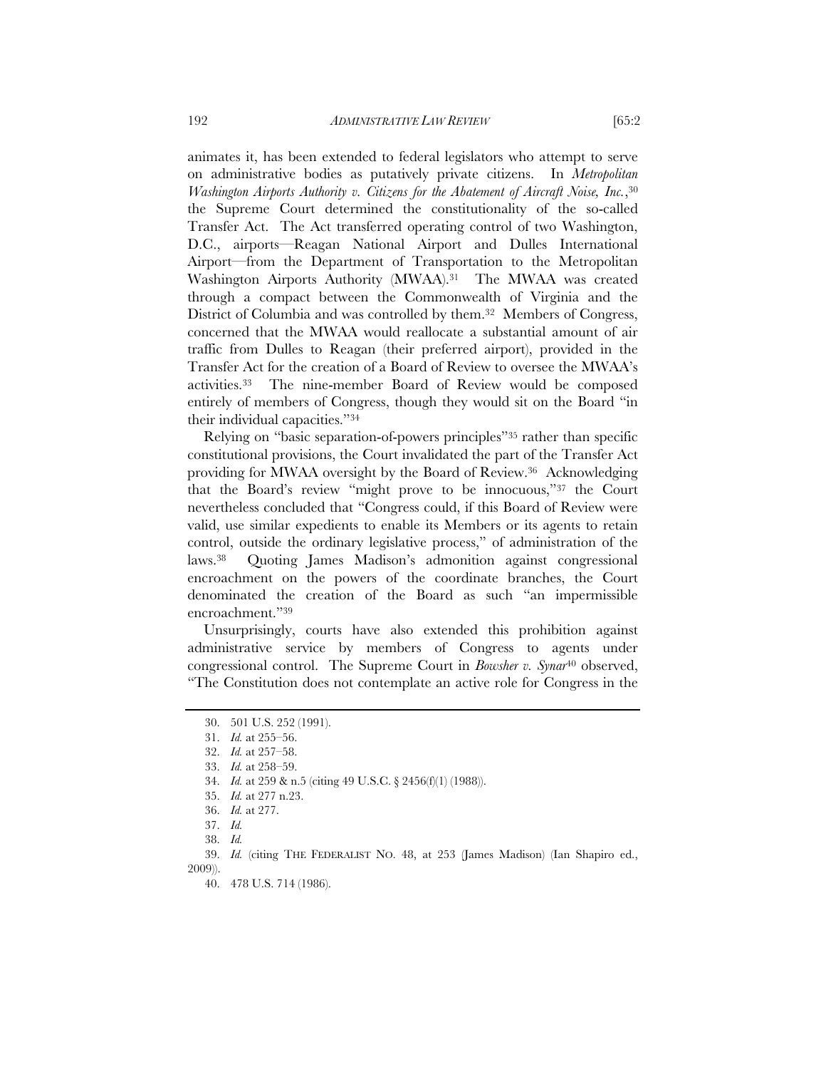animates it, has been extended to federal legislators who attempt to serve on administrative bodies as putatively private citizens. In *Metropolitan Washington Airports Authority v. Citizens for the Abatement of Aircraft Noise, Inc.*,[30] the Supreme Court determined the constitutionality of the so-called Transfer Act. The Act transferred operating control of two Washington, D.C., airports—Reagan National Airport and Dulles International Airport—from the Department of Transportation to the Metropolitan Washington Airports Authority (MWAA).[31] The MWAA was created through a compact between the Commonwealth of Virginia and the District of Columbia and was controlled by them.[32] Members of Congress, concerned that the MWAA would reallocate a substantial amount of air traffic from Dulles to Reagan (their preferred airport), provided in the Transfer Act for the creation of a Board of Review to oversee the MWAA's activities.[33] The nine-member Board of Review would be composed entirely of members of Congress, though they would sit on the Board "in their individual capacities."[34]

Relying on "basic separation-of-powers principles"[35] rather than specific constitutional provisions, the Court invalidated the part of the Transfer Act providing for MWAA oversight by the Board of Review.[36] Acknowledging that the Board's review "might prove to be innocuous,"[37] the Court nevertheless concluded that "Congress could, if this Board of Review were valid, use similar expedients to enable its Members or its agents to retain control, outside the ordinary legislative process," of administration of the laws.[38] Quoting James Madison's admonition against congressional encroachment on the powers of the coordinate branches, the Court denominated the creation of the Board as such "an impermissible encroachment."[39]

Unsurprisingly, courts have also extended this prohibition against administrative service by members of Congress to agents under congressional control. The Supreme Court in *Bowsher v. Synar*[40] observed, "The Constitution does not contemplate an active role for Congress in the

---

30. 501 U.S. 252 (1991).

31. *Id.* at 255–56.

32. *Id.* at 257–58.

33. *Id.* at 258–59.

34. *Id.* at 259 & n.5 (citing 49 U.S.C. § 2456(f)(1) (1988)).

35. *Id.* at 277 n.23.

36. *Id.* at 277.

37. *Id.*

38. *Id.*

39. *Id.* (citing THE FEDERALIST NO. 48, at 253 (James Madison) (Ian Shapiro ed., 2009)).

40. 478 U.S. 714 (1986).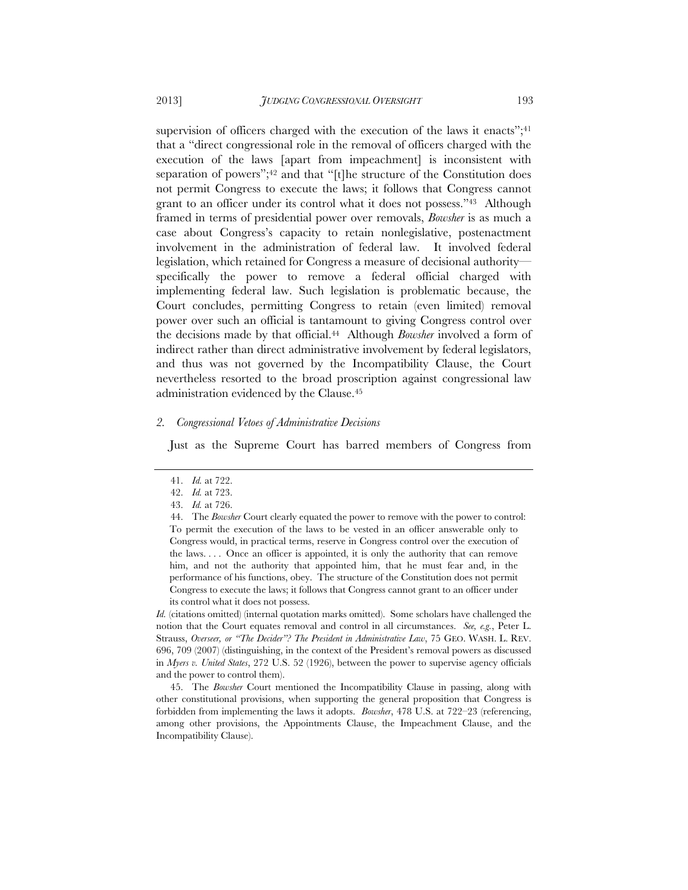supervision of officers charged with the execution of the laws it enacts";[41] that a "direct congressional role in the removal of officers charged with the execution of the laws [apart from impeachment] is inconsistent with separation of powers";[42] and that "[t]he structure of the Constitution does not permit Congress to execute the laws; it follows that Congress cannot grant to an officer under its control what it does not possess."[43] Although framed in terms of presidential power over removals, *Bowsher* is as much a case about Congress's capacity to retain nonlegislative, postenactment involvement in the administration of federal law. It involved federal legislation, which retained for Congress a measure of decisional authority—specifically the power to remove a federal official charged with implementing federal law. Such legislation is problematic because, the Court concludes, permitting Congress to retain (even limited) removal power over such an official is tantamount to giving Congress control over the decisions made by that official.[44] Although *Bowsher* involved a form of indirect rather than direct administrative involvement by federal legislators, and thus was not governed by the Incompatibility Clause, the Court nevertheless resorted to the broad proscription against congressional law administration evidenced by the Clause.[45]

### *2. Congressional Vetoes of Administrative Decisions*

Just as the Supreme Court has barred members of Congress from

---

41. *Id.* at 722.

42. *Id.* at 723.

43. *Id.* at 726.

44. The *Bowsher* Court clearly equated the power to remove with the power to control:

> To permit the execution of the laws to be vested in an officer answerable only to Congress would, in practical terms, reserve in Congress control over the execution of the laws. . . . Once an officer is appointed, it is only the authority that can remove him, and not the authority that appointed him, that he must fear and, in the performance of his functions, obey. The structure of the Constitution does not permit Congress to execute the laws; it follows that Congress cannot grant to an officer under its control what it does not possess.

*Id.* (citations omitted) (internal quotation marks omitted). Some scholars have challenged the notion that the Court equates removal and control in all circumstances. *See, e.g.*, Peter L. Strauss, *Overseer, or "The Decider"? The President in Administrative Law*, 75 GEO. WASH. L. REV. 696, 709 (2007) (distinguishing, in the context of the President's removal powers as discussed in *Myers v. United States*, 272 U.S. 52 (1926), between the power to supervise agency officials and the power to control them).

45. The *Bowsher* Court mentioned the Incompatibility Clause in passing, along with other constitutional provisions, when supporting the general proposition that Congress is forbidden from implementing the laws it adopts. *Bowsher*, 478 U.S. at 722–23 (referencing, among other provisions, the Appointments Clause, the Impeachment Clause, and the Incompatibility Clause).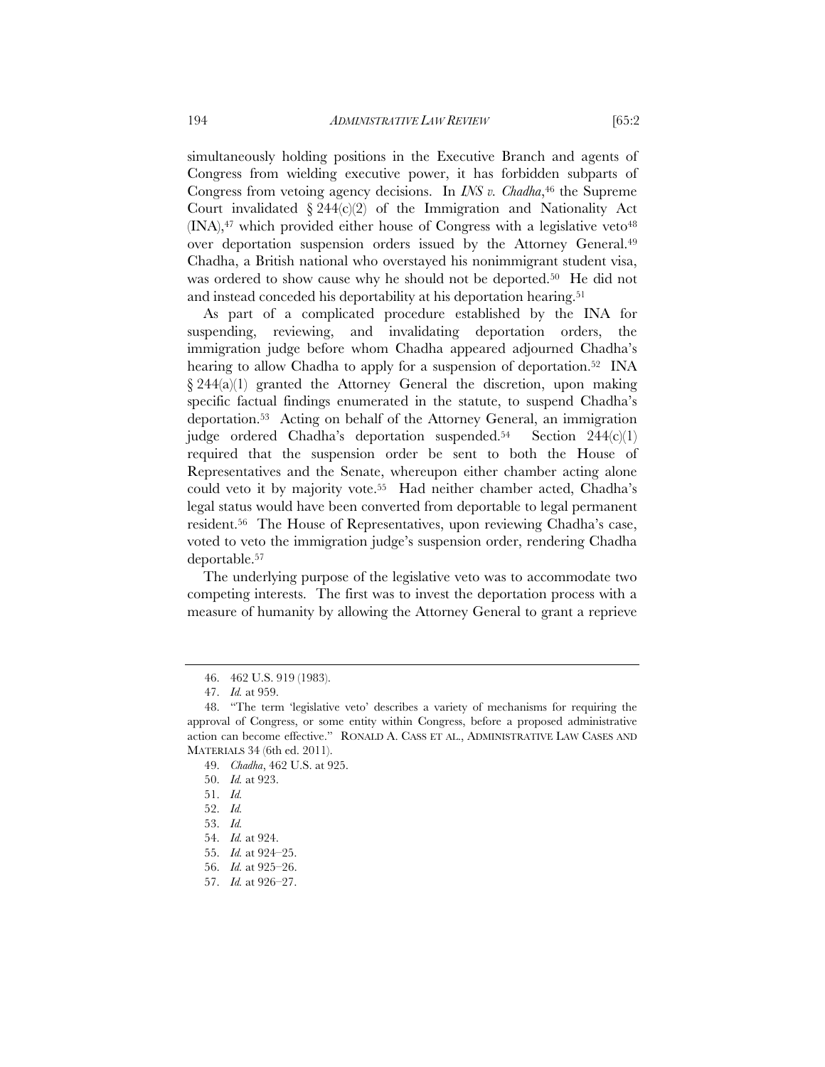simultaneously holding positions in the Executive Branch and agents of Congress from wielding executive power, it has forbidden subparts of Congress from vetoing agency decisions. In *INS v. Chadha*,[46] the Supreme Court invalidated § 244(c)(2) of the Immigration and Nationality Act (INA),[47] which provided either house of Congress with a legislative veto[48] over deportation suspension orders issued by the Attorney General.[49] Chadha, a British national who overstayed his nonimmigrant student visa, was ordered to show cause why he should not be deported.[50] He did not and instead conceded his deportability at his deportation hearing.[51]

As part of a complicated procedure established by the INA for suspending, reviewing, and invalidating deportation orders, the immigration judge before whom Chadha appeared adjourned Chadha's hearing to allow Chadha to apply for a suspension of deportation.[52] INA § 244(a)(1) granted the Attorney General the discretion, upon making specific factual findings enumerated in the statute, to suspend Chadha's deportation.[53] Acting on behalf of the Attorney General, an immigration judge ordered Chadha's deportation suspended.[54] Section 244(c)(1) required that the suspension order be sent to both the House of Representatives and the Senate, whereupon either chamber acting alone could veto it by majority vote.[55] Had neither chamber acted, Chadha's legal status would have been converted from deportable to legal permanent resident.[56] The House of Representatives, upon reviewing Chadha's case, voted to veto the immigration judge's suspension order, rendering Chadha deportable.[57]

The underlying purpose of the legislative veto was to accommodate two competing interests. The first was to invest the deportation process with a measure of humanity by allowing the Attorney General to grant a reprieve

---

46. 462 U.S. 919 (1983).

47. *Id.* at 959.

48. "The term 'legislative veto' describes a variety of mechanisms for requiring the approval of Congress, or some entity within Congress, before a proposed administrative action can become effective." RONALD A. CASS ET AL., ADMINISTRATIVE LAW CASES AND MATERIALS 34 (6th ed. 2011).

49. *Chadha*, 462 U.S. at 925.

50. *Id.* at 923.

51. *Id.*

52. *Id.*

53. *Id.*

54. *Id.* at 924.

55. *Id.* at 924–25.

56. *Id.* at 925–26.

57. *Id.* at 926–27.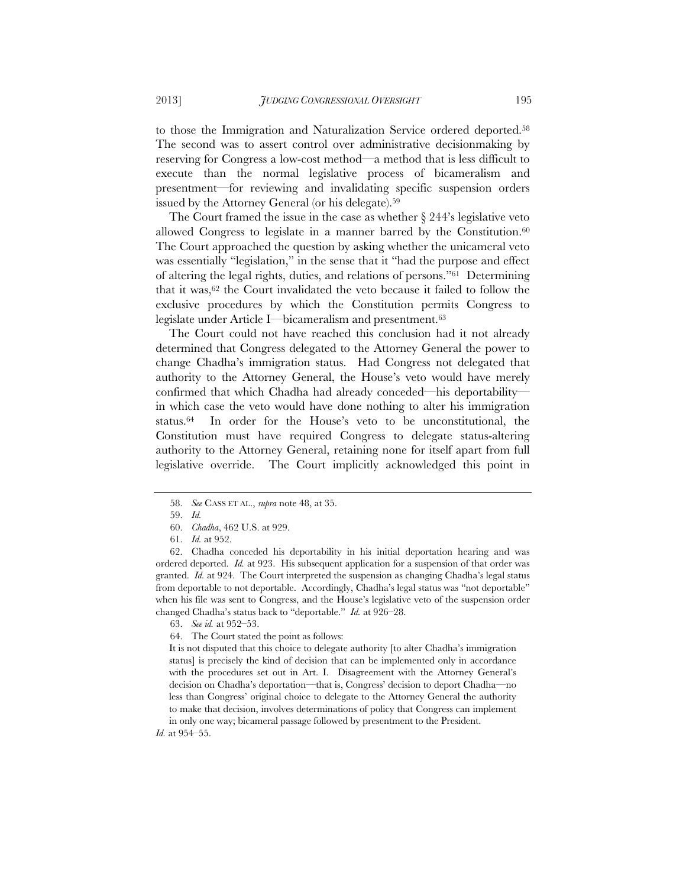to those the Immigration and Naturalization Service ordered deported.[58] The second was to assert control over administrative decisionmaking by reserving for Congress a low-cost method—a method that is less difficult to execute than the normal legislative process of bicameralism and presentment—for reviewing and invalidating specific suspension orders issued by the Attorney General (or his delegate).[59]

The Court framed the issue in the case as whether § 244's legislative veto allowed Congress to legislate in a manner barred by the Constitution.[60] The Court approached the question by asking whether the unicameral veto was essentially "legislation," in the sense that it "had the purpose and effect of altering the legal rights, duties, and relations of persons."[61] Determining that it was,[62] the Court invalidated the veto because it failed to follow the exclusive procedures by which the Constitution permits Congress to legislate under Article I—bicameralism and presentment.[63]

The Court could not have reached this conclusion had it not already determined that Congress delegated to the Attorney General the power to change Chadha's immigration status. Had Congress not delegated that authority to the Attorney General, the House's veto would have merely confirmed that which Chadha had already conceded—his deportability—in which case the veto would have done nothing to alter his immigration status.[64] In order for the House's veto to be unconstitutional, the Constitution must have required Congress to delegate status-altering authority to the Attorney General, retaining none for itself apart from full legislative override. The Court implicitly acknowledged this point in

---

58. *See* CASS ET AL., *supra* note 48, at 35.

59. *Id.*

60. *Chadha*, 462 U.S. at 929.

61. *Id.* at 952.

62. Chadha conceded his deportability in his initial deportation hearing and was ordered deported. *Id.* at 923. His subsequent application for a suspension of that order was granted. *Id.* at 924. The Court interpreted the suspension as changing Chadha's legal status from deportable to not deportable. Accordingly, Chadha's legal status was "not deportable" when his file was sent to Congress, and the House's legislative veto of the suspension order changed Chadha's status back to "deportable." *Id.* at 926–28.

63. *See id.* at 952–53.

64. The Court stated the point as follows:

> It is not disputed that this choice to delegate authority [to alter Chadha's immigration status] is precisely the kind of decision that can be implemented only in accordance with the procedures set out in Art. I. Disagreement with the Attorney General's decision on Chadha's deportation—that is, Congress' decision to deport Chadha—no less than Congress' original choice to delegate to the Attorney General the authority to make that decision, involves determinations of policy that Congress can implement in only one way; bicameral passage followed by presentment to the President.

*Id.* at 954–55.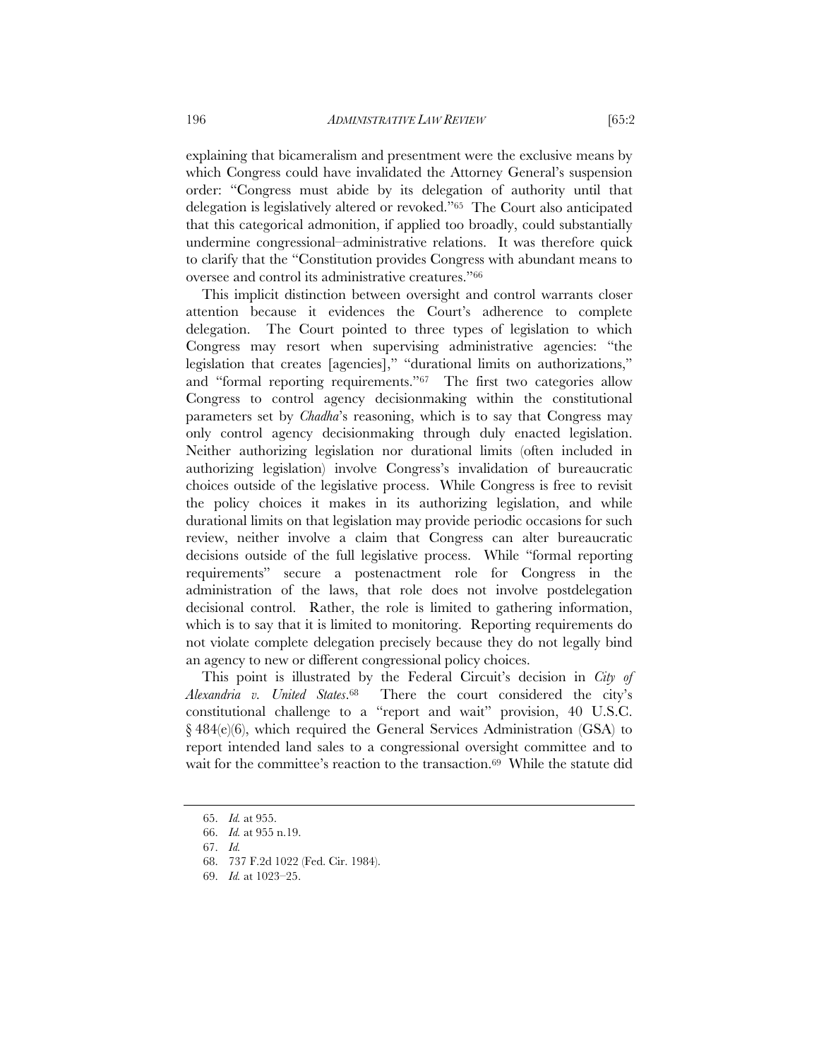explaining that bicameralism and presentment were the exclusive means by which Congress could have invalidated the Attorney General's suspension order: "Congress must abide by its delegation of authority until that delegation is legislatively altered or revoked."[65] The Court also anticipated that this categorical admonition, if applied too broadly, could substantially undermine congressional–administrative relations. It was therefore quick to clarify that the "Constitution provides Congress with abundant means to oversee and control its administrative creatures."[66]

This implicit distinction between oversight and control warrants closer attention because it evidences the Court's adherence to complete delegation. The Court pointed to three types of legislation to which Congress may resort when supervising administrative agencies: "the legislation that creates [agencies]," "durational limits on authorizations," and "formal reporting requirements."[67] The first two categories allow Congress to control agency decisionmaking within the constitutional parameters set by *Chadha*'s reasoning, which is to say that Congress may only control agency decisionmaking through duly enacted legislation. Neither authorizing legislation nor durational limits (often included in authorizing legislation) involve Congress's invalidation of bureaucratic choices outside of the legislative process. While Congress is free to revisit the policy choices it makes in its authorizing legislation, and while durational limits on that legislation may provide periodic occasions for such review, neither involve a claim that Congress can alter bureaucratic decisions outside of the full legislative process. While "formal reporting requirements" secure a postenactment role for Congress in the administration of the laws, that role does not involve postdelegation decisional control. Rather, the role is limited to gathering information, which is to say that it is limited to monitoring. Reporting requirements do not violate complete delegation precisely because they do not legally bind an agency to new or different congressional policy choices.

This point is illustrated by the Federal Circuit's decision in *City of Alexandria v. United States*.[68] There the court considered the city's constitutional challenge to a "report and wait" provision, 40 U.S.C. § 484(e)(6), which required the General Services Administration (GSA) to report intended land sales to a congressional oversight committee and to wait for the committee's reaction to the transaction.[69] While the statute did

---

65. *Id.* at 955.

66. *Id.* at 955 n.19.

67. *Id.*

68. 737 F.2d 1022 (Fed. Cir. 1984).

69. *Id.* at 1023–25.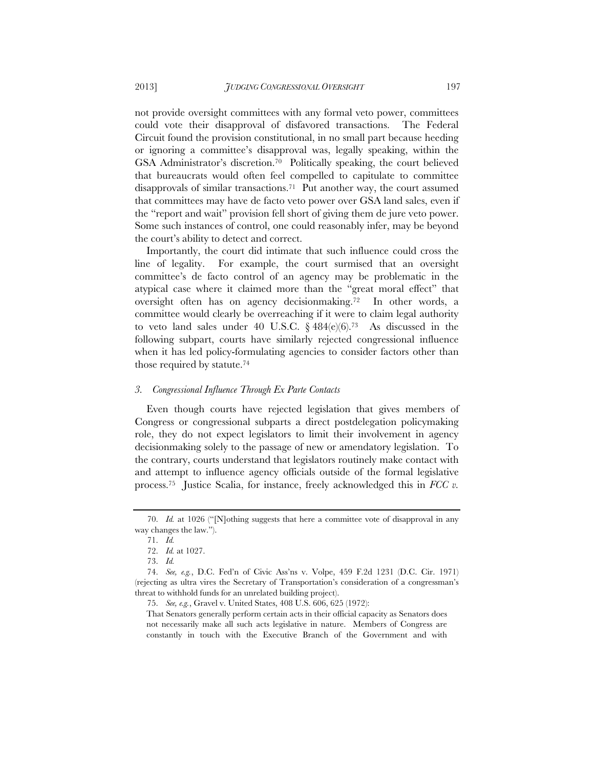not provide oversight committees with any formal veto power, committees could vote their disapproval of disfavored transactions. The Federal Circuit found the provision constitutional, in no small part because heeding or ignoring a committee's disapproval was, legally speaking, within the GSA Administrator's discretion.[70] Politically speaking, the court believed that bureaucrats would often feel compelled to capitulate to committee disapprovals of similar transactions.[71] Put another way, the court assumed that committees may have de facto veto power over GSA land sales, even if the "report and wait" provision fell short of giving them de jure veto power. Some such instances of control, one could reasonably infer, may be beyond the court's ability to detect and correct.

Importantly, the court did intimate that such influence could cross the line of legality. For example, the court surmised that an oversight committee's de facto control of an agency may be problematic in the atypical case where it claimed more than the "great moral effect" that oversight often has on agency decisionmaking.[72] In other words, a committee would clearly be overreaching if it were to claim legal authority to veto land sales under 40 U.S.C. § 484(e)(6).[73] As discussed in the following subpart, courts have similarly rejected congressional influence when it has led policy-formulating agencies to consider factors other than those required by statute.[74]

### *3. Congressional Influence Through Ex Parte Contacts*

Even though courts have rejected legislation that gives members of Congress or congressional subparts a direct postdelegation policymaking role, they do not expect legislators to limit their involvement in agency decisionmaking solely to the passage of new or amendatory legislation. To the contrary, courts understand that legislators routinely make contact with and attempt to influence agency officials outside of the formal legislative process.[75] Justice Scalia, for instance, freely acknowledged this in *FCC v.*

---

70. *Id.* at 1026 ("[N]othing suggests that here a committee vote of disapproval in any way changes the law.").

71. *Id.*

72. *Id.* at 1027.

73. *Id.*

74. *See, e.g.*, D.C. Fed'n of Civic Ass'ns v. Volpe, 459 F.2d 1231 (D.C. Cir. 1971) (rejecting as ultra vires the Secretary of Transportation's consideration of a congressman's threat to withhold funds for an unrelated building project).

75. *See, e.g.*, Gravel v. United States, 408 U.S. 606, 625 (1972):

> That Senators generally perform certain acts in their official capacity as Senators does not necessarily make all such acts legislative in nature. Members of Congress are constantly in touch with the Executive Branch of the Government and with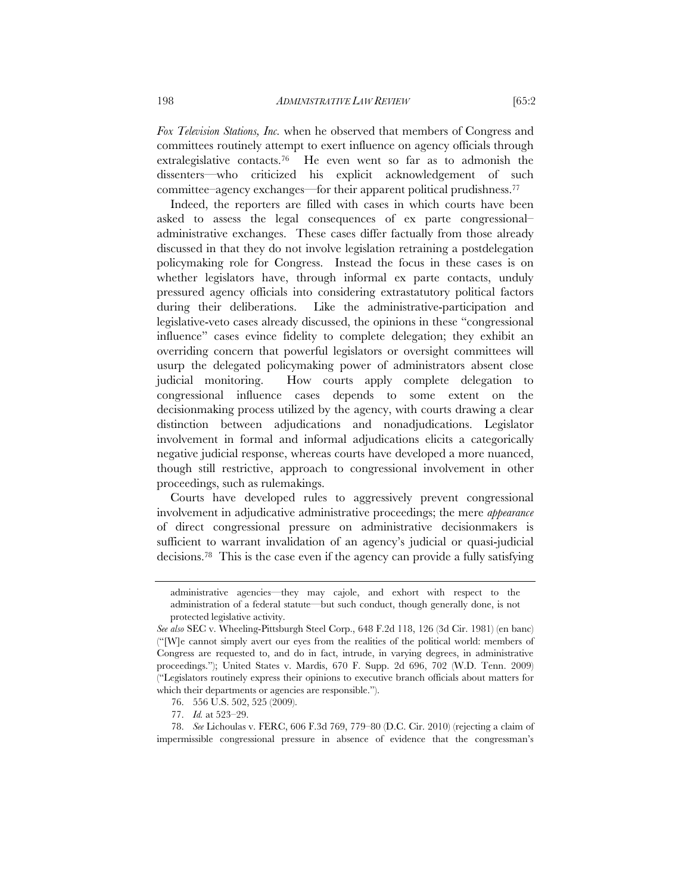*Fox Television Stations, Inc.* when he observed that members of Congress and committees routinely attempt to exert influence on agency officials through extralegislative contacts.[76] He even went so far as to admonish the dissenters—who criticized his explicit acknowledgement of such committee–agency exchanges—for their apparent political prudishness.[77]

Indeed, the reporters are filled with cases in which courts have been asked to assess the legal consequences of ex parte congressional–administrative exchanges. These cases differ factually from those already discussed in that they do not involve legislation retraining a postdelegation policymaking role for Congress. Instead the focus in these cases is on whether legislators have, through informal ex parte contacts, unduly pressured agency officials into considering extrastatutory political factors during their deliberations. Like the administrative-participation and legislative-veto cases already discussed, the opinions in these "congressional influence" cases evince fidelity to complete delegation; they exhibit an overriding concern that powerful legislators or oversight committees will usurp the delegated policymaking power of administrators absent close judicial monitoring. How courts apply complete delegation to congressional influence cases depends to some extent on the decisionmaking process utilized by the agency, with courts drawing a clear distinction between adjudications and nonadjudications. Legislator involvement in formal and informal adjudications elicits a categorically negative judicial response, whereas courts have developed a more nuanced, though still restrictive, approach to congressional involvement in other proceedings, such as rulemakings.

Courts have developed rules to aggressively prevent congressional involvement in adjudicative administrative proceedings; the mere *appearance* of direct congressional pressure on administrative decisionmakers is sufficient to warrant invalidation of an agency's judicial or quasi-judicial decisions.[78] This is the case even if the agency can provide a fully satisfying

---

> administrative agencies—they may cajole, and exhort with respect to the administration of a federal statute—but such conduct, though generally done, is not protected legislative activity.

*See also* SEC v. Wheeling-Pittsburgh Steel Corp., 648 F.2d 118, 126 (3d Cir. 1981) (en banc) ("[W]e cannot simply avert our eyes from the realities of the political world: members of Congress are requested to, and do in fact, intrude, in varying degrees, in administrative proceedings."); United States v. Mardis, 670 F. Supp. 2d 696, 702 (W.D. Tenn. 2009) ("Legislators routinely express their opinions to executive branch officials about matters for which their departments or agencies are responsible.").

76. 556 U.S. 502, 525 (2009).

77. *Id.* at 523–29.

78. *See* Lichoulas v. FERC, 606 F.3d 769, 779–80 (D.C. Cir. 2010) (rejecting a claim of impermissible congressional pressure in absence of evidence that the congressman's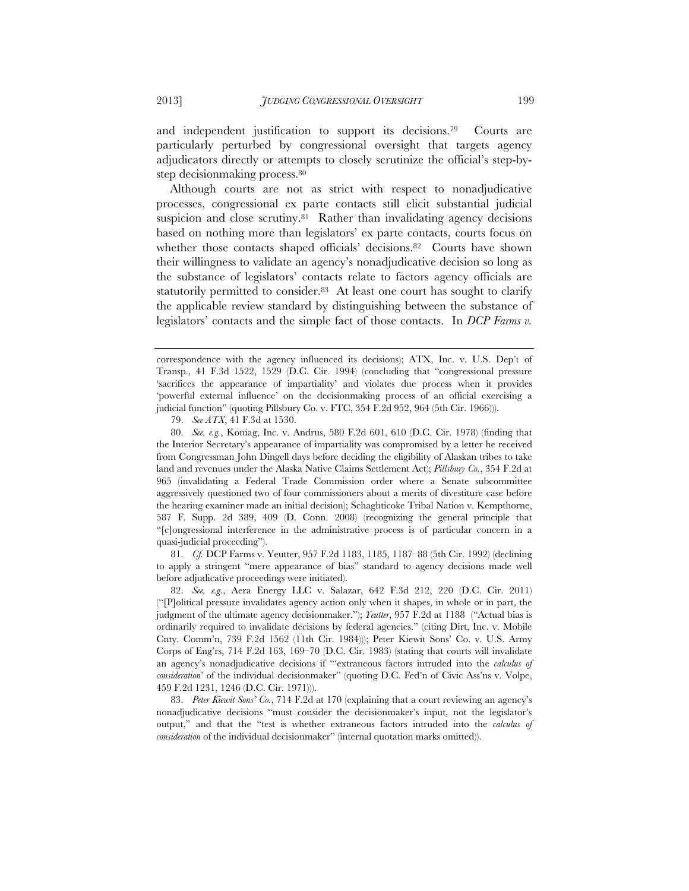and independent justification to support its decisions.[79] Courts are particularly perturbed by congressional oversight that targets agency adjudicators directly or attempts to closely scrutinize the official's step-by-step decisionmaking process.[80]

Although courts are not as strict with respect to nonadjudicative processes, congressional ex parte contacts still elicit substantial judicial suspicion and close scrutiny.[81] Rather than invalidating agency decisions based on nothing more than legislators' ex parte contacts, courts focus on whether those contacts shaped officials' decisions.[82] Courts have shown their willingness to validate an agency's nonadjudicative decision so long as the substance of legislators' contacts relate to factors agency officials are statutorily permitted to consider.[83] At least one court has sought to clarify the applicable review standard by distinguishing between the substance of legislators' contacts and the simple fact of those contacts. In *DCP Farms v.*

---

correspondence with the agency influenced its decisions); ATX, Inc. v. U.S. Dep't of Transp., 41 F.3d 1522, 1529 (D.C. Cir. 1994) (concluding that "congressional pressure 'sacrifices the appearance of impartiality' and violates due process when it provides 'powerful external influence' on the decisionmaking process of an official exercising a judicial function" (quoting Pillsbury Co. v. FTC, 354 F.2d 952, 964 (5th Cir. 1966))).

79. *See ATX*, 41 F.3d at 1530.

80. *See, e.g.*, Koniag, Inc. v. Andrus, 580 F.2d 601, 610 (D.C. Cir. 1978) (finding that the Interior Secretary's appearance of impartiality was compromised by a letter he received from Congressman John Dingell days before deciding the eligibility of Alaskan tribes to take land and revenues under the Alaska Native Claims Settlement Act); *Pillsbury Co.*, 354 F.2d at 965 (invalidating a Federal Trade Commission order where a Senate subcommittee aggressively questioned two of four commissioners about a merits of divestiture case before the hearing examiner made an initial decision); Schaghticoke Tribal Nation v. Kempthorne, 587 F. Supp. 2d 389, 409 (D. Conn. 2008) (recognizing the general principle that "[c]ongressional interference in the administrative process is of particular concern in a quasi-judicial proceeding").

81. *Cf.* DCP Farms v. Yeutter, 957 F.2d 1183, 1185, 1187–88 (5th Cir. 1992) (declining to apply a stringent "mere appearance of bias" standard to agency decisions made well before adjudicative proceedings were initiated).

82. *See, e.g.*, Aera Energy LLC v. Salazar, 642 F.3d 212, 220 (D.C. Cir. 2011) ("[P]olitical pressure invalidates agency action only when it shapes, in whole or in part, the judgment of the ultimate agency decisionmaker."); *Yeutter*, 957 F.2d at 1188 ("Actual bias is ordinarily required to invalidate decisions by federal agencies." (citing Dirt, Inc. v. Mobile Cnty. Comm'n, 739 F.2d 1562 (11th Cir. 1984))); Peter Kiewit Sons' Co. v. U.S. Army Corps of Eng'rs, 714 F.2d 163, 169–70 (D.C. Cir. 1983) (stating that courts will invalidate an agency's nonadjudicative decisions if "'extraneous factors intruded into the *calculus of consideration*' of the individual decisionmaker" (quoting D.C. Fed'n of Civic Ass'ns v. Volpe, 459 F.2d 1231, 1246 (D.C. Cir. 1971))).

83. *Peter Kiewit Sons' Co.*, 714 F.2d at 170 (explaining that a court reviewing an agency's nonadjudicative decisions "must consider the decisionmaker's input, not the legislator's output," and that the "test is whether extraneous factors intruded into the *calculus of consideration* of the individual decisionmaker" (internal quotation marks omitted)).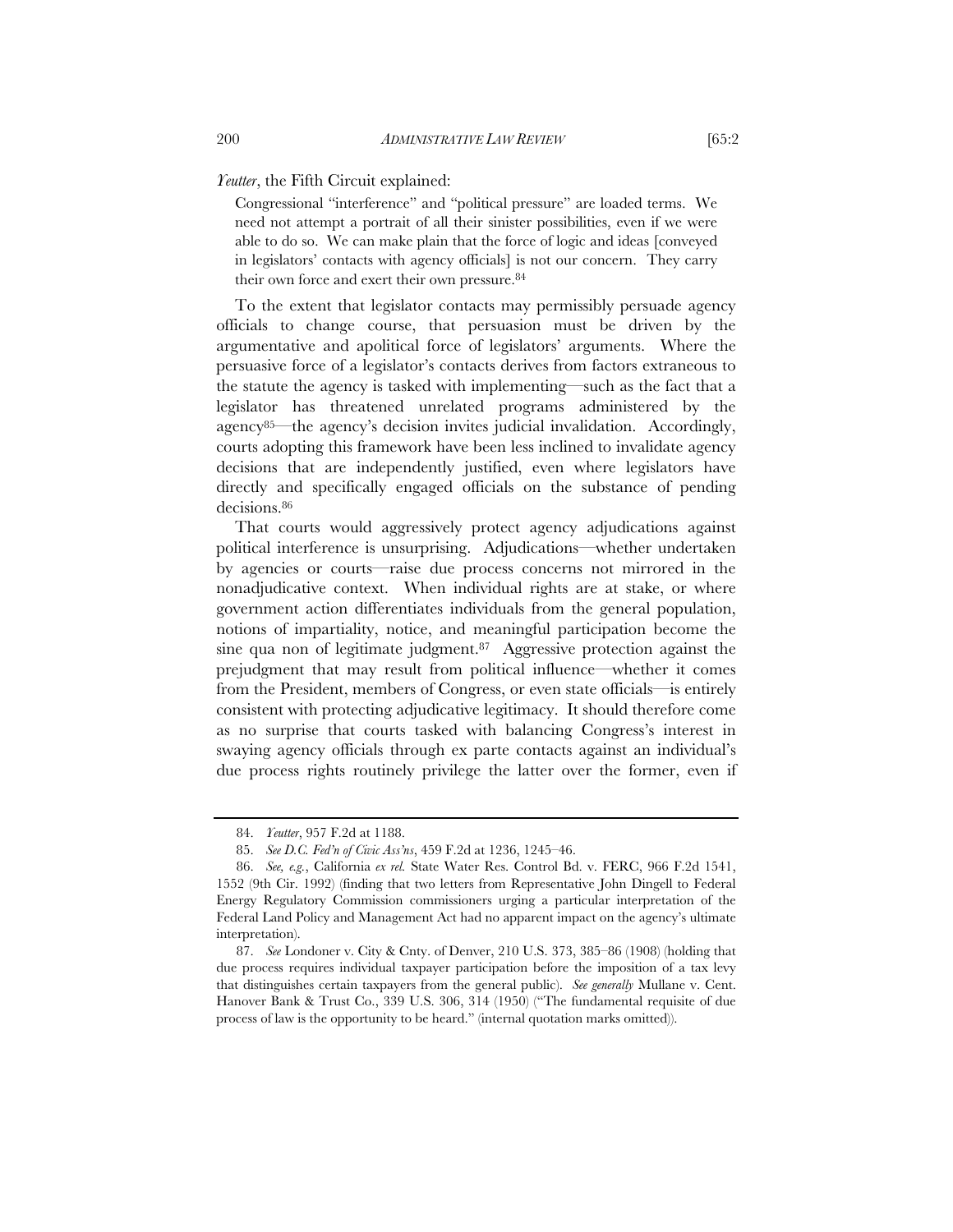*Yeutter*, the Fifth Circuit explained:

> Congressional "interference" and "political pressure" are loaded terms. We need not attempt a portrait of all their sinister possibilities, even if we were able to do so. We can make plain that the force of logic and ideas [conveyed in legislators' contacts with agency officials] is not our concern. They carry their own force and exert their own pressure.[84]

To the extent that legislator contacts may permissibly persuade agency officials to change course, that persuasion must be driven by the argumentative and apolitical force of legislators' arguments. Where the persuasive force of a legislator's contacts derives from factors extraneous to the statute the agency is tasked with implementing—such as the fact that a legislator has threatened unrelated programs administered by the agency[85]—the agency's decision invites judicial invalidation. Accordingly, courts adopting this framework have been less inclined to invalidate agency decisions that are independently justified, even where legislators have directly and specifically engaged officials on the substance of pending decisions.[86]

That courts would aggressively protect agency adjudications against political interference is unsurprising. Adjudications—whether undertaken by agencies or courts—raise due process concerns not mirrored in the nonadjudicative context. When individual rights are at stake, or where government action differentiates individuals from the general population, notions of impartiality, notice, and meaningful participation become the sine qua non of legitimate judgment.[87] Aggressive protection against the prejudgment that may result from political influence—whether it comes from the President, members of Congress, or even state officials—is entirely consistent with protecting adjudicative legitimacy. It should therefore come as no surprise that courts tasked with balancing Congress's interest in swaying agency officials through ex parte contacts against an individual's due process rights routinely privilege the latter over the former, even if

---

84. *Yeutter*, 957 F.2d at 1188.

85. *See D.C. Fed'n of Civic Ass'ns*, 459 F.2d at 1236, 1245–46.

86. *See, e.g.*, California *ex rel.* State Water Res. Control Bd. v. FERC, 966 F.2d 1541, 1552 (9th Cir. 1992) (finding that two letters from Representative John Dingell to Federal Energy Regulatory Commission commissioners urging a particular interpretation of the Federal Land Policy and Management Act had no apparent impact on the agency's ultimate interpretation).

87. *See* Londoner v. City & Cnty. of Denver, 210 U.S. 373, 385–86 (1908) (holding that due process requires individual taxpayer participation before the imposition of a tax levy that distinguishes certain taxpayers from the general public). *See generally* Mullane v. Cent. Hanover Bank & Trust Co., 339 U.S. 306, 314 (1950) ("The fundamental requisite of due process of law is the opportunity to be heard." (internal quotation marks omitted)).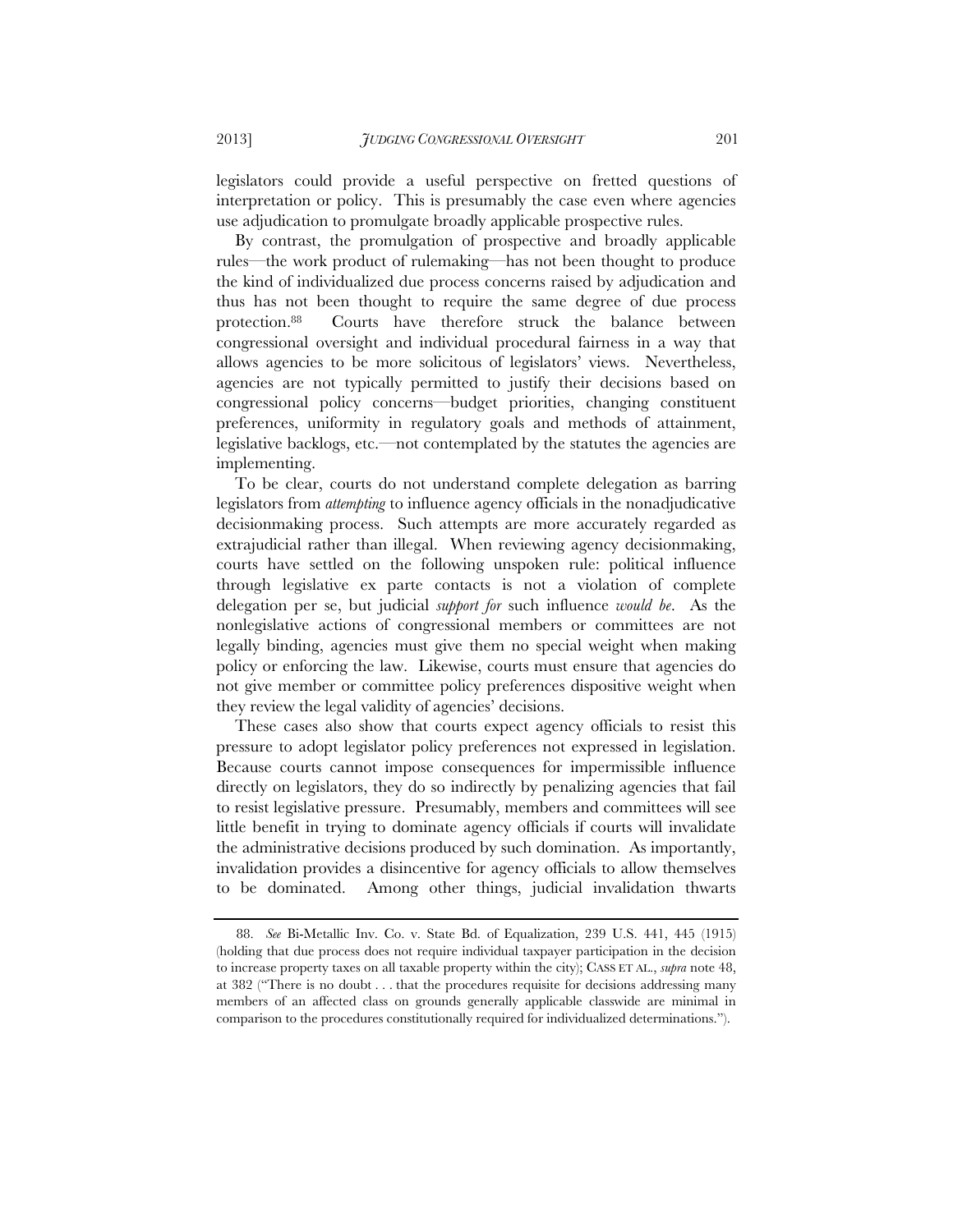legislators could provide a useful perspective on fretted questions of interpretation or policy. This is presumably the case even where agencies use adjudication to promulgate broadly applicable prospective rules.

By contrast, the promulgation of prospective and broadly applicable rules—the work product of rulemaking—has not been thought to produce the kind of individualized due process concerns raised by adjudication and thus has not been thought to require the same degree of due process protection.[88] Courts have therefore struck the balance between congressional oversight and individual procedural fairness in a way that allows agencies to be more solicitous of legislators' views. Nevertheless, agencies are not typically permitted to justify their decisions based on congressional policy concerns—budget priorities, changing constituent preferences, uniformity in regulatory goals and methods of attainment, legislative backlogs, etc.—not contemplated by the statutes the agencies are implementing.

To be clear, courts do not understand complete delegation as barring legislators from *attempting* to influence agency officials in the nonadjudicative decisionmaking process. Such attempts are more accurately regarded as extrajudicial rather than illegal. When reviewing agency decisionmaking, courts have settled on the following unspoken rule: political influence through legislative ex parte contacts is not a violation of complete delegation per se, but judicial *support for* such influence *would be*. As the nonlegislative actions of congressional members or committees are not legally binding, agencies must give them no special weight when making policy or enforcing the law. Likewise, courts must ensure that agencies do not give member or committee policy preferences dispositive weight when they review the legal validity of agencies' decisions.

These cases also show that courts expect agency officials to resist this pressure to adopt legislator policy preferences not expressed in legislation. Because courts cannot impose consequences for impermissible influence directly on legislators, they do so indirectly by penalizing agencies that fail to resist legislative pressure. Presumably, members and committees will see little benefit in trying to dominate agency officials if courts will invalidate the administrative decisions produced by such domination. As importantly, invalidation provides a disincentive for agency officials to allow themselves to be dominated. Among other things, judicial invalidation thwarts

---

88. *See* Bi-Metallic Inv. Co. v. State Bd. of Equalization, 239 U.S. 441, 445 (1915) (holding that due process does not require individual taxpayer participation in the decision to increase property taxes on all taxable property within the city); CASS ET AL., *supra* note 48, at 382 ("There is no doubt . . . that the procedures requisite for decisions addressing many members of an affected class on grounds generally applicable classwide are minimal in comparison to the procedures constitutionally required for individualized determinations.").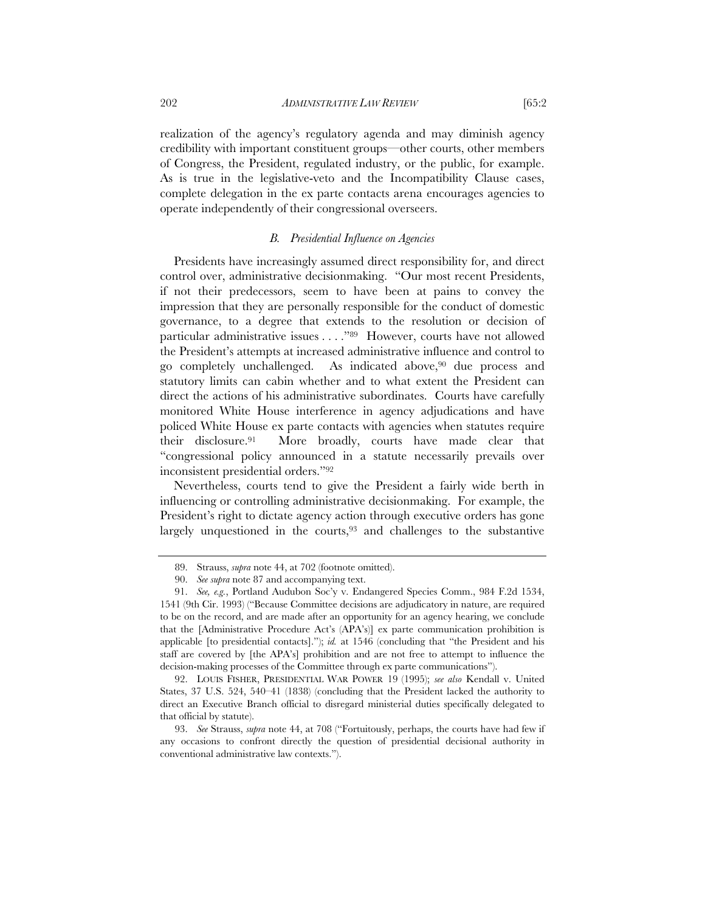realization of the agency's regulatory agenda and may diminish agency credibility with important constituent groups—other courts, other members of Congress, the President, regulated industry, or the public, for example. As is true in the legislative-veto and the Incompatibility Clause cases, complete delegation in the ex parte contacts arena encourages agencies to operate independently of their congressional overseers.

### *B. Presidential Influence on Agencies*

Presidents have increasingly assumed direct responsibility for, and direct control over, administrative decisionmaking. "Our most recent Presidents, if not their predecessors, seem to have been at pains to convey the impression that they are personally responsible for the conduct of domestic governance, to a degree that extends to the resolution or decision of particular administrative issues . . . ."[89] However, courts have not allowed the President's attempts at increased administrative influence and control to go completely unchallenged. As indicated above,[90] due process and statutory limits can cabin whether and to what extent the President can direct the actions of his administrative subordinates. Courts have carefully monitored White House interference in agency adjudications and have policed White House ex parte contacts with agencies when statutes require their disclosure.[91] More broadly, courts have made clear that "congressional policy announced in a statute necessarily prevails over inconsistent presidential orders."[92]

Nevertheless, courts tend to give the President a fairly wide berth in influencing or controlling administrative decisionmaking. For example, the President's right to dictate agency action through executive orders has gone largely unquestioned in the courts,[93] and challenges to the substantive

---

89. Strauss, *supra* note 44, at 702 (footnote omitted).

90. *See supra* note 87 and accompanying text.

91. *See, e.g.*, Portland Audubon Soc'y v. Endangered Species Comm., 984 F.2d 1534, 1541 (9th Cir. 1993) ("Because Committee decisions are adjudicatory in nature, are required to be on the record, and are made after an opportunity for an agency hearing, we conclude that the [Administrative Procedure Act's (APA's)] ex parte communication prohibition is applicable [to presidential contacts]."); *id.* at 1546 (concluding that "the President and his staff are covered by [the APA's] prohibition and are not free to attempt to influence the decision-making processes of the Committee through ex parte communications").

92. LOUIS FISHER, PRESIDENTIAL WAR POWER 19 (1995); *see also* Kendall v. United States, 37 U.S. 524, 540–41 (1838) (concluding that the President lacked the authority to direct an Executive Branch official to disregard ministerial duties specifically delegated to that official by statute).

93. *See* Strauss, *supra* note 44, at 708 ("Fortuitously, perhaps, the courts have had few if any occasions to confront directly the question of presidential decisional authority in conventional administrative law contexts.").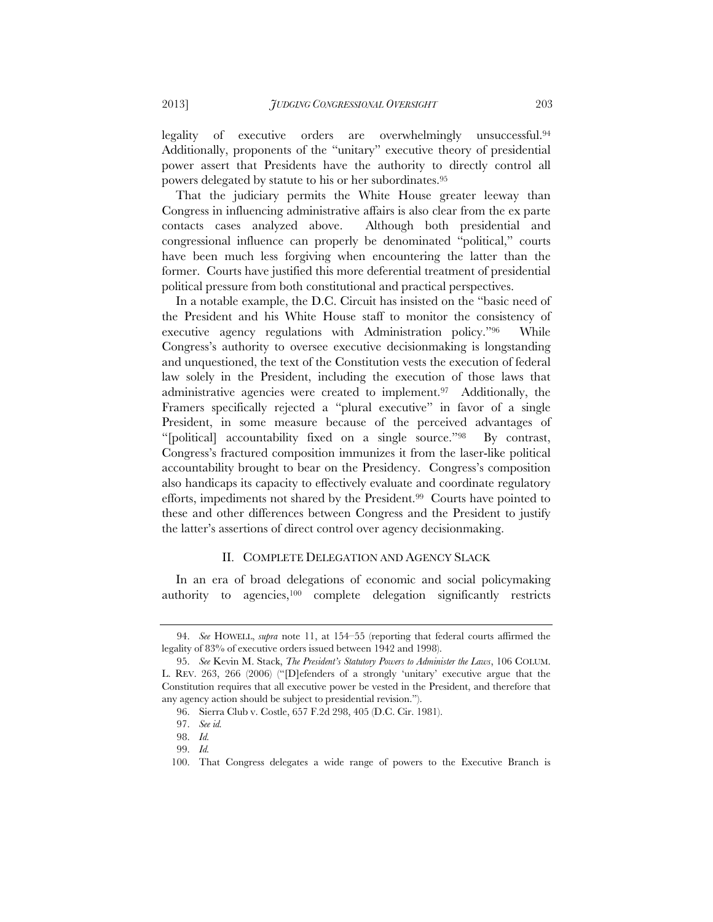legality of executive orders are overwhelmingly unsuccessful.[94] Additionally, proponents of the "unitary" executive theory of presidential power assert that Presidents have the authority to directly control all powers delegated by statute to his or her subordinates.[95]

That the judiciary permits the White House greater leeway than Congress in influencing administrative affairs is also clear from the ex parte contacts cases analyzed above. Although both presidential and congressional influence can properly be denominated "political," courts have been much less forgiving when encountering the latter than the former. Courts have justified this more deferential treatment of presidential political pressure from both constitutional and practical perspectives.

In a notable example, the D.C. Circuit has insisted on the "basic need of the President and his White House staff to monitor the consistency of executive agency regulations with Administration policy."[96] While Congress's authority to oversee executive decisionmaking is longstanding and unquestioned, the text of the Constitution vests the execution of federal law solely in the President, including the execution of those laws that administrative agencies were created to implement.[97] Additionally, the Framers specifically rejected a "plural executive" in favor of a single President, in some measure because of the perceived advantages of "[political] accountability fixed on a single source."[98] By contrast, Congress's fractured composition immunizes it from the laser-like political accountability brought to bear on the Presidency. Congress's composition also handicaps its capacity to effectively evaluate and coordinate regulatory efforts, impediments not shared by the President.[99] Courts have pointed to these and other differences between Congress and the President to justify the latter's assertions of direct control over agency decisionmaking.

## II. COMPLETE DELEGATION AND AGENCY SLACK

In an era of broad delegations of economic and social policymaking authority to agencies,[100] complete delegation significantly restricts

---

94. *See* HOWELL, *supra* note 11, at 154–55 (reporting that federal courts affirmed the legality of 83% of executive orders issued between 1942 and 1998).

95. *See* Kevin M. Stack, *The President's Statutory Powers to Administer the Laws*, 106 COLUM. L. REV. 263, 266 (2006) ("[D]efenders of a strongly 'unitary' executive argue that the Constitution requires that all executive power be vested in the President, and therefore that any agency action should be subject to presidential revision.").

96. Sierra Club v. Costle, 657 F.2d 298, 405 (D.C. Cir. 1981).

97. *See id.*

98. *Id.*

99. *Id.*

100. That Congress delegates a wide range of powers to the Executive Branch is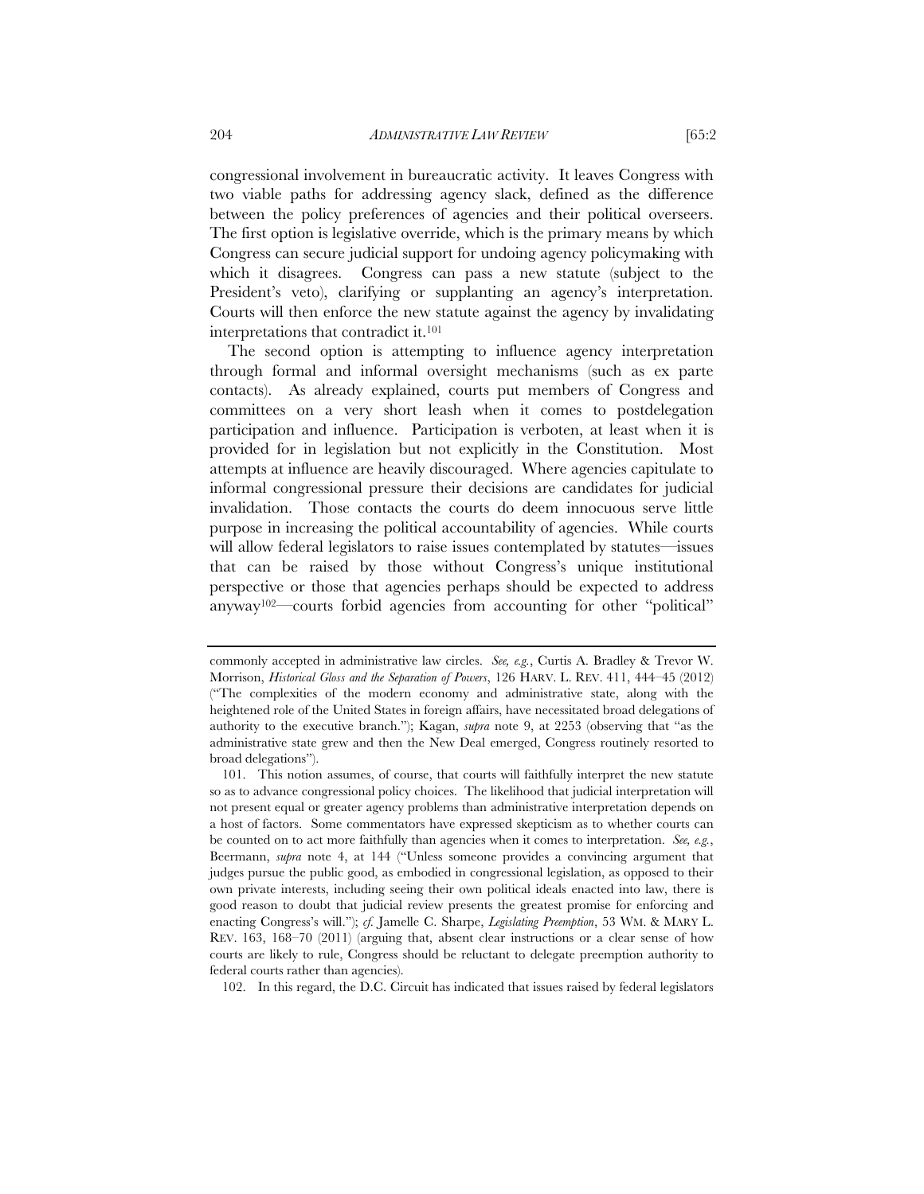congressional involvement in bureaucratic activity. It leaves Congress with two viable paths for addressing agency slack, defined as the difference between the policy preferences of agencies and their political overseers. The first option is legislative override, which is the primary means by which Congress can secure judicial support for undoing agency policymaking with which it disagrees. Congress can pass a new statute (subject to the President's veto), clarifying or supplanting an agency's interpretation. Courts will then enforce the new statute against the agency by invalidating interpretations that contradict it.[101]

The second option is attempting to influence agency interpretation through formal and informal oversight mechanisms (such as ex parte contacts). As already explained, courts put members of Congress and committees on a very short leash when it comes to postdelegation participation and influence. Participation is verboten, at least when it is provided for in legislation but not explicitly in the Constitution. Most attempts at influence are heavily discouraged. Where agencies capitulate to informal congressional pressure their decisions are candidates for judicial invalidation. Those contacts the courts do deem innocuous serve little purpose in increasing the political accountability of agencies. While courts will allow federal legislators to raise issues contemplated by statutes—issues that can be raised by those without Congress's unique institutional perspective or those that agencies perhaps should be expected to address anyway[102]—courts forbid agencies from accounting for other "political"

---

commonly accepted in administrative law circles. *See, e.g.*, Curtis A. Bradley & Trevor W. Morrison, *Historical Gloss and the Separation of Powers*, 126 HARV. L. REV. 411, 444–45 (2012) ("The complexities of the modern economy and administrative state, along with the heightened role of the United States in foreign affairs, have necessitated broad delegations of authority to the executive branch."); Kagan, *supra* note 9, at 2253 (observing that "as the administrative state grew and then the New Deal emerged, Congress routinely resorted to broad delegations").

101. This notion assumes, of course, that courts will faithfully interpret the new statute so as to advance congressional policy choices. The likelihood that judicial interpretation will not present equal or greater agency problems than administrative interpretation depends on a host of factors. Some commentators have expressed skepticism as to whether courts can be counted on to act more faithfully than agencies when it comes to interpretation. *See, e.g.*, Beermann, *supra* note 4, at 144 ("Unless someone provides a convincing argument that judges pursue the public good, as embodied in congressional legislation, as opposed to their own private interests, including seeing their own political ideals enacted into law, there is good reason to doubt that judicial review presents the greatest promise for enforcing and enacting Congress's will."); *cf.* Jamelle C. Sharpe, *Legislating Preemption*, 53 WM. & MARY L. REV. 163, 168–70 (2011) (arguing that, absent clear instructions or a clear sense of how courts are likely to rule, Congress should be reluctant to delegate preemption authority to federal courts rather than agencies).

102. In this regard, the D.C. Circuit has indicated that issues raised by federal legislators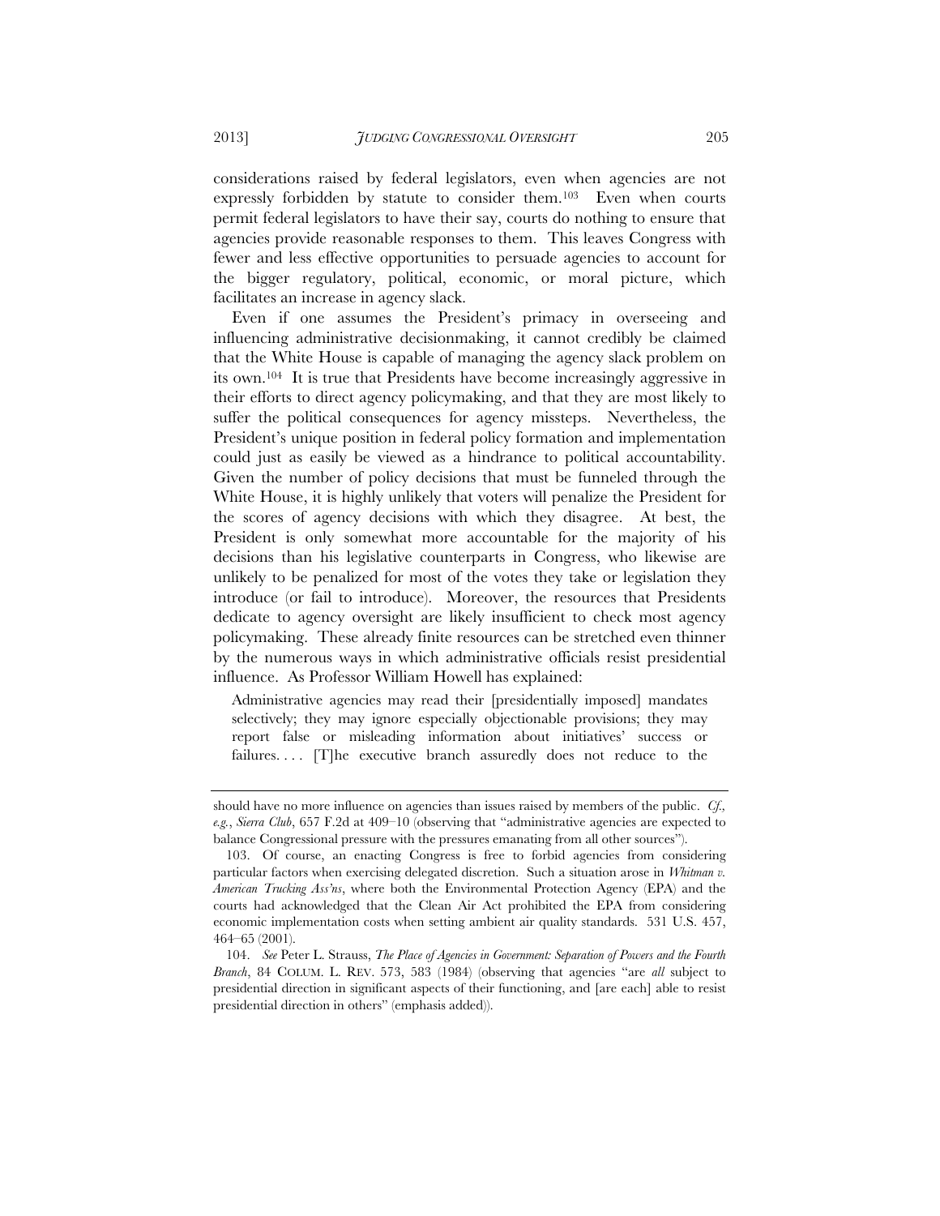considerations raised by federal legislators, even when agencies are not expressly forbidden by statute to consider them.[103] Even when courts permit federal legislators to have their say, courts do nothing to ensure that agencies provide reasonable responses to them. This leaves Congress with fewer and less effective opportunities to persuade agencies to account for the bigger regulatory, political, economic, or moral picture, which facilitates an increase in agency slack.

Even if one assumes the President's primacy in overseeing and influencing administrative decisionmaking, it cannot credibly be claimed that the White House is capable of managing the agency slack problem on its own.[104] It is true that Presidents have become increasingly aggressive in their efforts to direct agency policymaking, and that they are most likely to suffer the political consequences for agency missteps. Nevertheless, the President's unique position in federal policy formation and implementation could just as easily be viewed as a hindrance to political accountability. Given the number of policy decisions that must be funneled through the White House, it is highly unlikely that voters will penalize the President for the scores of agency decisions with which they disagree. At best, the President is only somewhat more accountable for the majority of his decisions than his legislative counterparts in Congress, who likewise are unlikely to be penalized for most of the votes they take or legislation they introduce (or fail to introduce). Moreover, the resources that Presidents dedicate to agency oversight are likely insufficient to check most agency policymaking. These already finite resources can be stretched even thinner by the numerous ways in which administrative officials resist presidential influence. As Professor William Howell has explained:

> Administrative agencies may read their [presidentially imposed] mandates selectively; they may ignore especially objectionable provisions; they may report false or misleading information about initiatives' success or failures. . . . [T]he executive branch assuredly does not reduce to the

---

should have no more influence on agencies than issues raised by members of the public. *Cf., e.g.*, *Sierra Club*, 657 F.2d at 409–10 (observing that "administrative agencies are expected to balance Congressional pressure with the pressures emanating from all other sources").

103. Of course, an enacting Congress is free to forbid agencies from considering particular factors when exercising delegated discretion. Such a situation arose in *Whitman v. American Trucking Ass'ns*, where both the Environmental Protection Agency (EPA) and the courts had acknowledged that the Clean Air Act prohibited the EPA from considering economic implementation costs when setting ambient air quality standards. 531 U.S. 457, 464–65 (2001).

104. *See* Peter L. Strauss, *The Place of Agencies in Government: Separation of Powers and the Fourth Branch*, 84 COLUM. L. REV. 573, 583 (1984) (observing that agencies "are *all* subject to presidential direction in significant aspects of their functioning, and [are each] able to resist presidential direction in others" (emphasis added)).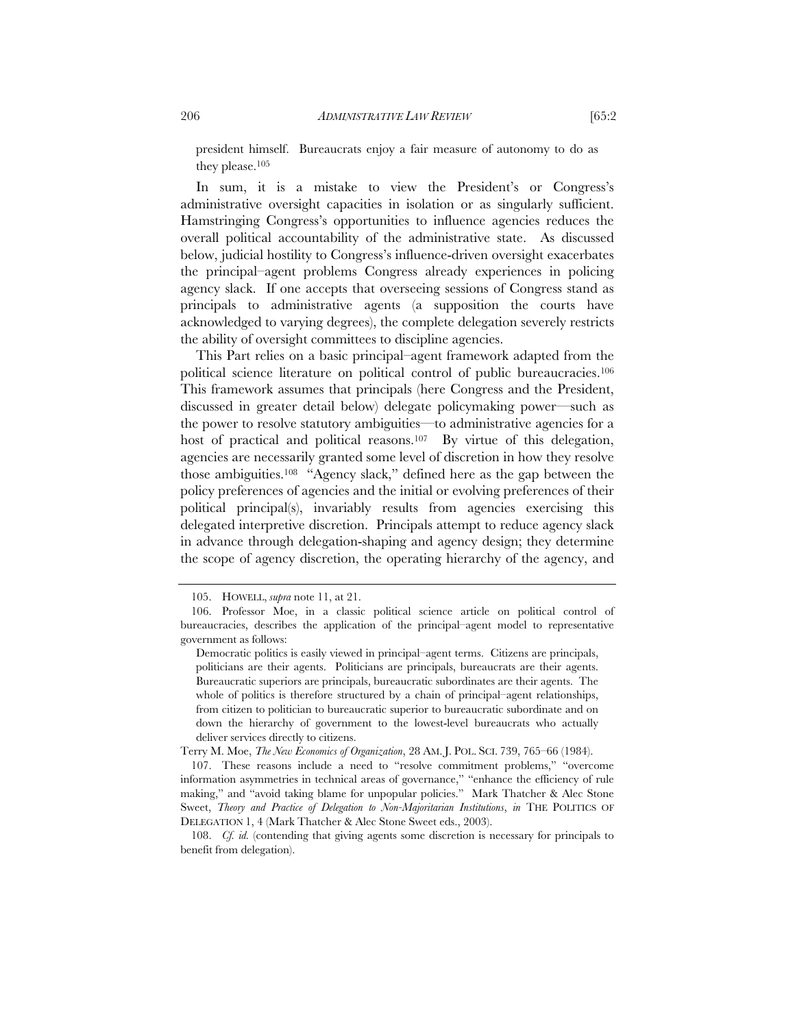president himself. Bureaucrats enjoy a fair measure of autonomy to do as they please.[105]

In sum, it is a mistake to view the President's or Congress's administrative oversight capacities in isolation or as singularly sufficient. Hamstringing Congress's opportunities to influence agencies reduces the overall political accountability of the administrative state. As discussed below, judicial hostility to Congress's influence-driven oversight exacerbates the principal–agent problems Congress already experiences in policing agency slack. If one accepts that overseeing sessions of Congress stand as principals to administrative agents (a supposition the courts have acknowledged to varying degrees), the complete delegation severely restricts the ability of oversight committees to discipline agencies.

This Part relies on a basic principal–agent framework adapted from the political science literature on political control of public bureaucracies.[106] This framework assumes that principals (here Congress and the President, discussed in greater detail below) delegate policymaking power—such as the power to resolve statutory ambiguities—to administrative agencies for a host of practical and political reasons.[107] By virtue of this delegation, agencies are necessarily granted some level of discretion in how they resolve those ambiguities.[108] "Agency slack," defined here as the gap between the policy preferences of agencies and the initial or evolving preferences of their political principal(s), invariably results from agencies exercising this delegated interpretive discretion. Principals attempt to reduce agency slack in advance through delegation-shaping and agency design; they determine the scope of agency discretion, the operating hierarchy of the agency, and

---

105. HOWELL, *supra* note 11, at 21.

106. Professor Moe, in a classic political science article on political control of bureaucracies, describes the application of the principal–agent model to representative government as follows:

> Democratic politics is easily viewed in principal–agent terms. Citizens are principals, politicians are their agents. Politicians are principals, bureaucrats are their agents. Bureaucratic superiors are principals, bureaucratic subordinates are their agents. The whole of politics is therefore structured by a chain of principal–agent relationships, from citizen to politician to bureaucratic superior to bureaucratic subordinate and on down the hierarchy of government to the lowest-level bureaucrats who actually deliver services directly to citizens.

Terry M. Moe, *The New Economics of Organization*, 28 AM. J. POL. SCI. 739, 765–66 (1984).

107. These reasons include a need to "resolve commitment problems," "overcome information asymmetries in technical areas of governance," "enhance the efficiency of rule making," and "avoid taking blame for unpopular policies." Mark Thatcher & Alec Stone Sweet, *Theory and Practice of Delegation to Non-Majoritarian Institutions*, *in* THE POLITICS OF DELEGATION 1, 4 (Mark Thatcher & Alec Stone Sweet eds., 2003).

108. *Cf. id.* (contending that giving agents some discretion is necessary for principals to benefit from delegation).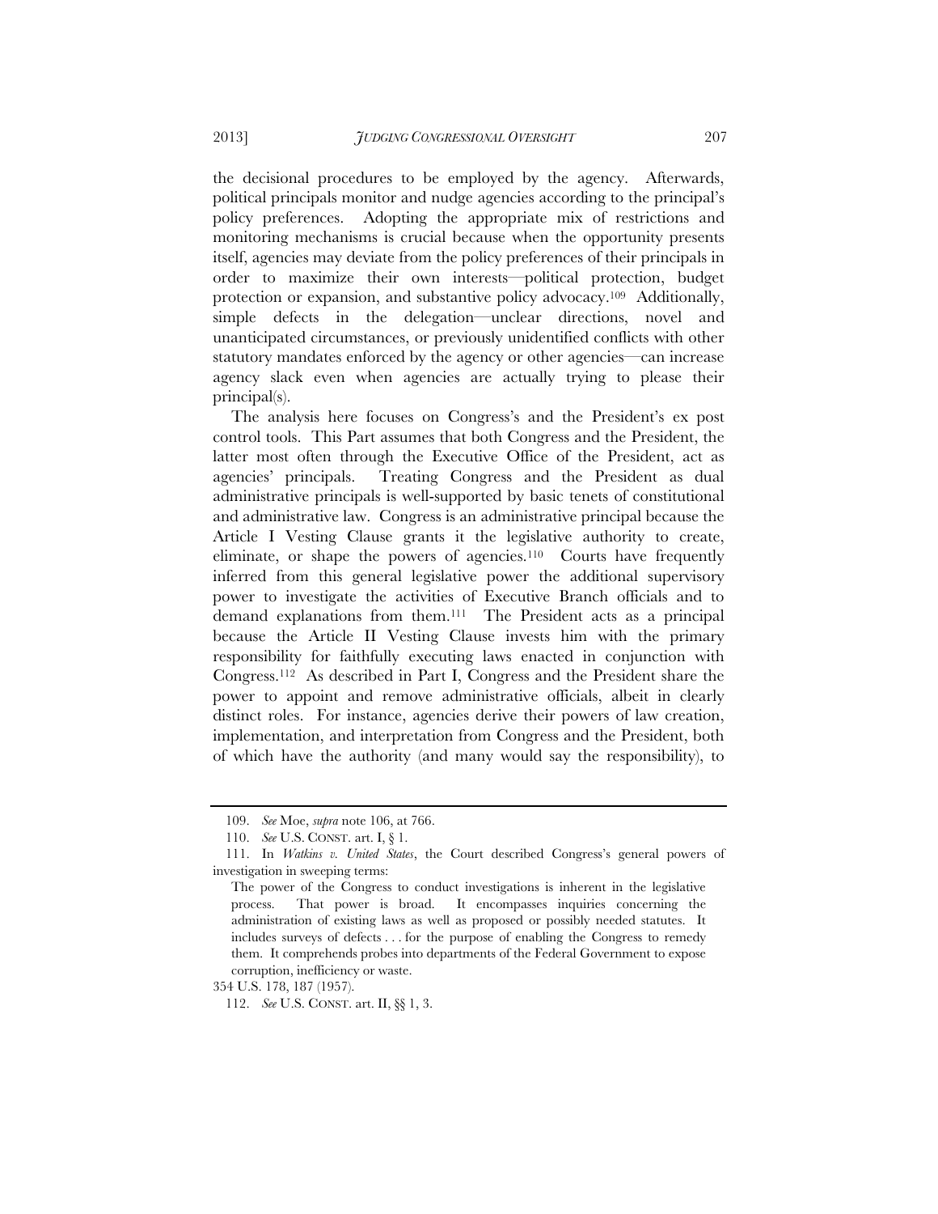the decisional procedures to be employed by the agency. Afterwards, political principals monitor and nudge agencies according to the principal's policy preferences. Adopting the appropriate mix of restrictions and monitoring mechanisms is crucial because when the opportunity presents itself, agencies may deviate from the policy preferences of their principals in order to maximize their own interests—political protection, budget protection or expansion, and substantive policy advocacy.[109] Additionally, simple defects in the delegation—unclear directions, novel and unanticipated circumstances, or previously unidentified conflicts with other statutory mandates enforced by the agency or other agencies—can increase agency slack even when agencies are actually trying to please their principal(s).

The analysis here focuses on Congress's and the President's ex post control tools. This Part assumes that both Congress and the President, the latter most often through the Executive Office of the President, act as agencies' principals. Treating Congress and the President as dual administrative principals is well-supported by basic tenets of constitutional and administrative law. Congress is an administrative principal because the Article I Vesting Clause grants it the legislative authority to create, eliminate, or shape the powers of agencies.[110] Courts have frequently inferred from this general legislative power the additional supervisory power to investigate the activities of Executive Branch officials and to demand explanations from them.[111] The President acts as a principal because the Article II Vesting Clause invests him with the primary responsibility for faithfully executing laws enacted in conjunction with Congress.[112] As described in Part I, Congress and the President share the power to appoint and remove administrative officials, albeit in clearly distinct roles. For instance, agencies derive their powers of law creation, implementation, and interpretation from Congress and the President, both of which have the authority (and many would say the responsibility), to

---

109. *See* Moe, *supra* note 106, at 766.

110. *See* U.S. CONST. art. I, § 1.

111. In *Watkins v. United States*, the Court described Congress's general powers of investigation in sweeping terms:

> The power of the Congress to conduct investigations is inherent in the legislative process. That power is broad. It encompasses inquiries concerning the administration of existing laws as well as proposed or possibly needed statutes. It includes surveys of defects . . . for the purpose of enabling the Congress to remedy them. It comprehends probes into departments of the Federal Government to expose corruption, inefficiency or waste.

354 U.S. 178, 187 (1957).

112. *See* U.S. CONST. art. II, §§ 1, 3.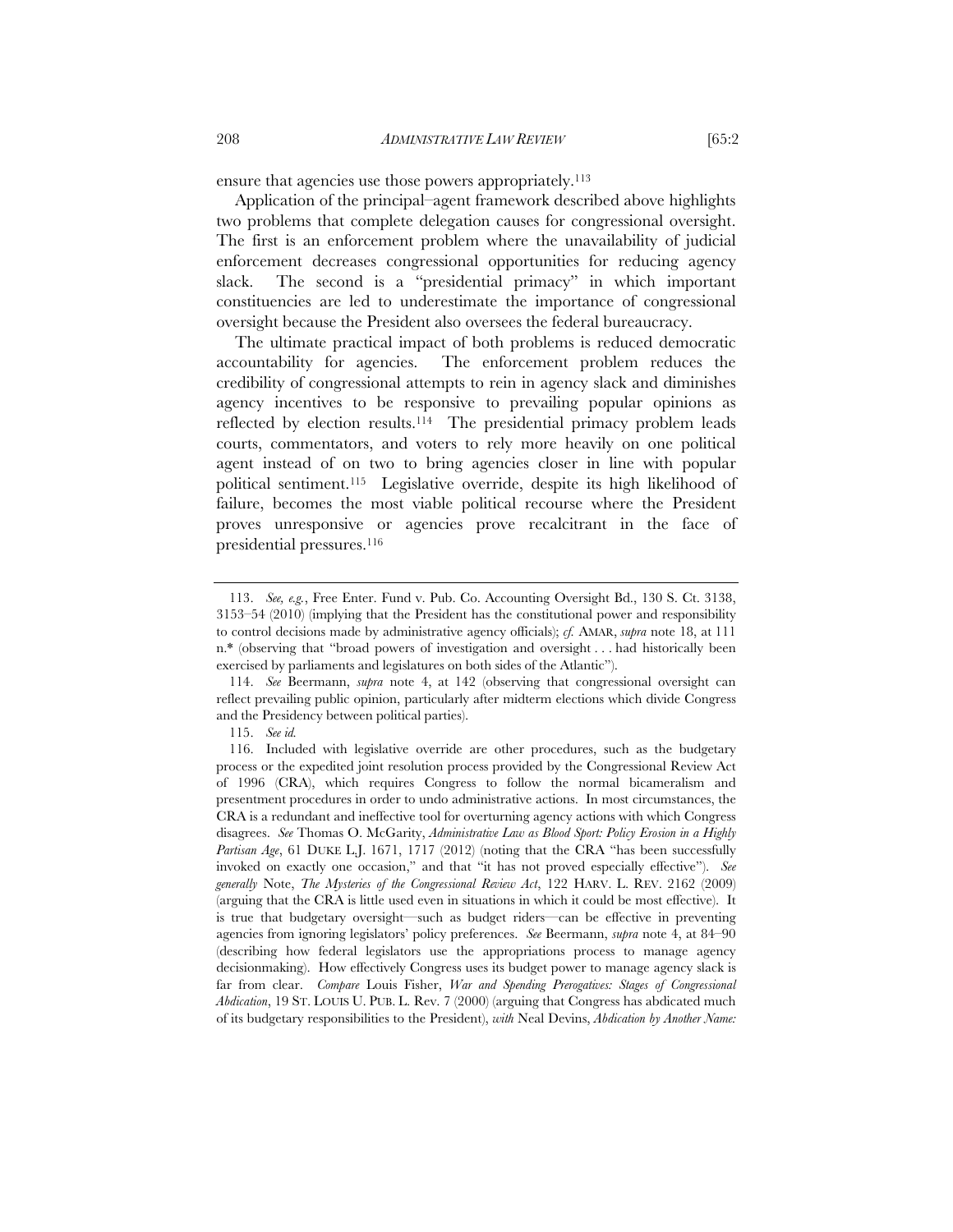ensure that agencies use those powers appropriately.[113]

Application of the principal–agent framework described above highlights two problems that complete delegation causes for congressional oversight. The first is an enforcement problem where the unavailability of judicial enforcement decreases congressional opportunities for reducing agency slack. The second is a "presidential primacy" in which important constituencies are led to underestimate the importance of congressional oversight because the President also oversees the federal bureaucracy.

The ultimate practical impact of both problems is reduced democratic accountability for agencies. The enforcement problem reduces the credibility of congressional attempts to rein in agency slack and diminishes agency incentives to be responsive to prevailing popular opinions as reflected by election results.[114] The presidential primacy problem leads courts, commentators, and voters to rely more heavily on one political agent instead of on two to bring agencies closer in line with popular political sentiment.[115] Legislative override, despite its high likelihood of failure, becomes the most viable political recourse where the President proves unresponsive or agencies prove recalcitrant in the face of presidential pressures.[116]

---

113. *See, e.g.*, Free Enter. Fund v. Pub. Co. Accounting Oversight Bd., 130 S. Ct. 3138, 3153–54 (2010) (implying that the President has the constitutional power and responsibility to control decisions made by administrative agency officials); *cf.* AMAR, *supra* note 18, at 111 n.* (observing that "broad powers of investigation and oversight . . . had historically been exercised by parliaments and legislatures on both sides of the Atlantic").

114. *See* Beermann, *supra* note 4, at 142 (observing that congressional oversight can reflect prevailing public opinion, particularly after midterm elections which divide Congress and the Presidency between political parties).

115. *See id.*

116. Included with legislative override are other procedures, such as the budgetary process or the expedited joint resolution process provided by the Congressional Review Act of 1996 (CRA), which requires Congress to follow the normal bicameralism and presentment procedures in order to undo administrative actions. In most circumstances, the CRA is a redundant and ineffective tool for overturning agency actions with which Congress disagrees. *See* Thomas O. McGarity, *Administrative Law as Blood Sport: Policy Erosion in a Highly Partisan Age*, 61 DUKE L.J. 1671, 1717 (2012) (noting that the CRA "has been successfully invoked on exactly one occasion," and that "it has not proved especially effective"). *See generally* Note, *The Mysteries of the Congressional Review Act*, 122 HARV. L. REV. 2162 (2009) (arguing that the CRA is little used even in situations in which it could be most effective). It is true that budgetary oversight—such as budget riders—can be effective in preventing agencies from ignoring legislators' policy preferences. *See* Beermann, *supra* note 4, at 84–90 (describing how federal legislators use the appropriations process to manage agency decisionmaking). How effectively Congress uses its budget power to manage agency slack is far from clear. *Compare* Louis Fisher, *War and Spending Prerogatives: Stages of Congressional Abdication*, 19 ST. LOUIS U. PUB. L. Rev. 7 (2000) (arguing that Congress has abdicated much of its budgetary responsibilities to the President), *with* Neal Devins, *Abdication by Another Name:*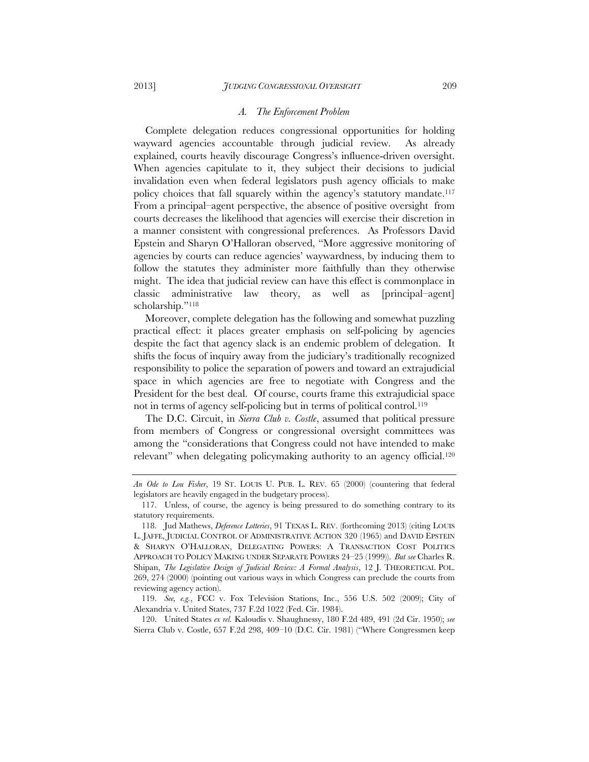### *A. The Enforcement Problem*

Complete delegation reduces congressional opportunities for holding wayward agencies accountable through judicial review. As already explained, courts heavily discourage Congress's influence-driven oversight. When agencies capitulate to it, they subject their decisions to judicial invalidation even when federal legislators push agency officials to make policy choices that fall squarely within the agency's statutory mandate.[117] From a principal–agent perspective, the absence of positive oversight from courts decreases the likelihood that agencies will exercise their discretion in a manner consistent with congressional preferences. As Professors David Epstein and Sharyn O'Halloran observed, "More aggressive monitoring of agencies by courts can reduce agencies' waywardness, by inducing them to follow the statutes they administer more faithfully than they otherwise might. The idea that judicial review can have this effect is commonplace in classic administrative law theory, as well as [principal–agent] scholarship."[118]

Moreover, complete delegation has the following and somewhat puzzling practical effect: it places greater emphasis on self-policing by agencies despite the fact that agency slack is an endemic problem of delegation. It shifts the focus of inquiry away from the judiciary's traditionally recognized responsibility to police the separation of powers and toward an extrajudicial space in which agencies are free to negotiate with Congress and the President for the best deal. Of course, courts frame this extrajudicial space not in terms of agency self-policing but in terms of political control.[119]

The D.C. Circuit, in *Sierra Club v. Costle*, assumed that political pressure from members of Congress or congressional oversight committees was among the "considerations that Congress could not have intended to make relevant" when delegating policymaking authority to an agency official.[120]

---

*An Ode to Lou Fisher*, 19 ST. LOUIS U. PUB. L. REV. 65 (2000) (countering that federal legislators are heavily engaged in the budgetary process).

117. Unless, of course, the agency is being pressured to do something contrary to its statutory requirements.

118. Jud Mathews, *Deference Lotteries*, 91 TEXAS L. REV. (forthcoming 2013) (citing LOUIS L. JAFFE, JUDICIAL CONTROL OF ADMINISTRATIVE ACTION 320 (1965) and DAVID EPSTEIN & SHARYN O'HALLORAN, DELEGATING POWERS: A TRANSACTION COST POLITICS APPROACH TO POLICY MAKING UNDER SEPARATE POWERS 24–25 (1999)). *But see* Charles R. Shipan, *The Legislative Design of Judicial Review: A Formal Analysis*, 12 J. THEORETICAL POL. 269, 274 (2000) (pointing out various ways in which Congress can preclude the courts from reviewing agency action).

119. *See, e.g.*, FCC v. Fox Television Stations, Inc., 556 U.S. 502 (2009); City of Alexandria v. United States, 737 F.2d 1022 (Fed. Cir. 1984).

120. United States *ex rel.* Kaloudis v. Shaughnessy, 180 F.2d 489, 491 (2d Cir. 1950); *see* Sierra Club v. Costle, 657 F.2d 298, 409–10 (D.C. Cir. 1981) ("Where Congressmen keep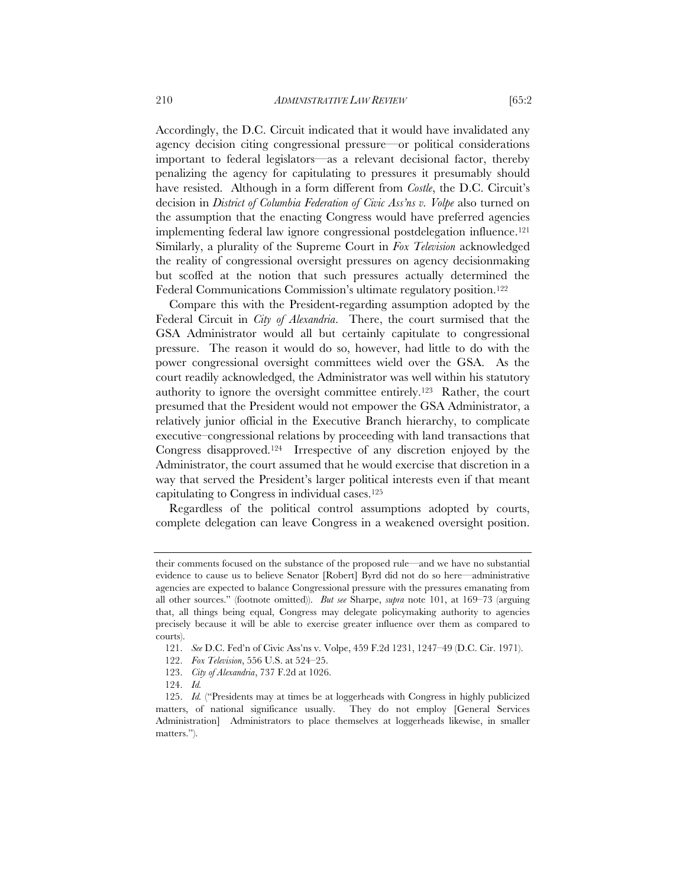Accordingly, the D.C. Circuit indicated that it would have invalidated any agency decision citing congressional pressure—or political considerations important to federal legislators—as a relevant decisional factor, thereby penalizing the agency for capitulating to pressures it presumably should have resisted. Although in a form different from *Costle*, the D.C. Circuit's decision in *District of Columbia Federation of Civic Ass'ns v. Volpe* also turned on the assumption that the enacting Congress would have preferred agencies implementing federal law ignore congressional postdelegation influence.[121] Similarly, a plurality of the Supreme Court in *Fox Television* acknowledged the reality of congressional oversight pressures on agency decisionmaking but scoffed at the notion that such pressures actually determined the Federal Communications Commission's ultimate regulatory position.[122]

Compare this with the President-regarding assumption adopted by the Federal Circuit in *City of Alexandria*. There, the court surmised that the GSA Administrator would all but certainly capitulate to congressional pressure. The reason it would do so, however, had little to do with the power congressional oversight committees wield over the GSA. As the court readily acknowledged, the Administrator was well within his statutory authority to ignore the oversight committee entirely.[123] Rather, the court presumed that the President would not empower the GSA Administrator, a relatively junior official in the Executive Branch hierarchy, to complicate executive–congressional relations by proceeding with land transactions that Congress disapproved.[124] Irrespective of any discretion enjoyed by the Administrator, the court assumed that he would exercise that discretion in a way that served the President's larger political interests even if that meant capitulating to Congress in individual cases.[125]

Regardless of the political control assumptions adopted by courts, complete delegation can leave Congress in a weakened oversight position.

---

their comments focused on the substance of the proposed rule—and we have no substantial evidence to cause us to believe Senator [Robert] Byrd did not do so here—administrative agencies are expected to balance Congressional pressure with the pressures emanating from all other sources." (footnote omitted)). *But see* Sharpe, *supra* note 101, at 169–73 (arguing that, all things being equal, Congress may delegate policymaking authority to agencies precisely because it will be able to exercise greater influence over them as compared to courts).

121. *See* D.C. Fed'n of Civic Ass'ns v. Volpe, 459 F.2d 1231, 1247–49 (D.C. Cir. 1971).

122. *Fox Television*, 556 U.S. at 524–25.

123. *City of Alexandria*, 737 F.2d at 1026.

124. *Id.*

125. *Id.* ("Presidents may at times be at loggerheads with Congress in highly publicized matters, of national significance usually. They do not employ [General Services Administration] Administrators to place themselves at loggerheads likewise, in smaller matters.").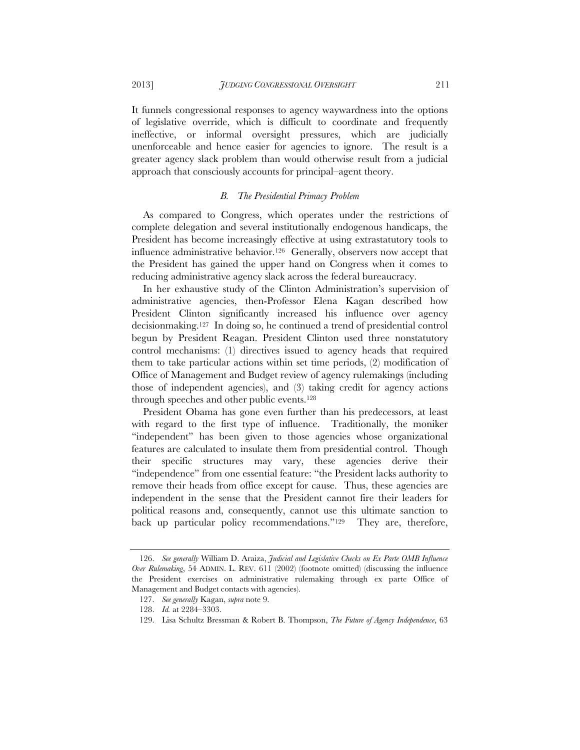It funnels congressional responses to agency waywardness into the options of legislative override, which is difficult to coordinate and frequently ineffective, or informal oversight pressures, which are judicially unenforceable and hence easier for agencies to ignore. The result is a greater agency slack problem than would otherwise result from a judicial approach that consciously accounts for principal–agent theory.

### *B. The Presidential Primacy Problem*

As compared to Congress, which operates under the restrictions of complete delegation and several institutionally endogenous handicaps, the President has become increasingly effective at using extrastatutory tools to influence administrative behavior.[126] Generally, observers now accept that the President has gained the upper hand on Congress when it comes to reducing administrative agency slack across the federal bureaucracy.

In her exhaustive study of the Clinton Administration's supervision of administrative agencies, then-Professor Elena Kagan described how President Clinton significantly increased his influence over agency decisionmaking.[127] In doing so, he continued a trend of presidential control begun by President Reagan. President Clinton used three nonstatutory control mechanisms: (1) directives issued to agency heads that required them to take particular actions within set time periods, (2) modification of Office of Management and Budget review of agency rulemakings (including those of independent agencies), and (3) taking credit for agency actions through speeches and other public events.[128]

President Obama has gone even further than his predecessors, at least with regard to the first type of influence. Traditionally, the moniker "independent" has been given to those agencies whose organizational features are calculated to insulate them from presidential control. Though their specific structures may vary, these agencies derive their "independence" from one essential feature: "the President lacks authority to remove their heads from office except for cause. Thus, these agencies are independent in the sense that the President cannot fire their leaders for political reasons and, consequently, cannot use this ultimate sanction to back up particular policy recommendations."[129] They are, therefore,

---

126. *See generally* William D. Araiza, *Judicial and Legislative Checks on Ex Parte OMB Influence Over Rulemaking*, 54 ADMIN. L. REV. 611 (2002) (footnote omitted) (discussing the influence the President exercises on administrative rulemaking through ex parte Office of Management and Budget contacts with agencies).

127. *See generally* Kagan, *supra* note 9.

128. *Id.* at 2284–3303.

129. Lisa Schultz Bressman & Robert B. Thompson, *The Future of Agency Independence*, 63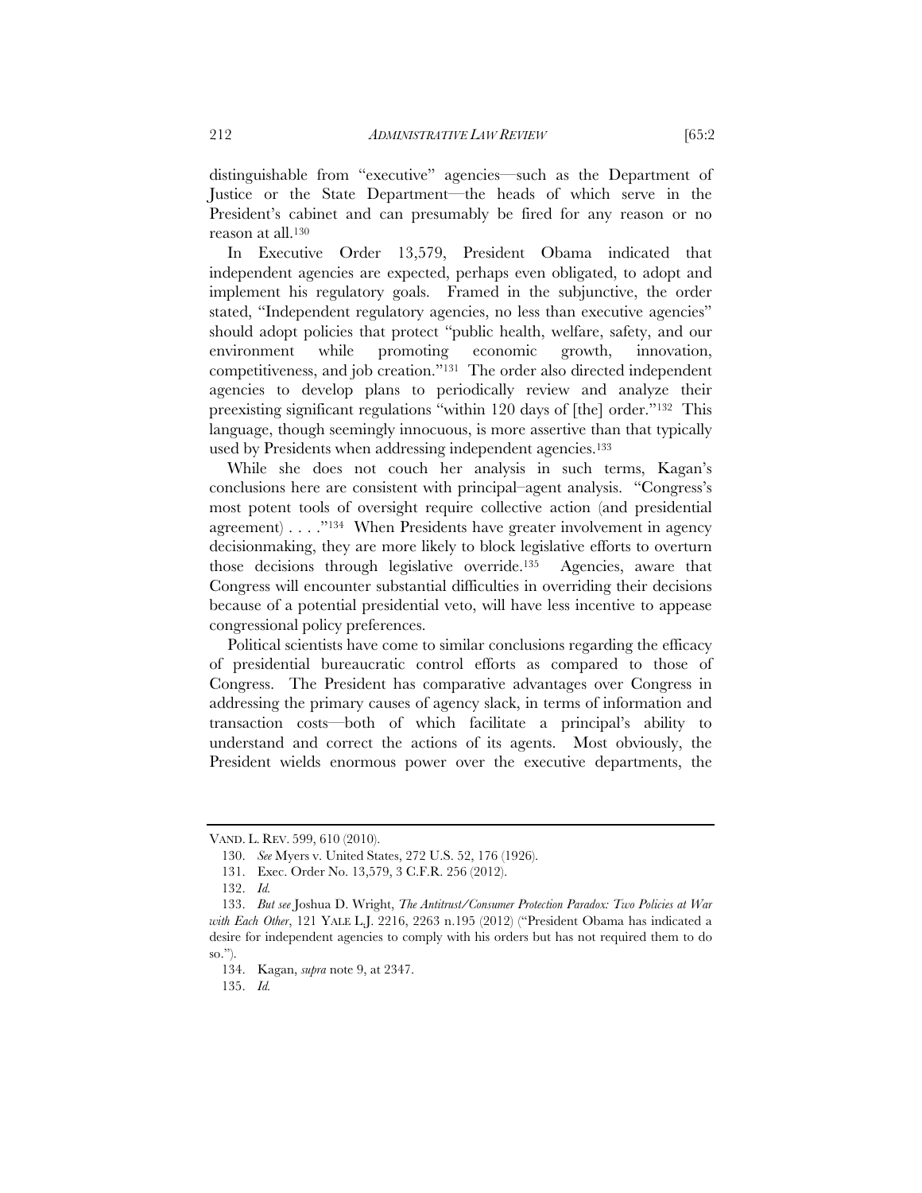distinguishable from "executive" agencies—such as the Department of Justice or the State Department—the heads of which serve in the President's cabinet and can presumably be fired for any reason or no reason at all.[130]

In Executive Order 13,579, President Obama indicated that independent agencies are expected, perhaps even obligated, to adopt and implement his regulatory goals. Framed in the subjunctive, the order stated, "Independent regulatory agencies, no less than executive agencies" should adopt policies that protect "public health, welfare, safety, and our environment while promoting economic growth, innovation, competitiveness, and job creation."[131] The order also directed independent agencies to develop plans to periodically review and analyze their preexisting significant regulations "within 120 days of [the] order."[132] This language, though seemingly innocuous, is more assertive than that typically used by Presidents when addressing independent agencies.[133]

While she does not couch her analysis in such terms, Kagan's conclusions here are consistent with principal–agent analysis. "Congress's most potent tools of oversight require collective action (and presidential agreement) . . . ."[134] When Presidents have greater involvement in agency decisionmaking, they are more likely to block legislative efforts to overturn those decisions through legislative override.[135] Agencies, aware that Congress will encounter substantial difficulties in overriding their decisions because of a potential presidential veto, will have less incentive to appease congressional policy preferences.

Political scientists have come to similar conclusions regarding the efficacy of presidential bureaucratic control efforts as compared to those of Congress. The President has comparative advantages over Congress in addressing the primary causes of agency slack, in terms of information and transaction costs—both of which facilitate a principal's ability to understand and correct the actions of its agents. Most obviously, the President wields enormous power over the executive departments, the

---

VAND. L. REV. 599, 610 (2010).

130. *See* Myers v. United States, 272 U.S. 52, 176 (1926).

131. Exec. Order No. 13,579, 3 C.F.R. 256 (2012).

132. *Id.*

133. *But see* Joshua D. Wright, *The Antitrust/Consumer Protection Paradox: Two Policies at War with Each Other*, 121 YALE L.J. 2216, 2263 n.195 (2012) ("President Obama has indicated a desire for independent agencies to comply with his orders but has not required them to do so.").

134. Kagan, *supra* note 9, at 2347.

135. *Id.*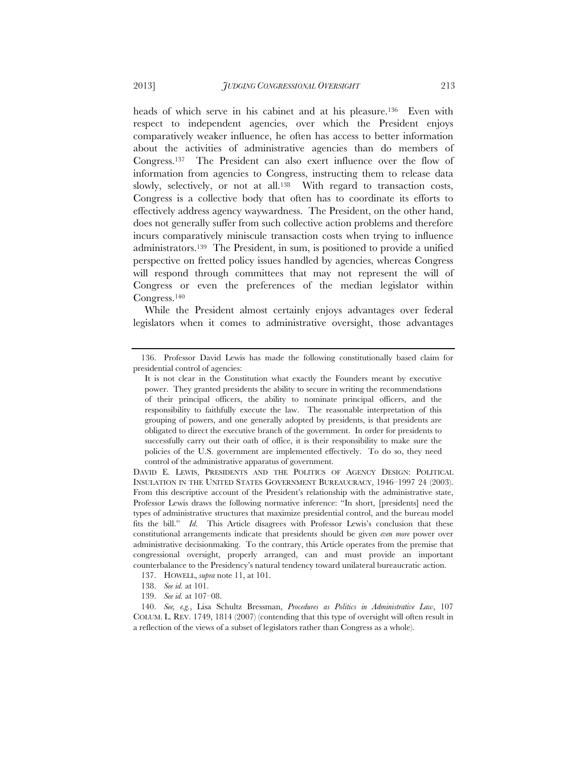heads of which serve in his cabinet and at his pleasure.[136] Even with respect to independent agencies, over which the President enjoys comparatively weaker influence, he often has access to better information about the activities of administrative agencies than do members of Congress.[137] The President can also exert influence over the flow of information from agencies to Congress, instructing them to release data slowly, selectively, or not at all.[138] With regard to transaction costs, Congress is a collective body that often has to coordinate its efforts to effectively address agency waywardness. The President, on the other hand, does not generally suffer from such collective action problems and therefore incurs comparatively miniscule transaction costs when trying to influence administrators.[139] The President, in sum, is positioned to provide a unified perspective on fretted policy issues handled by agencies, whereas Congress will respond through committees that may not represent the will of Congress or even the preferences of the median legislator within Congress.[140]

While the President almost certainly enjoys advantages over federal legislators when it comes to administrative oversight, those advantages

---

136. Professor David Lewis has made the following constitutionally based claim for presidential control of agencies:

> It is not clear in the Constitution what exactly the Founders meant by executive power. They granted presidents the ability to secure in writing the recommendations of their principal officers, the ability to nominate principal officers, and the responsibility to faithfully execute the law. The reasonable interpretation of this grouping of powers, and one generally adopted by presidents, is that presidents are obligated to direct the executive branch of the government. In order for presidents to successfully carry out their oath of office, it is their responsibility to make sure the policies of the U.S. government are implemented effectively. To do so, they need control of the administrative apparatus of government.

DAVID E. LEWIS, PRESIDENTS AND THE POLITICS OF AGENCY DESIGN: POLITICAL INSULATION IN THE UNITED STATES GOVERNMENT BUREAUCRACY, 1946–1997 24 (2003). From this descriptive account of the President's relationship with the administrative state, Professor Lewis draws the following normative inference: "In short, [presidents] need the types of administrative structures that maximize presidential control, and the bureau model fits the bill." *Id.* This Article disagrees with Professor Lewis's conclusion that these constitutional arrangements indicate that presidents should be given *even more* power over administrative decisionmaking. To the contrary, this Article operates from the premise that congressional oversight, properly arranged, can and must provide an important counterbalance to the Presidency's natural tendency toward unilateral bureaucratic action.

137. HOWELL, *supra* note 11, at 101.

138. *See id.* at 101.

139. *See id.* at 107–08.

140. *See, e.g.*, Lisa Schultz Bressman, *Procedures as Politics in Administrative Law*, 107 COLUM. L. REV. 1749, 1814 (2007) (contending that this type of oversight will often result in a reflection of the views of a subset of legislators rather than Congress as a whole).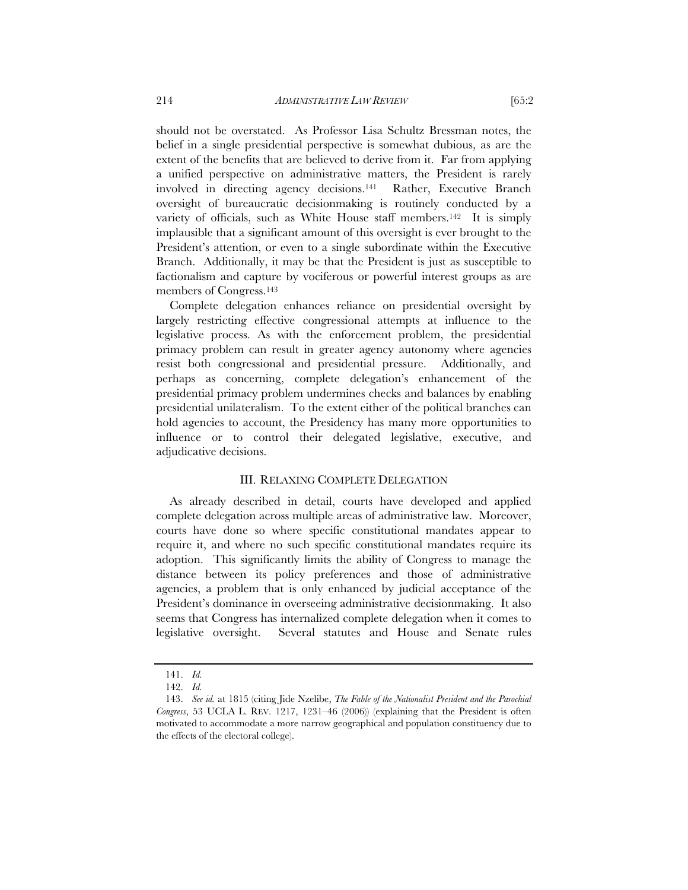should not be overstated. As Professor Lisa Schultz Bressman notes, the belief in a single presidential perspective is somewhat dubious, as are the extent of the benefits that are believed to derive from it. Far from applying a unified perspective on administrative matters, the President is rarely involved in directing agency decisions.[141] Rather, Executive Branch oversight of bureaucratic decisionmaking is routinely conducted by a variety of officials, such as White House staff members.[142] It is simply implausible that a significant amount of this oversight is ever brought to the President's attention, or even to a single subordinate within the Executive Branch. Additionally, it may be that the President is just as susceptible to factionalism and capture by vociferous or powerful interest groups as are members of Congress.[143]

Complete delegation enhances reliance on presidential oversight by largely restricting effective congressional attempts at influence to the legislative process. As with the enforcement problem, the presidential primacy problem can result in greater agency autonomy where agencies resist both congressional and presidential pressure. Additionally, and perhaps as concerning, complete delegation's enhancement of the presidential primacy problem undermines checks and balances by enabling presidential unilateralism. To the extent either of the political branches can hold agencies to account, the Presidency has many more opportunities to influence or to control their delegated legislative, executive, and adjudicative decisions.

## III. RELAXING COMPLETE DELEGATION

As already described in detail, courts have developed and applied complete delegation across multiple areas of administrative law. Moreover, courts have done so where specific constitutional mandates appear to require it, and where no such specific constitutional mandates require its adoption. This significantly limits the ability of Congress to manage the distance between its policy preferences and those of administrative agencies, a problem that is only enhanced by judicial acceptance of the President's dominance in overseeing administrative decisionmaking. It also seems that Congress has internalized complete delegation when it comes to legislative oversight. Several statutes and House and Senate rules

---

141. *Id.*

142. *Id.*

143. *See id.* at 1815 (citing Jide Nzelibe, *The Fable of the Nationalist President and the Parochial Congress*, 53 UCLA L. REV. 1217, 1231–46 (2006)) (explaining that the President is often motivated to accommodate a more narrow geographical and population constituency due to the effects of the electoral college).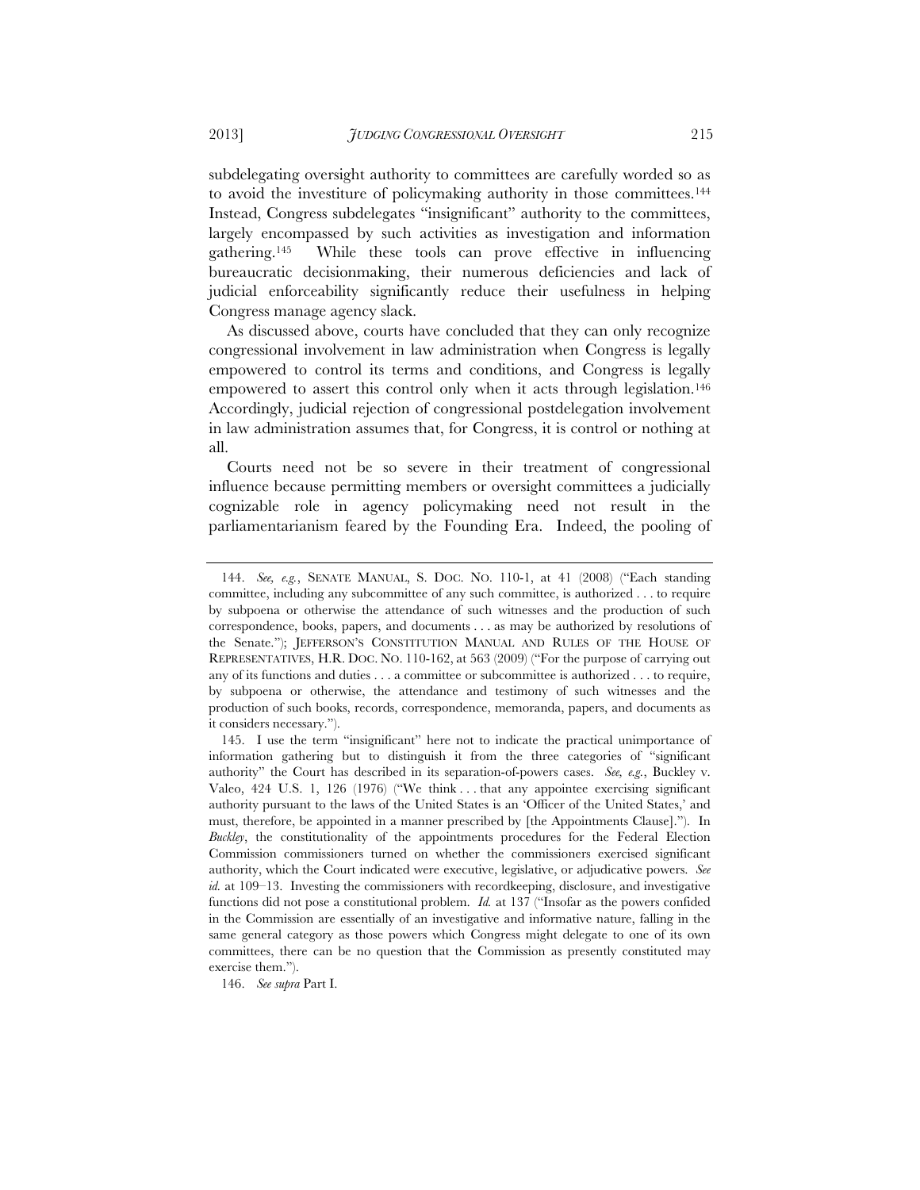subdelegating oversight authority to committees are carefully worded so as to avoid the investiture of policymaking authority in those committees.[144] Instead, Congress subdelegates "insignificant" authority to the committees, largely encompassed by such activities as investigation and information gathering.[145] While these tools can prove effective in influencing bureaucratic decisionmaking, their numerous deficiencies and lack of judicial enforceability significantly reduce their usefulness in helping Congress manage agency slack.

As discussed above, courts have concluded that they can only recognize congressional involvement in law administration when Congress is legally empowered to control its terms and conditions, and Congress is legally empowered to assert this control only when it acts through legislation.[146] Accordingly, judicial rejection of congressional postdelegation involvement in law administration assumes that, for Congress, it is control or nothing at all.

Courts need not be so severe in their treatment of congressional influence because permitting members or oversight committees a judicially cognizable role in agency policymaking need not result in the parliamentarianism feared by the Founding Era. Indeed, the pooling of

---

144. *See, e.g.*, SENATE MANUAL, S. DOC. NO. 110-1, at 41 (2008) ("Each standing committee, including any subcommittee of any such committee, is authorized . . . to require by subpoena or otherwise the attendance of such witnesses and the production of such correspondence, books, papers, and documents . . . as may be authorized by resolutions of the Senate."); JEFFERSON'S CONSTITUTION MANUAL AND RULES OF THE HOUSE OF REPRESENTATIVES, H.R. DOC. NO. 110-162, at 563 (2009) ("For the purpose of carrying out any of its functions and duties . . . a committee or subcommittee is authorized . . . to require, by subpoena or otherwise, the attendance and testimony of such witnesses and the production of such books, records, correspondence, memoranda, papers, and documents as it considers necessary.").

145. I use the term "insignificant" here not to indicate the practical unimportance of information gathering but to distinguish it from the three categories of "significant authority" the Court has described in its separation-of-powers cases. *See, e.g.*, Buckley v. Valeo, 424 U.S. 1, 126 (1976) ("We think . . . that any appointee exercising significant authority pursuant to the laws of the United States is an 'Officer of the United States,' and must, therefore, be appointed in a manner prescribed by [the Appointments Clause]."). In *Buckley*, the constitutionality of the appointments procedures for the Federal Election Commission commissioners turned on whether the commissioners exercised significant authority, which the Court indicated were executive, legislative, or adjudicative powers. *See id.* at 109–13. Investing the commissioners with recordkeeping, disclosure, and investigative functions did not pose a constitutional problem. *Id.* at 137 ("Insofar as the powers confided in the Commission are essentially of an investigative and informative nature, falling in the same general category as those powers which Congress might delegate to one of its own committees, there can be no question that the Commission as presently constituted may exercise them.").

146. *See supra* Part I.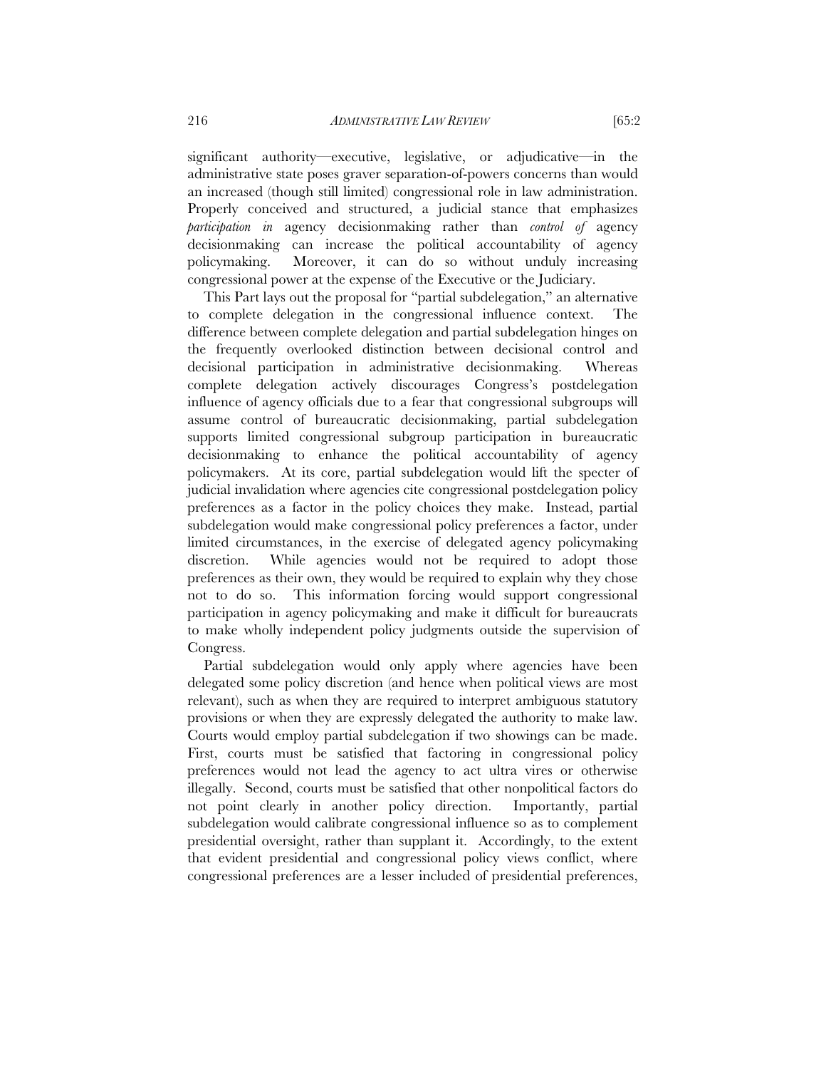significant authority—executive, legislative, or adjudicative—in the administrative state poses graver separation-of-powers concerns than would an increased (though still limited) congressional role in law administration. Properly conceived and structured, a judicial stance that emphasizes *participation in* agency decisionmaking rather than *control of* agency decisionmaking can increase the political accountability of agency policymaking. Moreover, it can do so without unduly increasing congressional power at the expense of the Executive or the Judiciary.

This Part lays out the proposal for "partial subdelegation," an alternative to complete delegation in the congressional influence context. The difference between complete delegation and partial subdelegation hinges on the frequently overlooked distinction between decisional control and decisional participation in administrative decisionmaking. Whereas complete delegation actively discourages Congress's postdelegation influence of agency officials due to a fear that congressional subgroups will assume control of bureaucratic decisionmaking, partial subdelegation supports limited congressional subgroup participation in bureaucratic decisionmaking to enhance the political accountability of agency policymakers. At its core, partial subdelegation would lift the specter of judicial invalidation where agencies cite congressional postdelegation policy preferences as a factor in the policy choices they make. Instead, partial subdelegation would make congressional policy preferences a factor, under limited circumstances, in the exercise of delegated agency policymaking discretion. While agencies would not be required to adopt those preferences as their own, they would be required to explain why they chose not to do so. This information forcing would support congressional participation in agency policymaking and make it difficult for bureaucrats to make wholly independent policy judgments outside the supervision of Congress.

Partial subdelegation would only apply where agencies have been delegated some policy discretion (and hence when political views are most relevant), such as when they are required to interpret ambiguous statutory provisions or when they are expressly delegated the authority to make law. Courts would employ partial subdelegation if two showings can be made. First, courts must be satisfied that factoring in congressional policy preferences would not lead the agency to act ultra vires or otherwise illegally. Second, courts must be satisfied that other nonpolitical factors do not point clearly in another policy direction. Importantly, partial subdelegation would calibrate congressional influence so as to complement presidential oversight, rather than supplant it. Accordingly, to the extent that evident presidential and congressional policy views conflict, where congressional preferences are a lesser included of presidential preferences,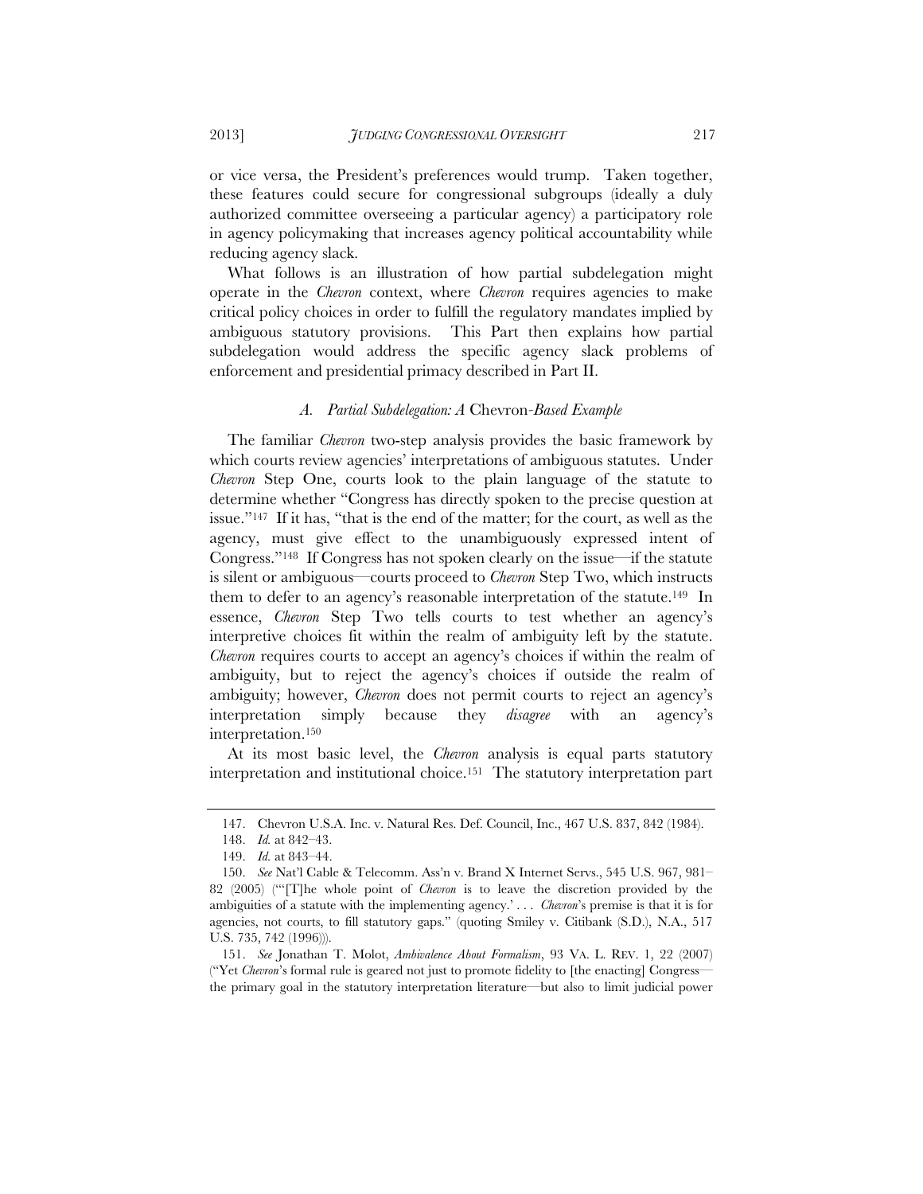or vice versa, the President's preferences would trump. Taken together, these features could secure for congressional subgroups (ideally a duly authorized committee overseeing a particular agency) a participatory role in agency policymaking that increases agency political accountability while reducing agency slack.

What follows is an illustration of how partial subdelegation might operate in the *Chevron* context, where *Chevron* requires agencies to make critical policy choices in order to fulfill the regulatory mandates implied by ambiguous statutory provisions. This Part then explains how partial subdelegation would address the specific agency slack problems of enforcement and presidential primacy described in Part II.

### *A. Partial Subdelegation: A* Chevron*-Based Example*

The familiar *Chevron* two-step analysis provides the basic framework by which courts review agencies' interpretations of ambiguous statutes. Under *Chevron* Step One, courts look to the plain language of the statute to determine whether "Congress has directly spoken to the precise question at issue."[147] If it has, "that is the end of the matter; for the court, as well as the agency, must give effect to the unambiguously expressed intent of Congress."[148] If Congress has not spoken clearly on the issue—if the statute is silent or ambiguous—courts proceed to *Chevron* Step Two, which instructs them to defer to an agency's reasonable interpretation of the statute.[149] In essence, *Chevron* Step Two tells courts to test whether an agency's interpretive choices fit within the realm of ambiguity left by the statute. *Chevron* requires courts to accept an agency's choices if within the realm of ambiguity, but to reject the agency's choices if outside the realm of ambiguity; however, *Chevron* does not permit courts to reject an agency's interpretation simply because they *disagree* with an agency's interpretation.[150]

At its most basic level, the *Chevron* analysis is equal parts statutory interpretation and institutional choice.[151] The statutory interpretation part

---

147. Chevron U.S.A. Inc. v. Natural Res. Def. Council, Inc., 467 U.S. 837, 842 (1984).

148. *Id.* at 842–43.

149. *Id.* at 843–44.

150. *See* Nat'l Cable & Telecomm. Ass'n v. Brand X Internet Servs., 545 U.S. 967, 981–82 (2005) ("'[T]he whole point of *Chevron* is to leave the discretion provided by the ambiguities of a statute with the implementing agency.' . . . *Chevron*'s premise is that it is for agencies, not courts, to fill statutory gaps." (quoting Smiley v. Citibank (S.D.), N.A., 517 U.S. 735, 742 (1996))).

151. *See* Jonathan T. Molot, *Ambivalence About Formalism*, 93 VA. L. REV. 1, 22 (2007) ("Yet *Chevron*'s formal rule is geared not just to promote fidelity to [the enacting] Congress—the primary goal in the statutory interpretation literature—but also to limit judicial power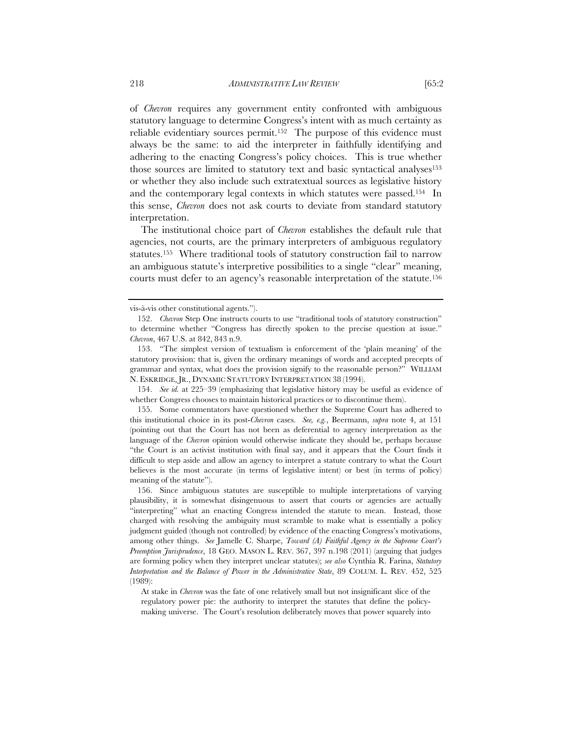of *Chevron* requires any government entity confronted with ambiguous statutory language to determine Congress's intent with as much certainty as reliable evidentiary sources permit.[152] The purpose of this evidence must always be the same: to aid the interpreter in faithfully identifying and adhering to the enacting Congress's policy choices. This is true whether those sources are limited to statutory text and basic syntactical analyses[153] or whether they also include such extratextual sources as legislative history and the contemporary legal contexts in which statutes were passed.[154] In this sense, *Chevron* does not ask courts to deviate from standard statutory interpretation.

The institutional choice part of *Chevron* establishes the default rule that agencies, not courts, are the primary interpreters of ambiguous regulatory statutes.[155] Where traditional tools of statutory construction fail to narrow an ambiguous statute's interpretive possibilities to a single "clear" meaning, courts must defer to an agency's reasonable interpretation of the statute.[156]

---

vis-à-vis other constitutional agents.").

152. *Chevron* Step One instructs courts to use "traditional tools of statutory construction" to determine whether "Congress has directly spoken to the precise question at issue." *Chevron*, 467 U.S. at 842, 843 n.9.

153. "The simplest version of textualism is enforcement of the 'plain meaning' of the statutory provision: that is, given the ordinary meanings of words and accepted precepts of grammar and syntax, what does the provision signify to the reasonable person?" WILLIAM N. ESKRIDGE, JR., DYNAMIC STATUTORY INTERPRETATION 38 (1994).

154. *See id.* at 225–39 (emphasizing that legislative history may be useful as evidence of whether Congress chooses to maintain historical practices or to discontinue them).

155. Some commentators have questioned whether the Supreme Court has adhered to this institutional choice in its post-*Chevron* cases. *See, e.g.*, Beermann, *supra* note 4, at 151 (pointing out that the Court has not been as deferential to agency interpretation as the language of the *Chevron* opinion would otherwise indicate they should be, perhaps because "the Court is an activist institution with final say, and it appears that the Court finds it difficult to step aside and allow an agency to interpret a statute contrary to what the Court believes is the most accurate (in terms of legislative intent) or best (in terms of policy) meaning of the statute").

156. Since ambiguous statutes are susceptible to multiple interpretations of varying plausibility, it is somewhat disingenuous to assert that courts or agencies are actually "interpreting" what an enacting Congress intended the statute to mean. Instead, those charged with resolving the ambiguity must scramble to make what is essentially a policy judgment guided (though not controlled) by evidence of the enacting Congress's motivations, among other things. *See* Jamelle C. Sharpe, *Toward (A) Faithful Agency in the Supreme Court's Preemption Jurisprudence*, 18 GEO. MASON L. REV. 367, 397 n.198 (2011) (arguing that judges are forming policy when they interpret unclear statutes); *see also* Cynthia R. Farina, *Statutory Interpretation and the Balance of Power in the Administrative State*, 89 COLUM. L. REV. 452, 525 (1989):

> At stake in *Chevron* was the fate of one relatively small but not insignificant slice of the regulatory power pie: the authority to interpret the statutes that define the policy-making universe. The Court's resolution deliberately moves that power squarely into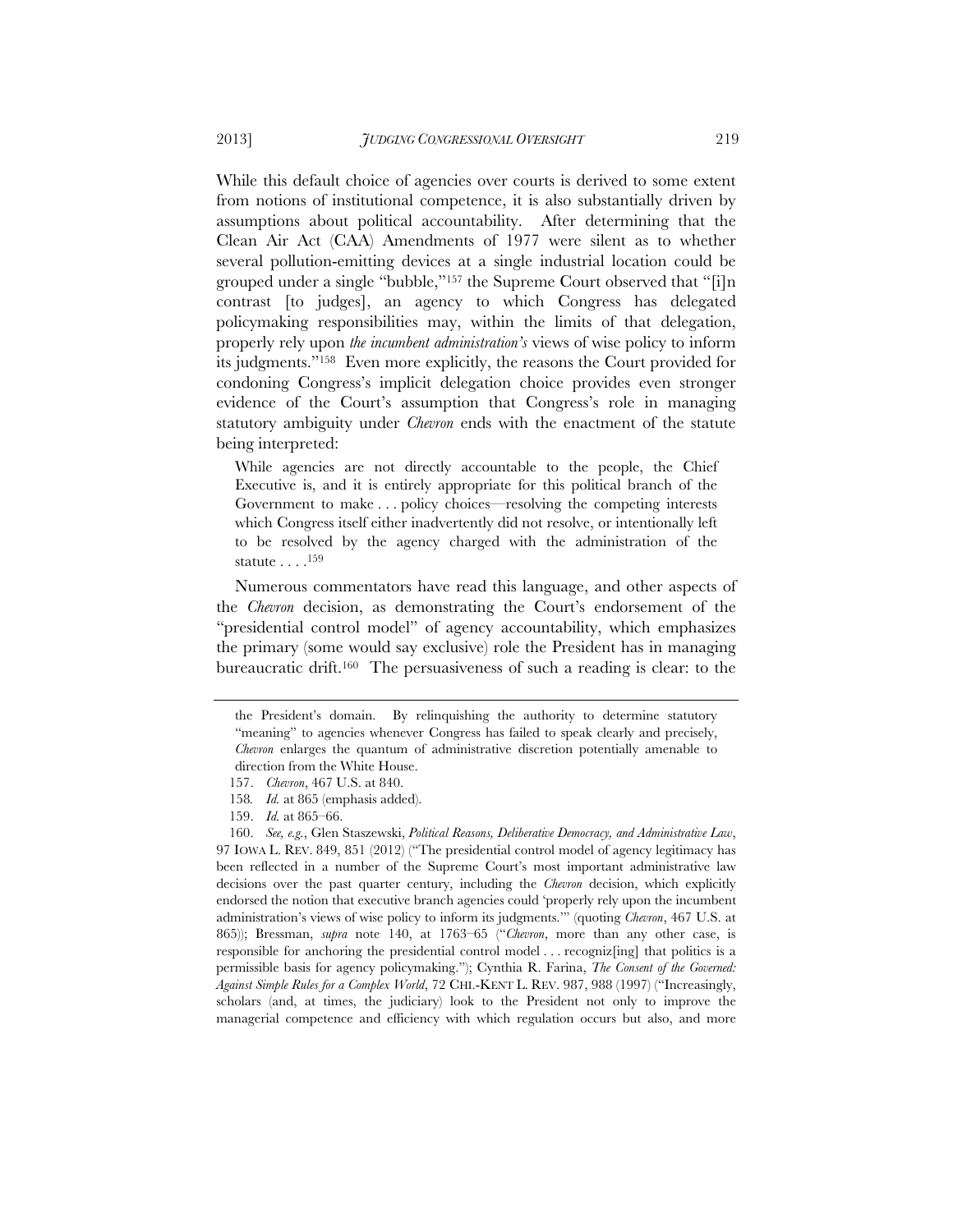While this default choice of agencies over courts is derived to some extent from notions of institutional competence, it is also substantially driven by assumptions about political accountability. After determining that the Clean Air Act (CAA) Amendments of 1977 were silent as to whether several pollution-emitting devices at a single industrial location could be grouped under a single "bubble,"[157] the Supreme Court observed that "[i]n contrast [to judges], an agency to which Congress has delegated policymaking responsibilities may, within the limits of that delegation, properly rely upon *the incumbent administration's* views of wise policy to inform its judgments."[158] Even more explicitly, the reasons the Court provided for condoning Congress's implicit delegation choice provides even stronger evidence of the Court's assumption that Congress's role in managing statutory ambiguity under *Chevron* ends with the enactment of the statute being interpreted:

> While agencies are not directly accountable to the people, the Chief Executive is, and it is entirely appropriate for this political branch of the Government to make . . . policy choices—resolving the competing interests which Congress itself either inadvertently did not resolve, or intentionally left to be resolved by the agency charged with the administration of the statute . . . .[159]

Numerous commentators have read this language, and other aspects of the *Chevron* decision, as demonstrating the Court's endorsement of the "presidential control model" of agency accountability, which emphasizes the primary (some would say exclusive) role the President has in managing bureaucratic drift.[160] The persuasiveness of such a reading is clear: to the

---

the President's domain. By relinquishing the authority to determine statutory "meaning" to agencies whenever Congress has failed to speak clearly and precisely, *Chevron* enlarges the quantum of administrative discretion potentially amenable to direction from the White House.

157. *Chevron*, 467 U.S. at 840.

158. *Id.* at 865 (emphasis added).

159. *Id.* at 865–66.

160. *See, e.g.*, Glen Staszewski, *Political Reasons, Deliberative Democracy, and Administrative Law*, 97 IOWA L. REV. 849, 851 (2012) ("The presidential control model of agency legitimacy has been reflected in a number of the Supreme Court's most important administrative law decisions over the past quarter century, including the *Chevron* decision, which explicitly endorsed the notion that executive branch agencies could 'properly rely upon the incumbent administration's views of wise policy to inform its judgments.'" (quoting *Chevron*, 467 U.S. at 865)); Bressman, *supra* note 140, at 1763–65 ("*Chevron*, more than any other case, is responsible for anchoring the presidential control model . . . recogniz[ing] that politics is a permissible basis for agency policymaking."); Cynthia R. Farina, *The Consent of the Governed: Against Simple Rules for a Complex World*, 72 CHI.-KENT L. REV. 987, 988 (1997) ("Increasingly, scholars (and, at times, the judiciary) look to the President not only to improve the managerial competence and efficiency with which regulation occurs but also, and more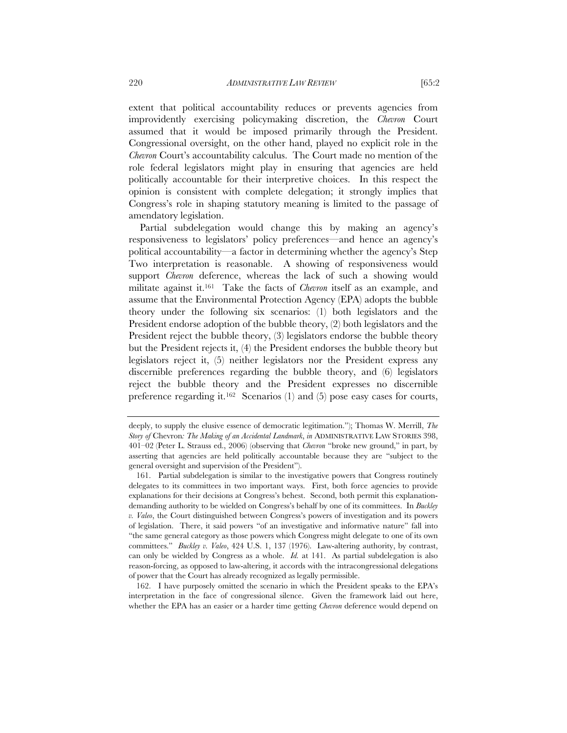extent that political accountability reduces or prevents agencies from improvidently exercising policymaking discretion, the *Chevron* Court assumed that it would be imposed primarily through the President. Congressional oversight, on the other hand, played no explicit role in the *Chevron* Court's accountability calculus. The Court made no mention of the role federal legislators might play in ensuring that agencies are held politically accountable for their interpretive choices. In this respect the opinion is consistent with complete delegation; it strongly implies that Congress's role in shaping statutory meaning is limited to the passage of amendatory legislation.

Partial subdelegation would change this by making an agency's responsiveness to legislators' policy preferences—and hence an agency's political accountability—a factor in determining whether the agency's Step Two interpretation is reasonable. A showing of responsiveness would support *Chevron* deference, whereas the lack of such a showing would militate against it.[161] Take the facts of *Chevron* itself as an example, and assume that the Environmental Protection Agency (EPA) adopts the bubble theory under the following six scenarios: (1) both legislators and the President endorse adoption of the bubble theory, (2) both legislators and the President reject the bubble theory, (3) legislators endorse the bubble theory but the President rejects it, (4) the President endorses the bubble theory but legislators reject it, (5) neither legislators nor the President express any discernible preferences regarding the bubble theory, and (6) legislators reject the bubble theory and the President expresses no discernible preference regarding it.[162] Scenarios (1) and (5) pose easy cases for courts,

---

deeply, to supply the elusive essence of democratic legitimation."); Thomas W. Merrill, *The Story of* Chevron*: The Making of an Accidental Landmark*, *in* ADMINISTRATIVE LAW STORIES 398, 401–02 (Peter L. Strauss ed., 2006) (observing that *Chevron* "broke new ground," in part, by asserting that agencies are held politically accountable because they are "subject to the general oversight and supervision of the President").

161. Partial subdelegation is similar to the investigative powers that Congress routinely delegates to its committees in two important ways. First, both force agencies to provide explanations for their decisions at Congress's behest. Second, both permit this explanation-demanding authority to be wielded on Congress's behalf by one of its committees. In *Buckley v. Valeo*, the Court distinguished between Congress's powers of investigation and its powers of legislation. There, it said powers "of an investigative and informative nature" fall into "the same general category as those powers which Congress might delegate to one of its own committees." *Buckley v. Valeo*, 424 U.S. 1, 137 (1976). Law-altering authority, by contrast, can only be wielded by Congress as a whole. *Id.* at 141. As partial subdelegation is also reason-forcing, as opposed to law-altering, it accords with the intracongressional delegations of power that the Court has already recognized as legally permissible.

162. I have purposely omitted the scenario in which the President speaks to the EPA's interpretation in the face of congressional silence. Given the framework laid out here, whether the EPA has an easier or a harder time getting *Chevron* deference would depend on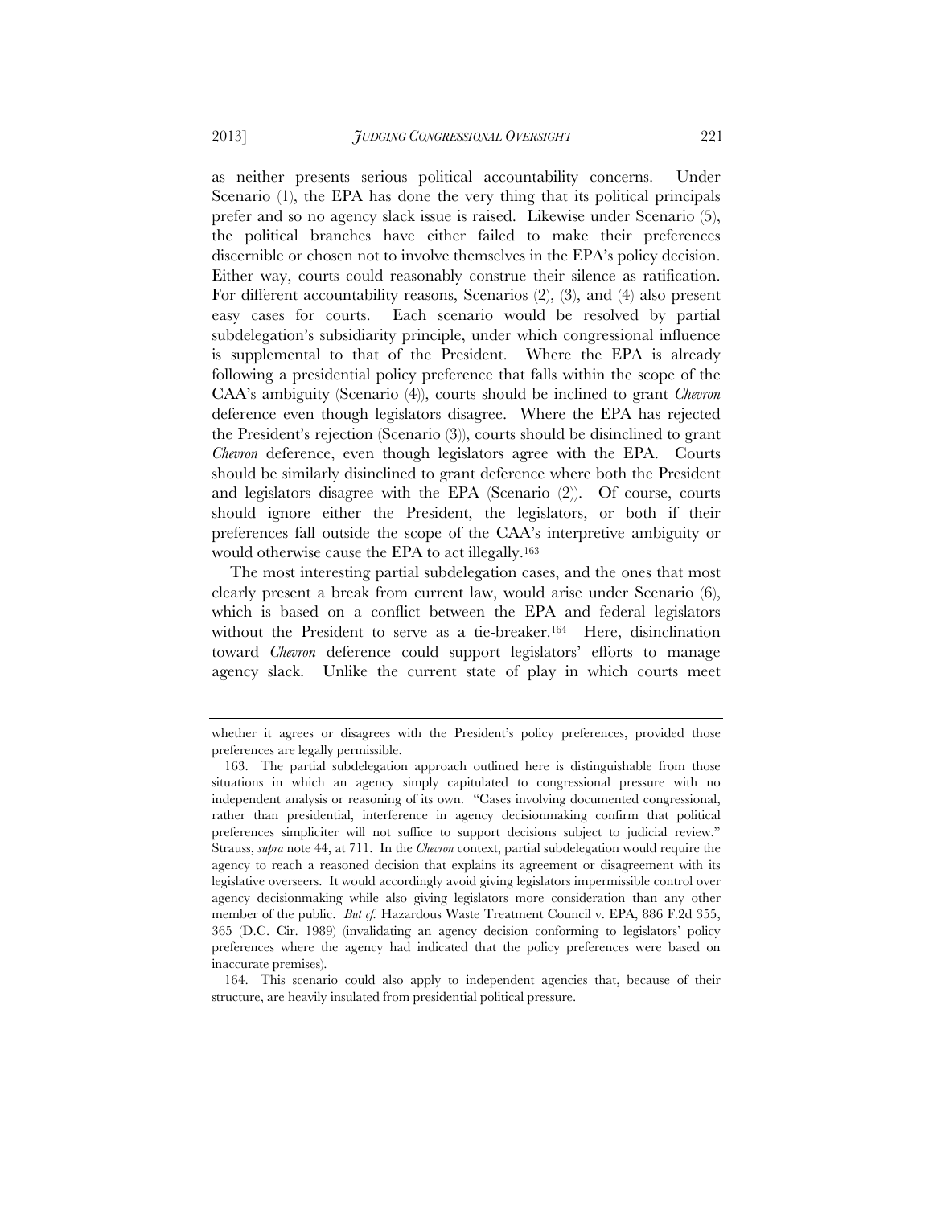as neither presents serious political accountability concerns. Under Scenario (1), the EPA has done the very thing that its political principals prefer and so no agency slack issue is raised. Likewise under Scenario (5), the political branches have either failed to make their preferences discernible or chosen not to involve themselves in the EPA's policy decision. Either way, courts could reasonably construe their silence as ratification. For different accountability reasons, Scenarios (2), (3), and (4) also present easy cases for courts. Each scenario would be resolved by partial subdelegation's subsidiarity principle, under which congressional influence is supplemental to that of the President. Where the EPA is already following a presidential policy preference that falls within the scope of the CAA's ambiguity (Scenario (4)), courts should be inclined to grant *Chevron* deference even though legislators disagree. Where the EPA has rejected the President's rejection (Scenario (3)), courts should be disinclined to grant *Chevron* deference, even though legislators agree with the EPA. Courts should be similarly disinclined to grant deference where both the President and legislators disagree with the EPA (Scenario (2)). Of course, courts should ignore either the President, the legislators, or both if their preferences fall outside the scope of the CAA's interpretive ambiguity or would otherwise cause the EPA to act illegally.[163]

The most interesting partial subdelegation cases, and the ones that most clearly present a break from current law, would arise under Scenario (6), which is based on a conflict between the EPA and federal legislators without the President to serve as a tie-breaker.[164] Here, disinclination toward *Chevron* deference could support legislators' efforts to manage agency slack. Unlike the current state of play in which courts meet

---

whether it agrees or disagrees with the President's policy preferences, provided those preferences are legally permissible.

163. The partial subdelegation approach outlined here is distinguishable from those situations in which an agency simply capitulated to congressional pressure with no independent analysis or reasoning of its own. "Cases involving documented congressional, rather than presidential, interference in agency decisionmaking confirm that political preferences simpliciter will not suffice to support decisions subject to judicial review." Strauss, *supra* note 44, at 711. In the *Chevron* context, partial subdelegation would require the agency to reach a reasoned decision that explains its agreement or disagreement with its legislative overseers. It would accordingly avoid giving legislators impermissible control over agency decisionmaking while also giving legislators more consideration than any other member of the public. *But cf.* Hazardous Waste Treatment Council v. EPA, 886 F.2d 355, 365 (D.C. Cir. 1989) (invalidating an agency decision conforming to legislators' policy preferences where the agency had indicated that the policy preferences were based on inaccurate premises).

164. This scenario could also apply to independent agencies that, because of their structure, are heavily insulated from presidential political pressure.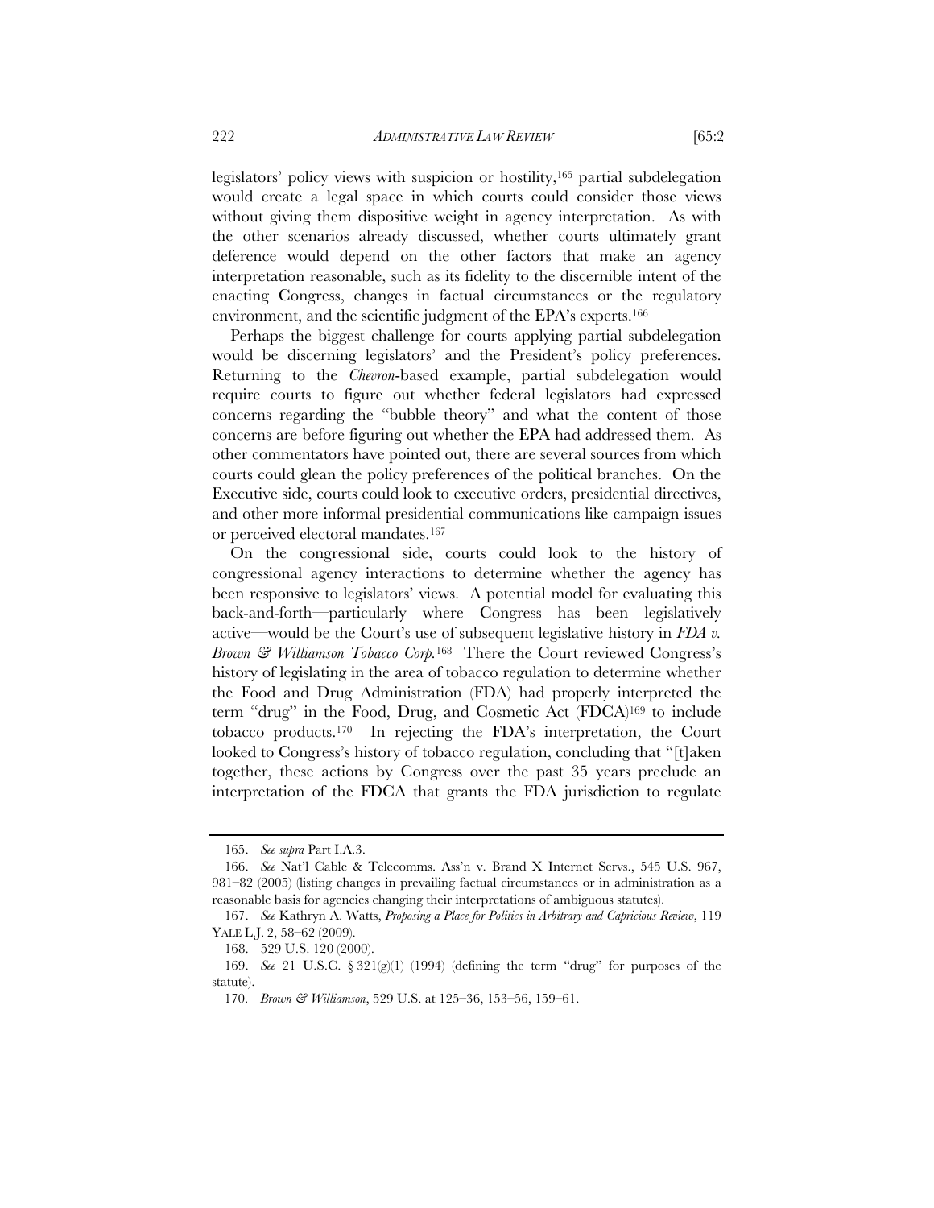legislators' policy views with suspicion or hostility,[165] partial subdelegation would create a legal space in which courts could consider those views without giving them dispositive weight in agency interpretation. As with the other scenarios already discussed, whether courts ultimately grant deference would depend on the other factors that make an agency interpretation reasonable, such as its fidelity to the discernible intent of the enacting Congress, changes in factual circumstances or the regulatory environment, and the scientific judgment of the EPA's experts.[166]

Perhaps the biggest challenge for courts applying partial subdelegation would be discerning legislators' and the President's policy preferences. Returning to the *Chevron*-based example, partial subdelegation would require courts to figure out whether federal legislators had expressed concerns regarding the "bubble theory" and what the content of those concerns are before figuring out whether the EPA had addressed them. As other commentators have pointed out, there are several sources from which courts could glean the policy preferences of the political branches. On the Executive side, courts could look to executive orders, presidential directives, and other more informal presidential communications like campaign issues or perceived electoral mandates.[167]

On the congressional side, courts could look to the history of congressional–agency interactions to determine whether the agency has been responsive to legislators' views. A potential model for evaluating this back-and-forth—particularly where Congress has been legislatively active—would be the Court's use of subsequent legislative history in *FDA v. Brown & Williamson Tobacco Corp.*[168] There the Court reviewed Congress's history of legislating in the area of tobacco regulation to determine whether the Food and Drug Administration (FDA) had properly interpreted the term "drug" in the Food, Drug, and Cosmetic Act (FDCA)[169] to include tobacco products.[170] In rejecting the FDA's interpretation, the Court looked to Congress's history of tobacco regulation, concluding that "[t]aken together, these actions by Congress over the past 35 years preclude an interpretation of the FDCA that grants the FDA jurisdiction to regulate

---

165. *See supra* Part I.A.3.

166. *See* Nat'l Cable & Telecomms. Ass'n v. Brand X Internet Servs., 545 U.S. 967, 981–82 (2005) (listing changes in prevailing factual circumstances or in administration as a reasonable basis for agencies changing their interpretations of ambiguous statutes).

167. *See* Kathryn A. Watts, *Proposing a Place for Politics in Arbitrary and Capricious Review*, 119 YALE L.J. 2, 58–62 (2009).

168. 529 U.S. 120 (2000).

169. *See* 21 U.S.C. § 321(g)(1) (1994) (defining the term "drug" for purposes of the statute).

170. *Brown & Williamson*, 529 U.S. at 125–36, 153–56, 159–61.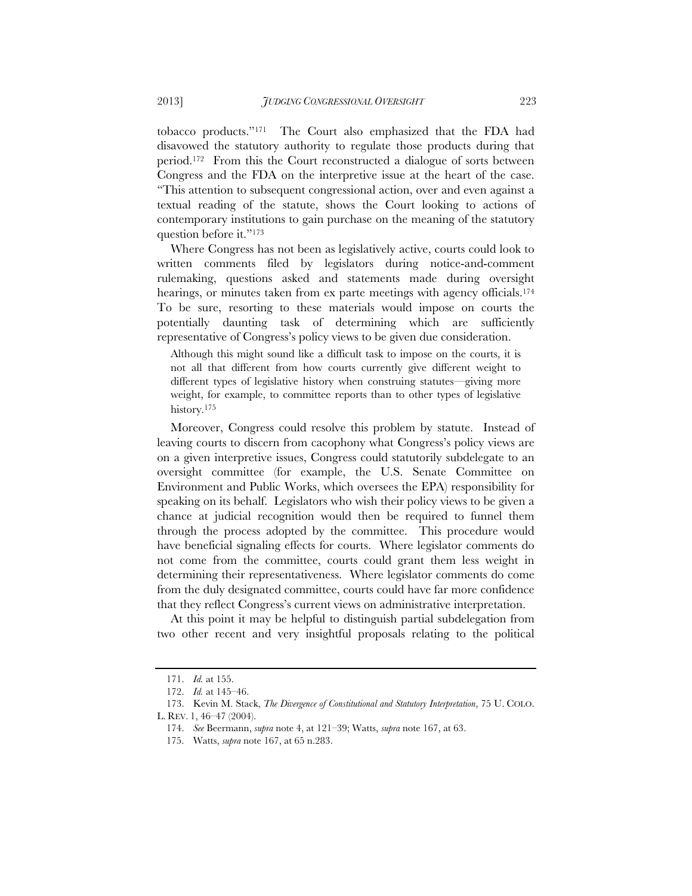tobacco products."[171] The Court also emphasized that the FDA had disavowed the statutory authority to regulate those products during that period.[172] From this the Court reconstructed a dialogue of sorts between Congress and the FDA on the interpretive issue at the heart of the case. "This attention to subsequent congressional action, over and even against a textual reading of the statute, shows the Court looking to actions of contemporary institutions to gain purchase on the meaning of the statutory question before it."[173]

Where Congress has not been as legislatively active, courts could look to written comments filed by legislators during notice-and-comment rulemaking, questions asked and statements made during oversight hearings, or minutes taken from ex parte meetings with agency officials.[174] To be sure, resorting to these materials would impose on courts the potentially daunting task of determining which are sufficiently representative of Congress's policy views to be given due consideration.

> Although this might sound like a difficult task to impose on the courts, it is not all that different from how courts currently give different weight to different types of legislative history when construing statutes—giving more weight, for example, to committee reports than to other types of legislative history.[175]

Moreover, Congress could resolve this problem by statute. Instead of leaving courts to discern from cacophony what Congress's policy views are on a given interpretive issues, Congress could statutorily subdelegate to an oversight committee (for example, the U.S. Senate Committee on Environment and Public Works, which oversees the EPA) responsibility for speaking on its behalf. Legislators who wish their policy views to be given a chance at judicial recognition would then be required to funnel them through the process adopted by the committee. This procedure would have beneficial signaling effects for courts. Where legislator comments do not come from the committee, courts could grant them less weight in determining their representativeness. Where legislator comments do come from the duly designated committee, courts could have far more confidence that they reflect Congress's current views on administrative interpretation.

At this point it may be helpful to distinguish partial subdelegation from two other recent and very insightful proposals relating to the political

---

171. *Id.* at 155.

172. *Id.* at 145–46.

173. Kevin M. Stack, *The Divergence of Constitutional and Statutory Interpretation*, 75 U. COLO. L. REV. 1, 46–47 (2004).

174. *See* Beermann, *supra* note 4, at 121–39; Watts, *supra* note 167, at 63.

175. Watts, *supra* note 167, at 65 n.283.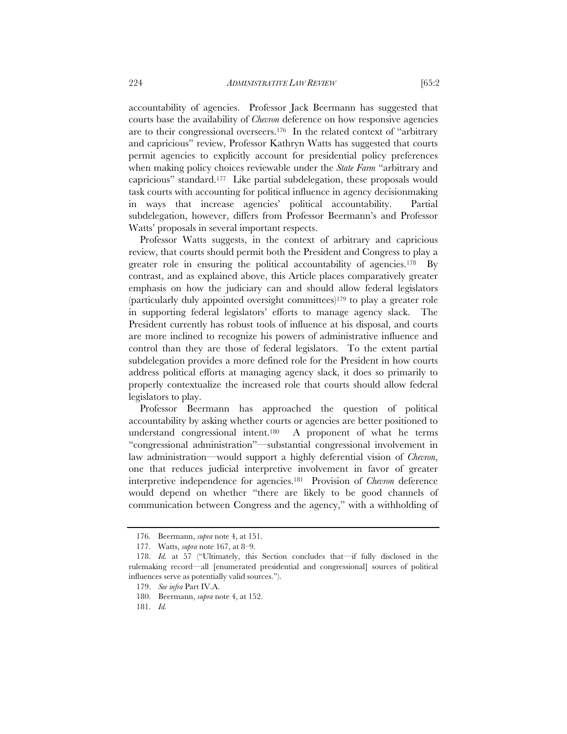accountability of agencies. Professor Jack Beermann has suggested that courts base the availability of *Chevron* deference on how responsive agencies are to their congressional overseers.[176] In the related context of "arbitrary and capricious" review, Professor Kathryn Watts has suggested that courts permit agencies to explicitly account for presidential policy preferences when making policy choices reviewable under the *State Farm* "arbitrary and capricious" standard.[177] Like partial subdelegation, these proposals would task courts with accounting for political influence in agency decisionmaking in ways that increase agencies' political accountability. Partial subdelegation, however, differs from Professor Beermann's and Professor Watts' proposals in several important respects.

Professor Watts suggests, in the context of arbitrary and capricious review, that courts should permit both the President and Congress to play a greater role in ensuring the political accountability of agencies.[178] By contrast, and as explained above, this Article places comparatively greater emphasis on how the judiciary can and should allow federal legislators (particularly duly appointed oversight committees)[179] to play a greater role in supporting federal legislators' efforts to manage agency slack. The President currently has robust tools of influence at his disposal, and courts are more inclined to recognize his powers of administrative influence and control than they are those of federal legislators. To the extent partial subdelegation provides a more defined role for the President in how courts address political efforts at managing agency slack, it does so primarily to properly contextualize the increased role that courts should allow federal legislators to play.

Professor Beermann has approached the question of political accountability by asking whether courts or agencies are better positioned to understand congressional intent.[180] A proponent of what he terms "congressional administration"—substantial congressional involvement in law administration—would support a highly deferential vision of *Chevron*, one that reduces judicial interpretive involvement in favor of greater interpretive independence for agencies.[181] Provision of *Chevron* deference would depend on whether "there are likely to be good channels of communication between Congress and the agency," with a withholding of

---

176. Beermann, *supra* note 4, at 151.

177. Watts, *supra* note 167, at 8–9.

178. *Id.* at 57 ("Ultimately, this Section concludes that—if fully disclosed in the rulemaking record—all [enumerated presidential and congressional] sources of political influences serve as potentially valid sources.").

179. *See infra* Part IV.A.

180. Beermann, *supra* note 4, at 152.

181. *Id.*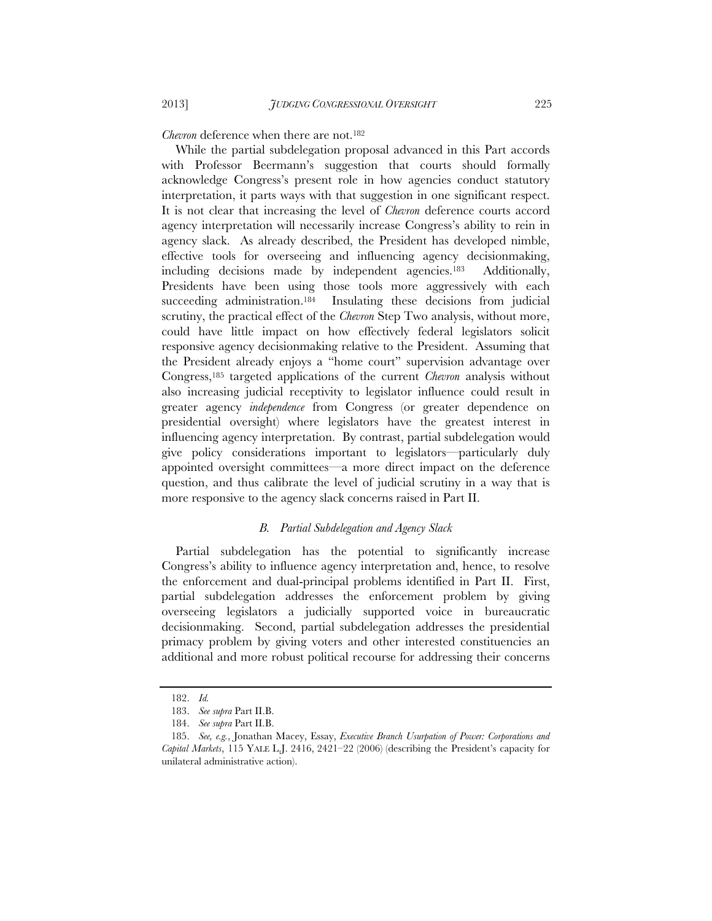*Chevron* deference when there are not.[182]

While the partial subdelegation proposal advanced in this Part accords with Professor Beermann's suggestion that courts should formally acknowledge Congress's present role in how agencies conduct statutory interpretation, it parts ways with that suggestion in one significant respect. It is not clear that increasing the level of *Chevron* deference courts accord agency interpretation will necessarily increase Congress's ability to rein in agency slack. As already described, the President has developed nimble, effective tools for overseeing and influencing agency decisionmaking, including decisions made by independent agencies.[183] Additionally, Presidents have been using those tools more aggressively with each succeeding administration.[184] Insulating these decisions from judicial scrutiny, the practical effect of the *Chevron* Step Two analysis, without more, could have little impact on how effectively federal legislators solicit responsive agency decisionmaking relative to the President. Assuming that the President already enjoys a "home court" supervision advantage over Congress,[185] targeted applications of the current *Chevron* analysis without also increasing judicial receptivity to legislator influence could result in greater agency *independence* from Congress (or greater dependence on presidential oversight) where legislators have the greatest interest in influencing agency interpretation. By contrast, partial subdelegation would give policy considerations important to legislators—particularly duly appointed oversight committees—a more direct impact on the deference question, and thus calibrate the level of judicial scrutiny in a way that is more responsive to the agency slack concerns raised in Part II.

### *B. Partial Subdelegation and Agency Slack*

Partial subdelegation has the potential to significantly increase Congress's ability to influence agency interpretation and, hence, to resolve the enforcement and dual-principal problems identified in Part II. First, partial subdelegation addresses the enforcement problem by giving overseeing legislators a judicially supported voice in bureaucratic decisionmaking. Second, partial subdelegation addresses the presidential primacy problem by giving voters and other interested constituencies an additional and more robust political recourse for addressing their concerns

---

182. *Id.*

183. *See supra* Part II.B.

184. *See supra* Part II.B.

185. *See, e.g.*, Jonathan Macey, Essay, *Executive Branch Usurpation of Power: Corporations and Capital Markets*, 115 YALE L.J. 2416, 2421–22 (2006) (describing the President's capacity for unilateral administrative action).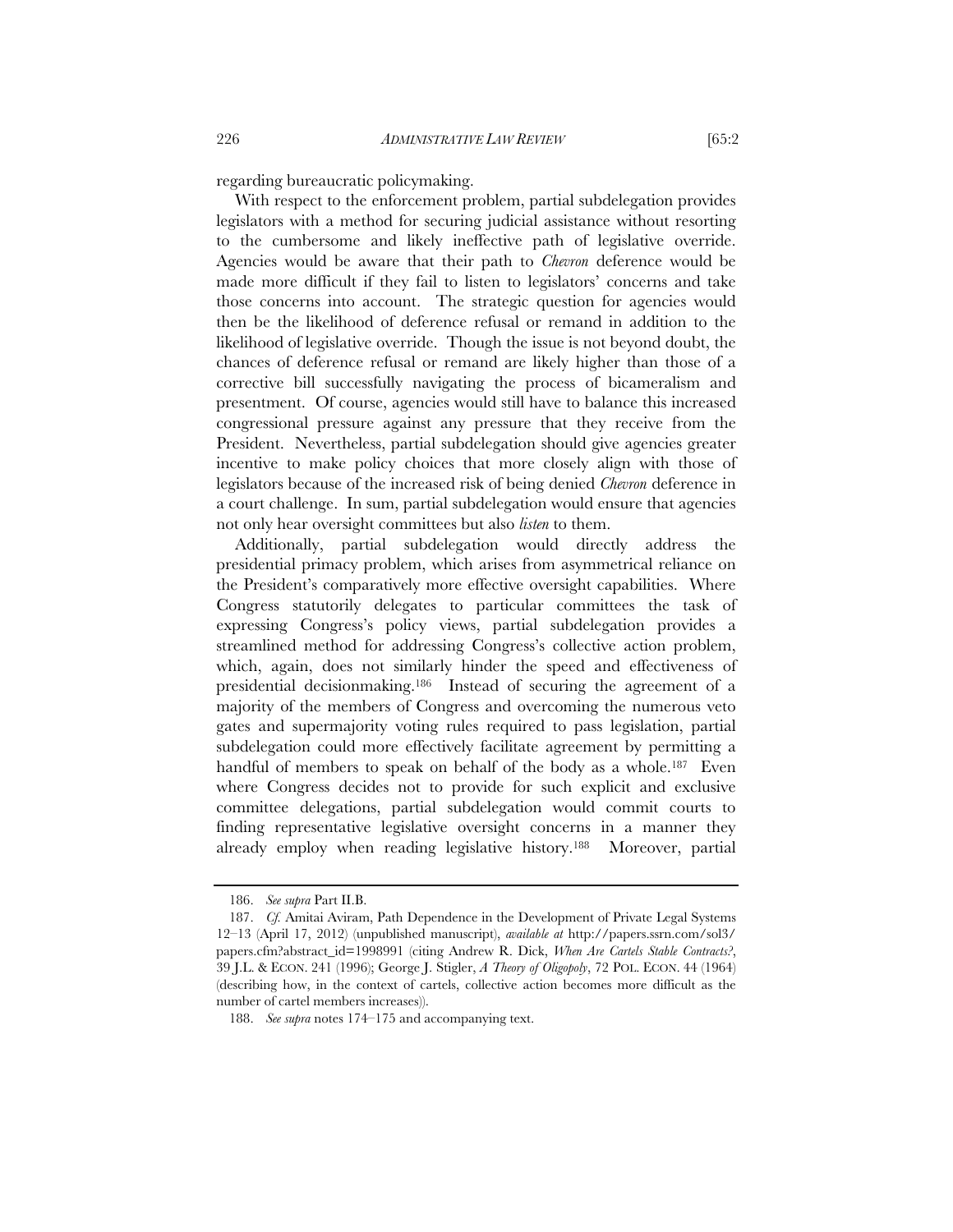regarding bureaucratic policymaking.

With respect to the enforcement problem, partial subdelegation provides legislators with a method for securing judicial assistance without resorting to the cumbersome and likely ineffective path of legislative override. Agencies would be aware that their path to *Chevron* deference would be made more difficult if they fail to listen to legislators' concerns and take those concerns into account. The strategic question for agencies would then be the likelihood of deference refusal or remand in addition to the likelihood of legislative override. Though the issue is not beyond doubt, the chances of deference refusal or remand are likely higher than those of a corrective bill successfully navigating the process of bicameralism and presentment. Of course, agencies would still have to balance this increased congressional pressure against any pressure that they receive from the President. Nevertheless, partial subdelegation should give agencies greater incentive to make policy choices that more closely align with those of legislators because of the increased risk of being denied *Chevron* deference in a court challenge. In sum, partial subdelegation would ensure that agencies not only hear oversight committees but also *listen* to them.

Additionally, partial subdelegation would directly address the presidential primacy problem, which arises from asymmetrical reliance on the President's comparatively more effective oversight capabilities. Where Congress statutorily delegates to particular committees the task of expressing Congress's policy views, partial subdelegation provides a streamlined method for addressing Congress's collective action problem, which, again, does not similarly hinder the speed and effectiveness of presidential decisionmaking.[186] Instead of securing the agreement of a majority of the members of Congress and overcoming the numerous veto gates and supermajority voting rules required to pass legislation, partial subdelegation could more effectively facilitate agreement by permitting a handful of members to speak on behalf of the body as a whole.[187] Even where Congress decides not to provide for such explicit and exclusive committee delegations, partial subdelegation would commit courts to finding representative legislative oversight concerns in a manner they already employ when reading legislative history.[188] Moreover, partial

---

186. *See supra* Part II.B.

187. *Cf.* Amitai Aviram, Path Dependence in the Development of Private Legal Systems 12–13 (April 17, 2012) (unpublished manuscript), *available at* http://papers.ssrn.com/sol3/papers.cfm?abstract_id=1998991 (citing Andrew R. Dick, *When Are Cartels Stable Contracts?*, 39 J.L. & ECON. 241 (1996); George J. Stigler, *A Theory of Oligopoly*, 72 POL. ECON. 44 (1964) (describing how, in the context of cartels, collective action becomes more difficult as the number of cartel members increases)).

188. *See supra* notes 174–175 and accompanying text.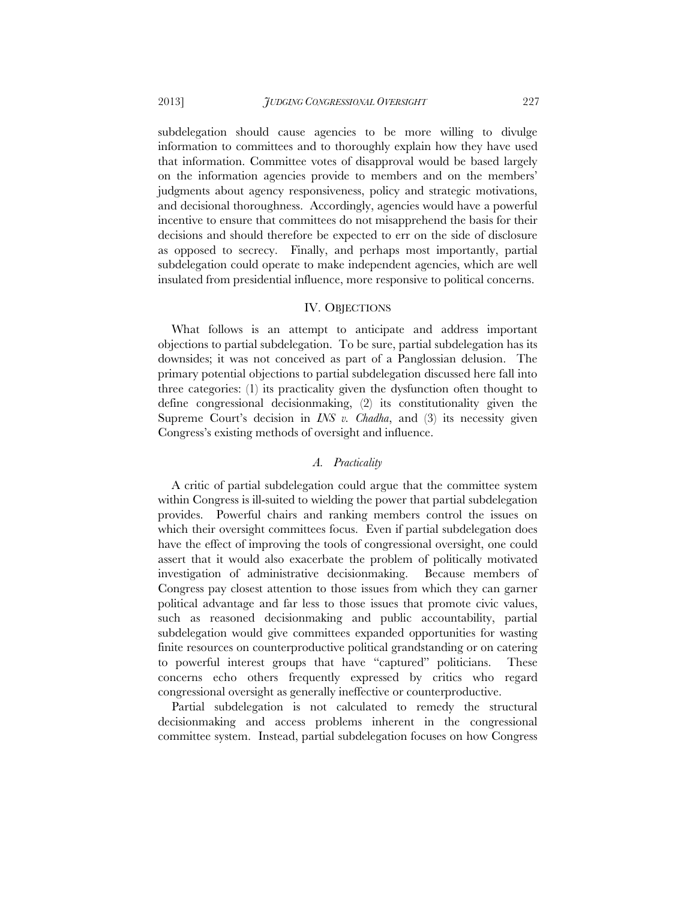subdelegation should cause agencies to be more willing to divulge information to committees and to thoroughly explain how they have used that information. Committee votes of disapproval would be based largely on the information agencies provide to members and on the members' judgments about agency responsiveness, policy and strategic motivations, and decisional thoroughness. Accordingly, agencies would have a powerful incentive to ensure that committees do not misapprehend the basis for their decisions and should therefore be expected to err on the side of disclosure as opposed to secrecy. Finally, and perhaps most importantly, partial subdelegation could operate to make independent agencies, which are well insulated from presidential influence, more responsive to political concerns.

## IV. Objections

What follows is an attempt to anticipate and address important objections to partial subdelegation. To be sure, partial subdelegation has its downsides; it was not conceived as part of a Panglossian delusion. The primary potential objections to partial subdelegation discussed here fall into three categories: (1) its practicality given the dysfunction often thought to define congressional decisionmaking, (2) its constitutionality given the Supreme Court's decision in *INS v. Chadha*, and (3) its necessity given Congress's existing methods of oversight and influence.

### *A. Practicality*

A critic of partial subdelegation could argue that the committee system within Congress is ill-suited to wielding the power that partial subdelegation provides. Powerful chairs and ranking members control the issues on which their oversight committees focus. Even if partial subdelegation does have the effect of improving the tools of congressional oversight, one could assert that it would also exacerbate the problem of politically motivated investigation of administrative decisionmaking. Because members of Congress pay closest attention to those issues from which they can garner political advantage and far less to those issues that promote civic values, such as reasoned decisionmaking and public accountability, partial subdelegation would give committees expanded opportunities for wasting finite resources on counterproductive political grandstanding or on catering to powerful interest groups that have "captured" politicians. These concerns echo others frequently expressed by critics who regard congressional oversight as generally ineffective or counterproductive.

Partial subdelegation is not calculated to remedy the structural decisionmaking and access problems inherent in the congressional committee system. Instead, partial subdelegation focuses on how Congress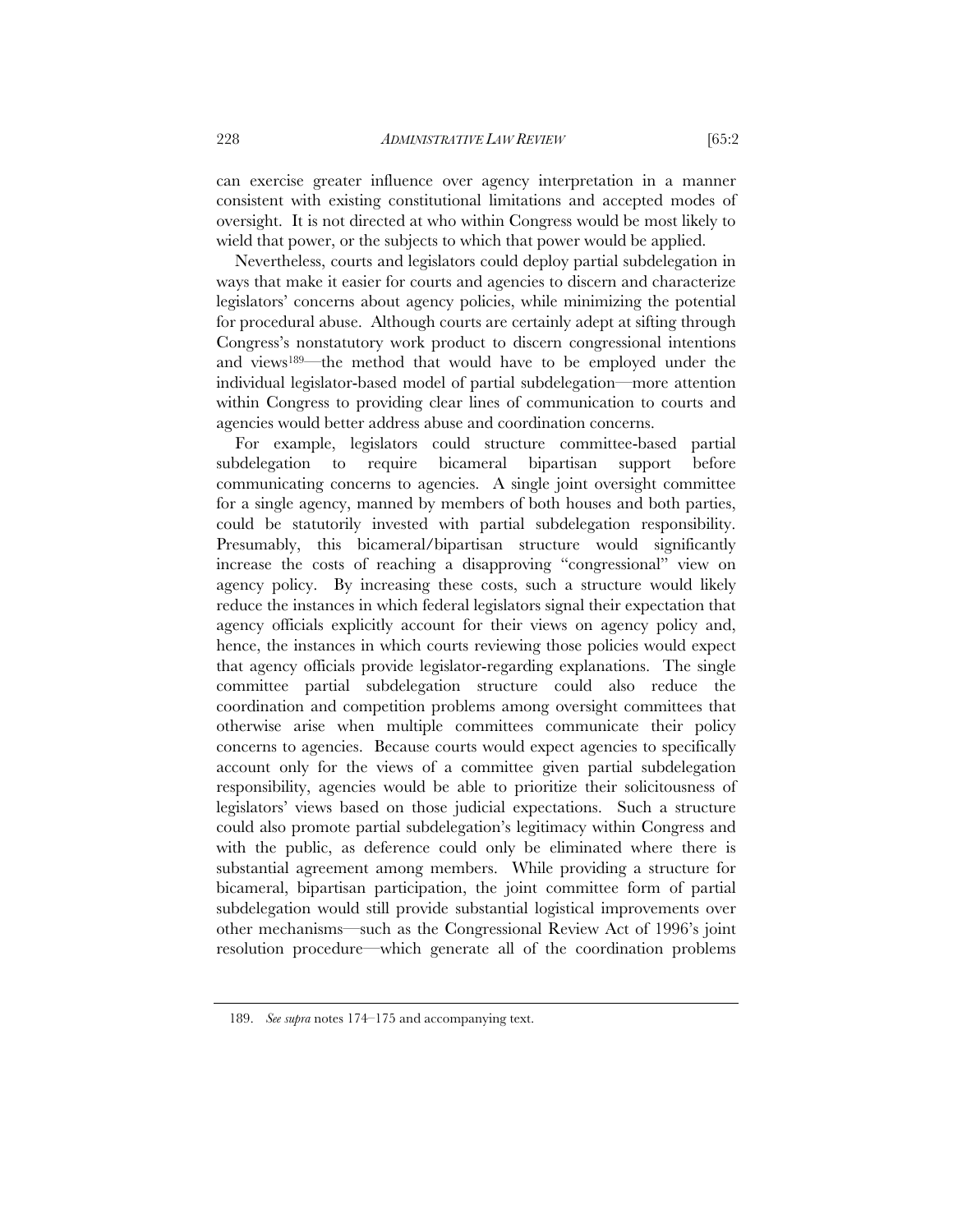can exercise greater influence over agency interpretation in a manner consistent with existing constitutional limitations and accepted modes of oversight. It is not directed at who within Congress would be most likely to wield that power, or the subjects to which that power would be applied.

Nevertheless, courts and legislators could deploy partial subdelegation in ways that make it easier for courts and agencies to discern and characterize legislators' concerns about agency policies, while minimizing the potential for procedural abuse. Although courts are certainly adept at sifting through Congress's nonstatutory work product to discern congressional intentions and views[189]—the method that would have to be employed under the individual legislator-based model of partial subdelegation—more attention within Congress to providing clear lines of communication to courts and agencies would better address abuse and coordination concerns.

For example, legislators could structure committee-based partial subdelegation to require bicameral bipartisan support before communicating concerns to agencies. A single joint oversight committee for a single agency, manned by members of both houses and both parties, could be statutorily invested with partial subdelegation responsibility. Presumably, this bicameral/bipartisan structure would significantly increase the costs of reaching a disapproving "congressional" view on agency policy. By increasing these costs, such a structure would likely reduce the instances in which federal legislators signal their expectation that agency officials explicitly account for their views on agency policy and, hence, the instances in which courts reviewing those policies would expect that agency officials provide legislator-regarding explanations. The single committee partial subdelegation structure could also reduce the coordination and competition problems among oversight committees that otherwise arise when multiple committees communicate their policy concerns to agencies. Because courts would expect agencies to specifically account only for the views of a committee given partial subdelegation responsibility, agencies would be able to prioritize their solicitousness of legislators' views based on those judicial expectations. Such a structure could also promote partial subdelegation's legitimacy within Congress and with the public, as deference could only be eliminated where there is substantial agreement among members. While providing a structure for bicameral, bipartisan participation, the joint committee form of partial subdelegation would still provide substantial logistical improvements over other mechanisms—such as the Congressional Review Act of 1996's joint resolution procedure—which generate all of the coordination problems

189. *See supra* notes 174–175 and accompanying text.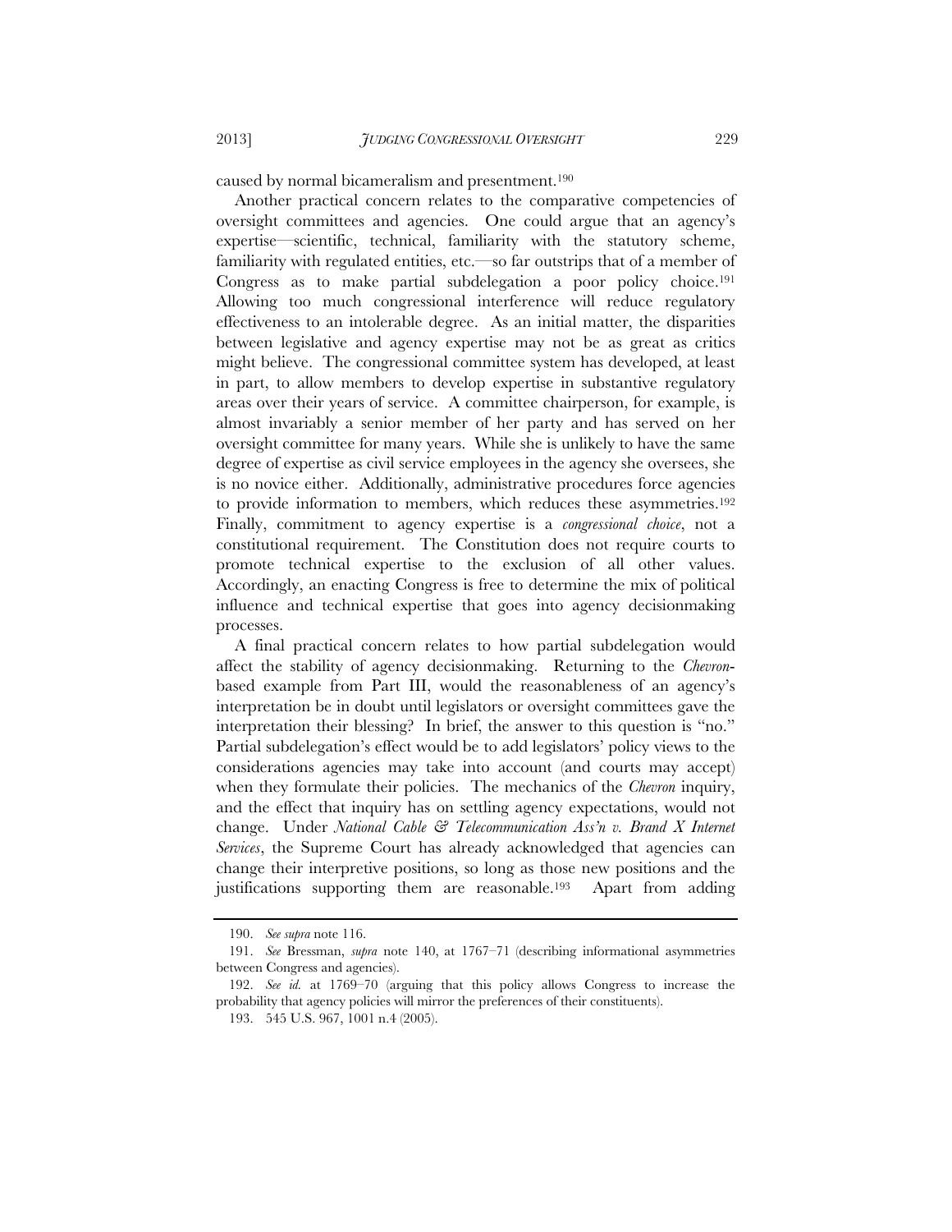caused by normal bicameralism and presentment.[190]

Another practical concern relates to the comparative competencies of oversight committees and agencies. One could argue that an agency's expertise—scientific, technical, familiarity with the statutory scheme, familiarity with regulated entities, etc.—so far outstrips that of a member of Congress as to make partial subdelegation a poor policy choice.[191] Allowing too much congressional interference will reduce regulatory effectiveness to an intolerable degree. As an initial matter, the disparities between legislative and agency expertise may not be as great as critics might believe. The congressional committee system has developed, at least in part, to allow members to develop expertise in substantive regulatory areas over their years of service. A committee chairperson, for example, is almost invariably a senior member of her party and has served on her oversight committee for many years. While she is unlikely to have the same degree of expertise as civil service employees in the agency she oversees, she is no novice either. Additionally, administrative procedures force agencies to provide information to members, which reduces these asymmetries.[192] Finally, commitment to agency expertise is a *congressional choice*, not a constitutional requirement. The Constitution does not require courts to promote technical expertise to the exclusion of all other values. Accordingly, an enacting Congress is free to determine the mix of political influence and technical expertise that goes into agency decisionmaking processes.

A final practical concern relates to how partial subdelegation would affect the stability of agency decisionmaking. Returning to the *Chevron*-based example from Part III, would the reasonableness of an agency's interpretation be in doubt until legislators or oversight committees gave the interpretation their blessing? In brief, the answer to this question is "no." Partial subdelegation's effect would be to add legislators' policy views to the considerations agencies may take into account (and courts may accept) when they formulate their policies. The mechanics of the *Chevron* inquiry, and the effect that inquiry has on settling agency expectations, would not change. Under *National Cable & Telecommunication Ass'n v. Brand X Internet Services*, the Supreme Court has already acknowledged that agencies can change their interpretive positions, so long as those new positions and the justifications supporting them are reasonable.[193] Apart from adding

---

190. *See supra* note 116.

191. *See* Bressman, *supra* note 140, at 1767–71 (describing informational asymmetries between Congress and agencies).

192. *See id.* at 1769–70 (arguing that this policy allows Congress to increase the probability that agency policies will mirror the preferences of their constituents).

193. 545 U.S. 967, 1001 n.4 (2005).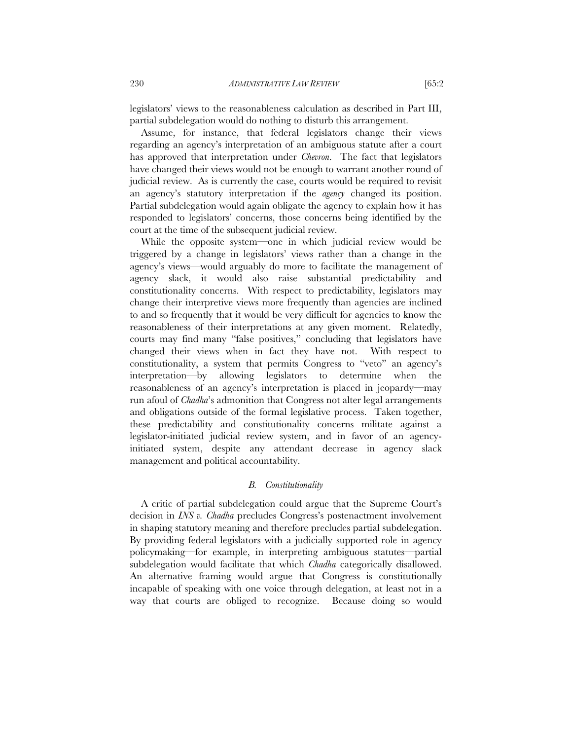legislators' views to the reasonableness calculation as described in Part III, partial subdelegation would do nothing to disturb this arrangement.

Assume, for instance, that federal legislators change their views regarding an agency's interpretation of an ambiguous statute after a court has approved that interpretation under *Chevron*. The fact that legislators have changed their views would not be enough to warrant another round of judicial review. As is currently the case, courts would be required to revisit an agency's statutory interpretation if the *agency* changed its position. Partial subdelegation would again obligate the agency to explain how it has responded to legislators' concerns, those concerns being identified by the court at the time of the subsequent judicial review.

While the opposite system—one in which judicial review would be triggered by a change in legislators' views rather than a change in the agency's views—would arguably do more to facilitate the management of agency slack, it would also raise substantial predictability and constitutionality concerns. With respect to predictability, legislators may change their interpretive views more frequently than agencies are inclined to and so frequently that it would be very difficult for agencies to know the reasonableness of their interpretations at any given moment. Relatedly, courts may find many "false positives," concluding that legislators have changed their views when in fact they have not. With respect to constitutionality, a system that permits Congress to "veto" an agency's interpretation—by allowing legislators to determine when the reasonableness of an agency's interpretation is placed in jeopardy—may run afoul of *Chadha*'s admonition that Congress not alter legal arrangements and obligations outside of the formal legislative process. Taken together, these predictability and constitutionality concerns militate against a legislator-initiated judicial review system, and in favor of an agency-initiated system, despite any attendant decrease in agency slack management and political accountability.

### *B. Constitutionality*

A critic of partial subdelegation could argue that the Supreme Court's decision in *INS v. Chadha* precludes Congress's postenactment involvement in shaping statutory meaning and therefore precludes partial subdelegation. By providing federal legislators with a judicially supported role in agency policymaking—for example, in interpreting ambiguous statutes—partial subdelegation would facilitate that which *Chadha* categorically disallowed. An alternative framing would argue that Congress is constitutionally incapable of speaking with one voice through delegation, at least not in a way that courts are obliged to recognize. Because doing so would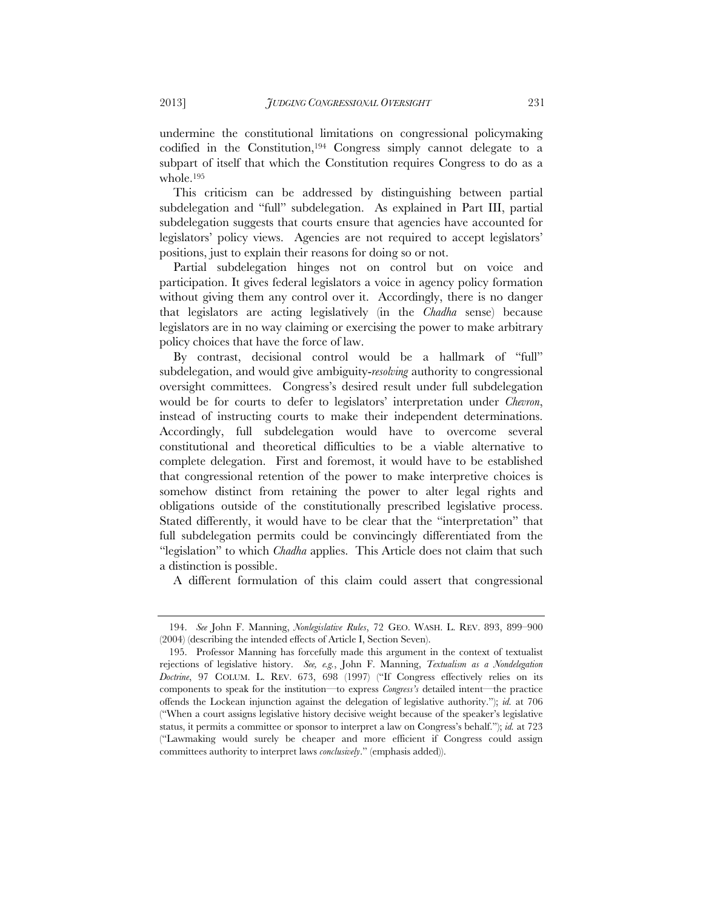undermine the constitutional limitations on congressional policymaking codified in the Constitution,[194] Congress simply cannot delegate to a subpart of itself that which the Constitution requires Congress to do as a whole.[195]

This criticism can be addressed by distinguishing between partial subdelegation and "full" subdelegation. As explained in Part III, partial subdelegation suggests that courts ensure that agencies have accounted for legislators' policy views. Agencies are not required to accept legislators' positions, just to explain their reasons for doing so or not.

Partial subdelegation hinges not on control but on voice and participation. It gives federal legislators a voice in agency policy formation without giving them any control over it. Accordingly, there is no danger that legislators are acting legislatively (in the *Chadha* sense) because legislators are in no way claiming or exercising the power to make arbitrary policy choices that have the force of law.

By contrast, decisional control would be a hallmark of "full" subdelegation, and would give ambiguity-*resolving* authority to congressional oversight committees. Congress's desired result under full subdelegation would be for courts to defer to legislators' interpretation under *Chevron*, instead of instructing courts to make their independent determinations. Accordingly, full subdelegation would have to overcome several constitutional and theoretical difficulties to be a viable alternative to complete delegation. First and foremost, it would have to be established that congressional retention of the power to make interpretive choices is somehow distinct from retaining the power to alter legal rights and obligations outside of the constitutionally prescribed legislative process. Stated differently, it would have to be clear that the "interpretation" that full subdelegation permits could be convincingly differentiated from the "legislation" to which *Chadha* applies. This Article does not claim that such a distinction is possible.

A different formulation of this claim could assert that congressional

---

194. *See* John F. Manning, *Nonlegislative Rules*, 72 GEO. WASH. L. REV. 893, 899–900 (2004) (describing the intended effects of Article I, Section Seven).

195. Professor Manning has forcefully made this argument in the context of textualist rejections of legislative history. *See, e.g.*, John F. Manning, *Textualism as a Nondelegation Doctrine*, 97 COLUM. L. REV. 673, 698 (1997) ("If Congress effectively relies on its components to speak for the institution—to express *Congress's* detailed intent—the practice offends the Lockean injunction against the delegation of legislative authority."); *id.* at 706 ("When a court assigns legislative history decisive weight because of the speaker's legislative status, it permits a committee or sponsor to interpret a law on Congress's behalf."); *id.* at 723 ("Lawmaking would surely be cheaper and more efficient if Congress could assign committees authority to interpret laws *conclusively*." (emphasis added)).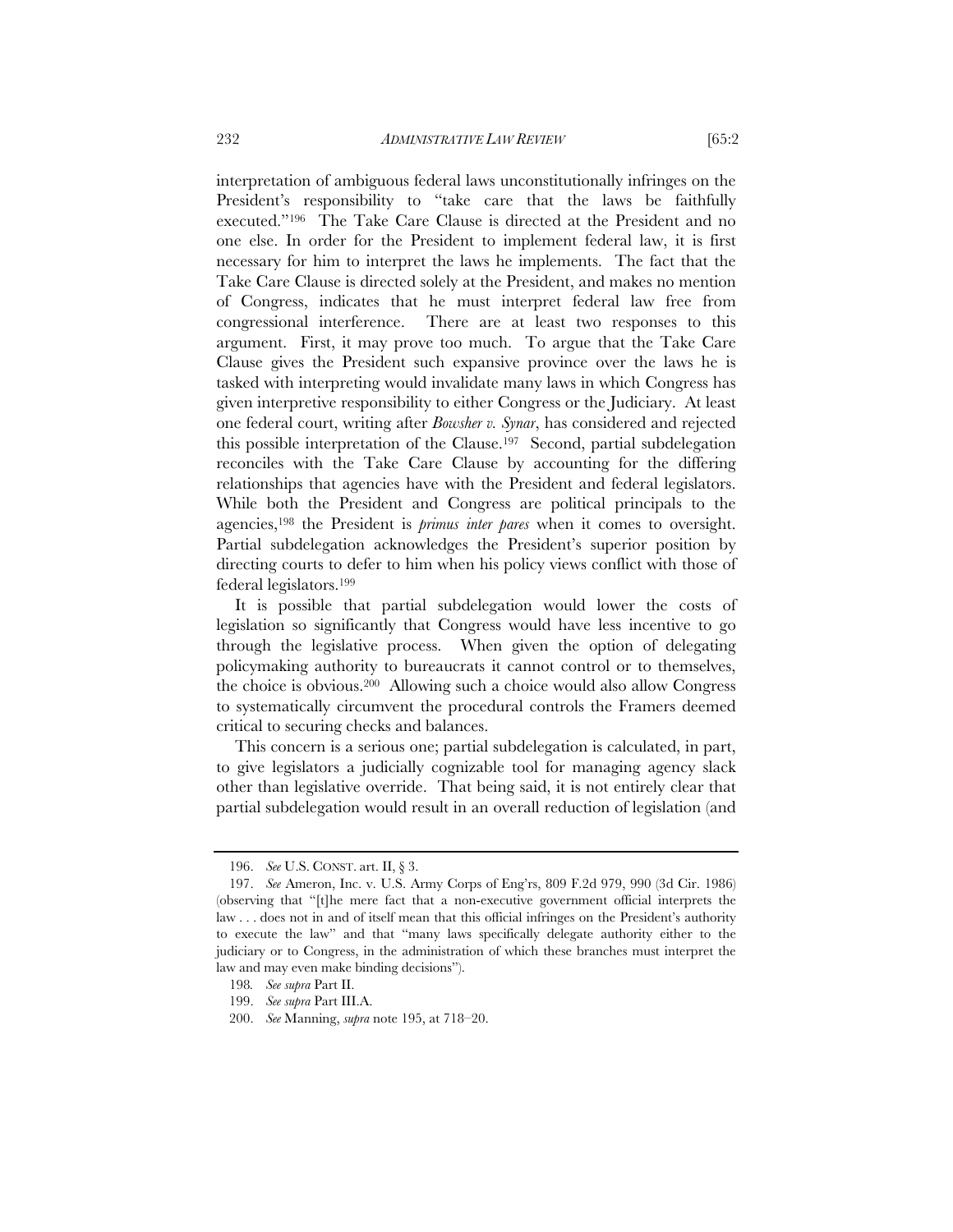interpretation of ambiguous federal laws unconstitutionally infringes on the President's responsibility to "take care that the laws be faithfully executed."[196] The Take Care Clause is directed at the President and no one else. In order for the President to implement federal law, it is first necessary for him to interpret the laws he implements. The fact that the Take Care Clause is directed solely at the President, and makes no mention of Congress, indicates that he must interpret federal law free from congressional interference. There are at least two responses to this argument. First, it may prove too much. To argue that the Take Care Clause gives the President such expansive province over the laws he is tasked with interpreting would invalidate many laws in which Congress has given interpretive responsibility to either Congress or the Judiciary. At least one federal court, writing after *Bowsher v. Synar*, has considered and rejected this possible interpretation of the Clause.[197] Second, partial subdelegation reconciles with the Take Care Clause by accounting for the differing relationships that agencies have with the President and federal legislators. While both the President and Congress are political principals to the agencies,[198] the President is *primus inter pares* when it comes to oversight. Partial subdelegation acknowledges the President's superior position by directing courts to defer to him when his policy views conflict with those of federal legislators.[199]

It is possible that partial subdelegation would lower the costs of legislation so significantly that Congress would have less incentive to go through the legislative process. When given the option of delegating policymaking authority to bureaucrats it cannot control or to themselves, the choice is obvious.[200] Allowing such a choice would also allow Congress to systematically circumvent the procedural controls the Framers deemed critical to securing checks and balances.

This concern is a serious one; partial subdelegation is calculated, in part, to give legislators a judicially cognizable tool for managing agency slack other than legislative override. That being said, it is not entirely clear that partial subdelegation would result in an overall reduction of legislation (and

---

196. *See* U.S. CONST. art. II, § 3.

197. *See* Ameron, Inc. v. U.S. Army Corps of Eng'rs, 809 F.2d 979, 990 (3d Cir. 1986) (observing that "[t]he mere fact that a non-executive government official interprets the law . . . does not in and of itself mean that this official infringes on the President's authority to execute the law" and that "many laws specifically delegate authority either to the judiciary or to Congress, in the administration of which these branches must interpret the law and may even make binding decisions").

198. *See supra* Part II.

199. *See supra* Part III.A.

200. *See* Manning, *supra* note 195, at 718–20.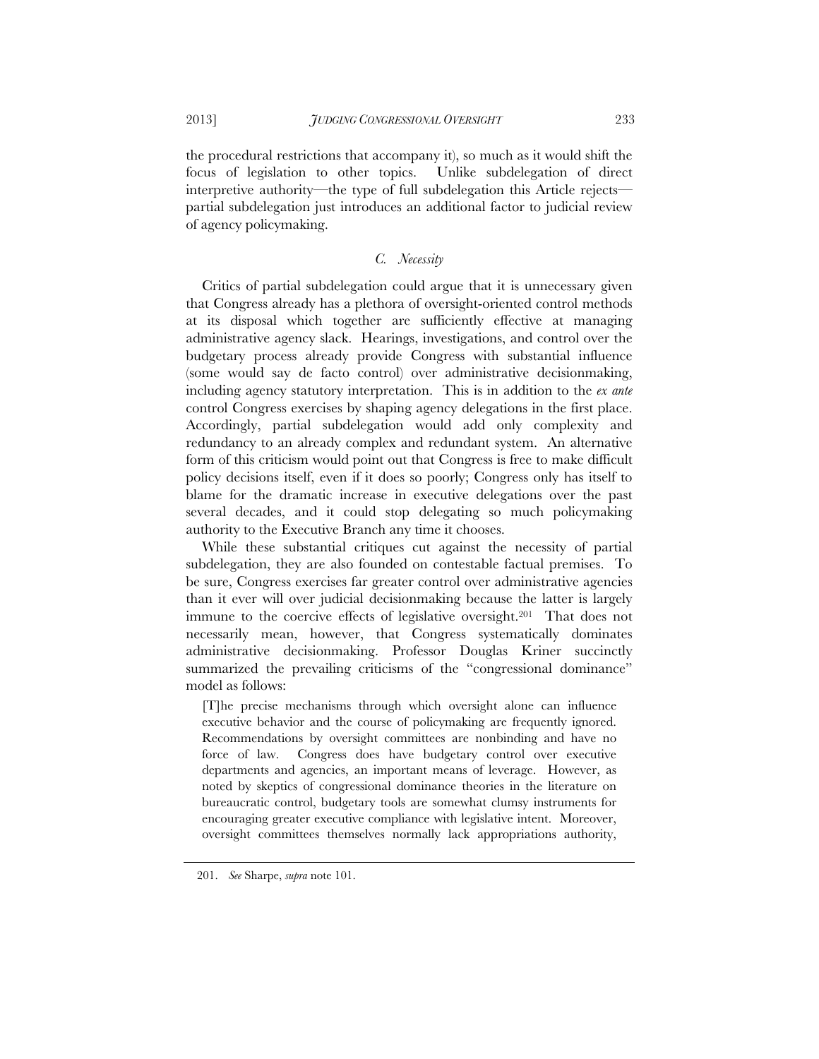the procedural restrictions that accompany it), so much as it would shift the focus of legislation to other topics. Unlike subdelegation of direct interpretive authority—the type of full subdelegation this Article rejects—partial subdelegation just introduces an additional factor to judicial review of agency policymaking.

### *C. Necessity*

Critics of partial subdelegation could argue that it is unnecessary given that Congress already has a plethora of oversight-oriented control methods at its disposal which together are sufficiently effective at managing administrative agency slack. Hearings, investigations, and control over the budgetary process already provide Congress with substantial influence (some would say de facto control) over administrative decisionmaking, including agency statutory interpretation. This is in addition to the *ex ante* control Congress exercises by shaping agency delegations in the first place. Accordingly, partial subdelegation would add only complexity and redundancy to an already complex and redundant system. An alternative form of this criticism would point out that Congress is free to make difficult policy decisions itself, even if it does so poorly; Congress only has itself to blame for the dramatic increase in executive delegations over the past several decades, and it could stop delegating so much policymaking authority to the Executive Branch any time it chooses.

While these substantial critiques cut against the necessity of partial subdelegation, they are also founded on contestable factual premises. To be sure, Congress exercises far greater control over administrative agencies than it ever will over judicial decisionmaking because the latter is largely immune to the coercive effects of legislative oversight.[201] That does not necessarily mean, however, that Congress systematically dominates administrative decisionmaking. Professor Douglas Kriner succinctly summarized the prevailing criticisms of the "congressional dominance" model as follows:

> [T]he precise mechanisms through which oversight alone can influence executive behavior and the course of policymaking are frequently ignored. Recommendations by oversight committees are nonbinding and have no force of law. Congress does have budgetary control over executive departments and agencies, an important means of leverage. However, as noted by skeptics of congressional dominance theories in the literature on bureaucratic control, budgetary tools are somewhat clumsy instruments for encouraging greater executive compliance with legislative intent. Moreover, oversight committees themselves normally lack appropriations authority,

201. *See* Sharpe, *supra* note 101.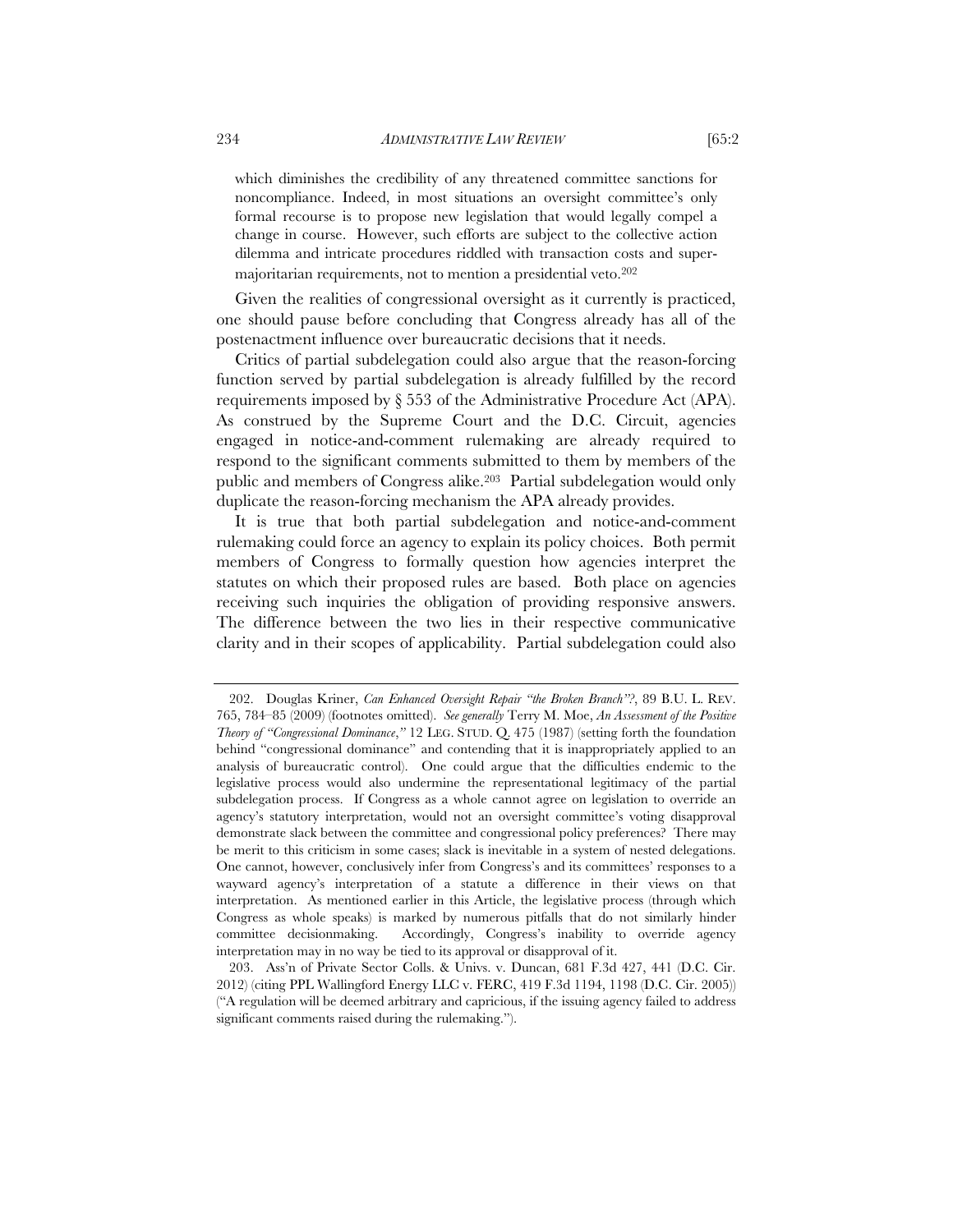which diminishes the credibility of any threatened committee sanctions for noncompliance. Indeed, in most situations an oversight committee's only formal recourse is to propose new legislation that would legally compel a change in course. However, such efforts are subject to the collective action dilemma and intricate procedures riddled with transaction costs and supermajoritarian requirements, not to mention a presidential veto.[202]

Given the realities of congressional oversight as it currently is practiced, one should pause before concluding that Congress already has all of the postenactment influence over bureaucratic decisions that it needs.

Critics of partial subdelegation could also argue that the reason-forcing function served by partial subdelegation is already fulfilled by the record requirements imposed by § 553 of the Administrative Procedure Act (APA). As construed by the Supreme Court and the D.C. Circuit, agencies engaged in notice-and-comment rulemaking are already required to respond to the significant comments submitted to them by members of the public and members of Congress alike.[203] Partial subdelegation would only duplicate the reason-forcing mechanism the APA already provides.

It is true that both partial subdelegation and notice-and-comment rulemaking could force an agency to explain its policy choices. Both permit members of Congress to formally question how agencies interpret the statutes on which their proposed rules are based. Both place on agencies receiving such inquiries the obligation of providing responsive answers. The difference between the two lies in their respective communicative clarity and in their scopes of applicability. Partial subdelegation could also

---

202. Douglas Kriner, *Can Enhanced Oversight Repair "the Broken Branch"?*, 89 B.U. L. REV. 765, 784–85 (2009) (footnotes omitted). *See generally* Terry M. Moe, *An Assessment of the Positive Theory of "Congressional Dominance*,*"* 12 LEG. STUD. Q. 475 (1987) (setting forth the foundation behind "congressional dominance" and contending that it is inappropriately applied to an analysis of bureaucratic control). One could argue that the difficulties endemic to the legislative process would also undermine the representational legitimacy of the partial subdelegation process. If Congress as a whole cannot agree on legislation to override an agency's statutory interpretation, would not an oversight committee's voting disapproval demonstrate slack between the committee and congressional policy preferences? There may be merit to this criticism in some cases; slack is inevitable in a system of nested delegations. One cannot, however, conclusively infer from Congress's and its committees' responses to a wayward agency's interpretation of a statute a difference in their views on that interpretation. As mentioned earlier in this Article, the legislative process (through which Congress as whole speaks) is marked by numerous pitfalls that do not similarly hinder committee decisionmaking. Accordingly, Congress's inability to override agency interpretation may in no way be tied to its approval or disapproval of it.

203. Ass'n of Private Sector Colls. & Univs. v. Duncan, 681 F.3d 427, 441 (D.C. Cir. 2012) (citing PPL Wallingford Energy LLC v. FERC, 419 F.3d 1194, 1198 (D.C. Cir. 2005)) ("A regulation will be deemed arbitrary and capricious, if the issuing agency failed to address significant comments raised during the rulemaking.").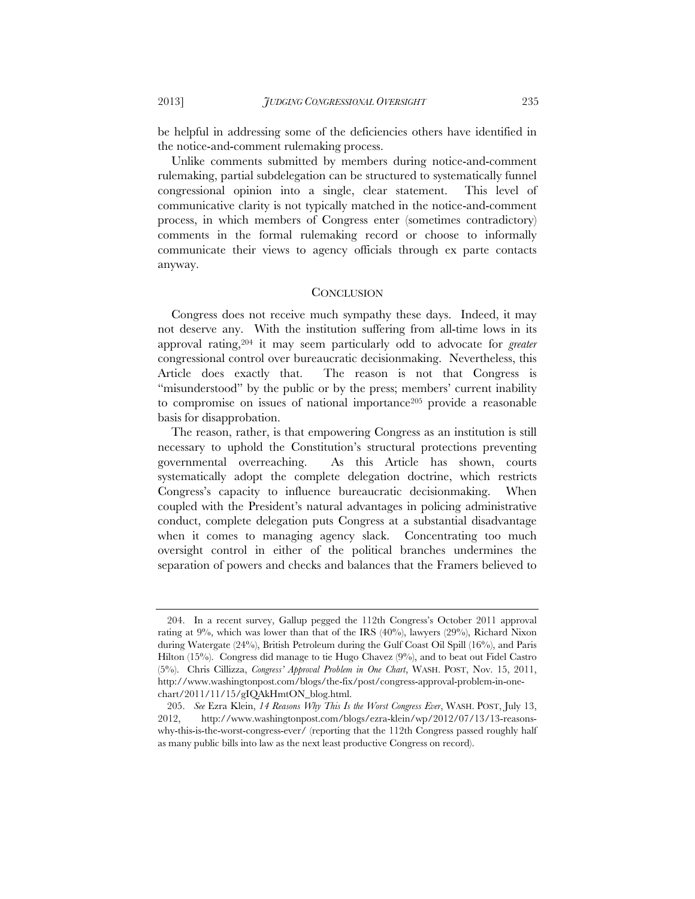be helpful in addressing some of the deficiencies others have identified in the notice-and-comment rulemaking process.

Unlike comments submitted by members during notice-and-comment rulemaking, partial subdelegation can be structured to systematically funnel congressional opinion into a single, clear statement. This level of communicative clarity is not typically matched in the notice-and-comment process, in which members of Congress enter (sometimes contradictory) comments in the formal rulemaking record or choose to informally communicate their views to agency officials through ex parte contacts anyway.

## CONCLUSION

Congress does not receive much sympathy these days. Indeed, it may not deserve any. With the institution suffering from all-time lows in its approval rating,[204] it may seem particularly odd to advocate for *greater* congressional control over bureaucratic decisionmaking. Nevertheless, this Article does exactly that. The reason is not that Congress is "misunderstood" by the public or by the press; members' current inability to compromise on issues of national importance[205] provide a reasonable basis for disapprobation.

The reason, rather, is that empowering Congress as an institution is still necessary to uphold the Constitution's structural protections preventing governmental overreaching. As this Article has shown, courts systematically adopt the complete delegation doctrine, which restricts Congress's capacity to influence bureaucratic decisionmaking. When coupled with the President's natural advantages in policing administrative conduct, complete delegation puts Congress at a substantial disadvantage when it comes to managing agency slack. Concentrating too much oversight control in either of the political branches undermines the separation of powers and checks and balances that the Framers believed to

---

204. In a recent survey, Gallup pegged the 112th Congress's October 2011 approval rating at 9%, which was lower than that of the IRS (40%), lawyers (29%), Richard Nixon during Watergate (24%), British Petroleum during the Gulf Coast Oil Spill (16%), and Paris Hilton (15%). Congress did manage to tie Hugo Chavez (9%), and to beat out Fidel Castro (5%). Chris Cillizza, *Congress' Approval Problem in One Chart*, WASH. POST, Nov. 15, 2011, http://www.washingtonpost.com/blogs/the-fix/post/congress-approval-problem-in-one-chart/2011/11/15/gIQAkHmtON_blog.html.

205. *See* Ezra Klein, *14 Reasons Why This Is the Worst Congress Ever*, WASH. POST, July 13, 2012, http://www.washingtonpost.com/blogs/ezra-klein/wp/2012/07/13/13-reasons-why-this-is-the-worst-congress-ever/ (reporting that the 112th Congress passed roughly half as many public bills into law as the next least productive Congress on record).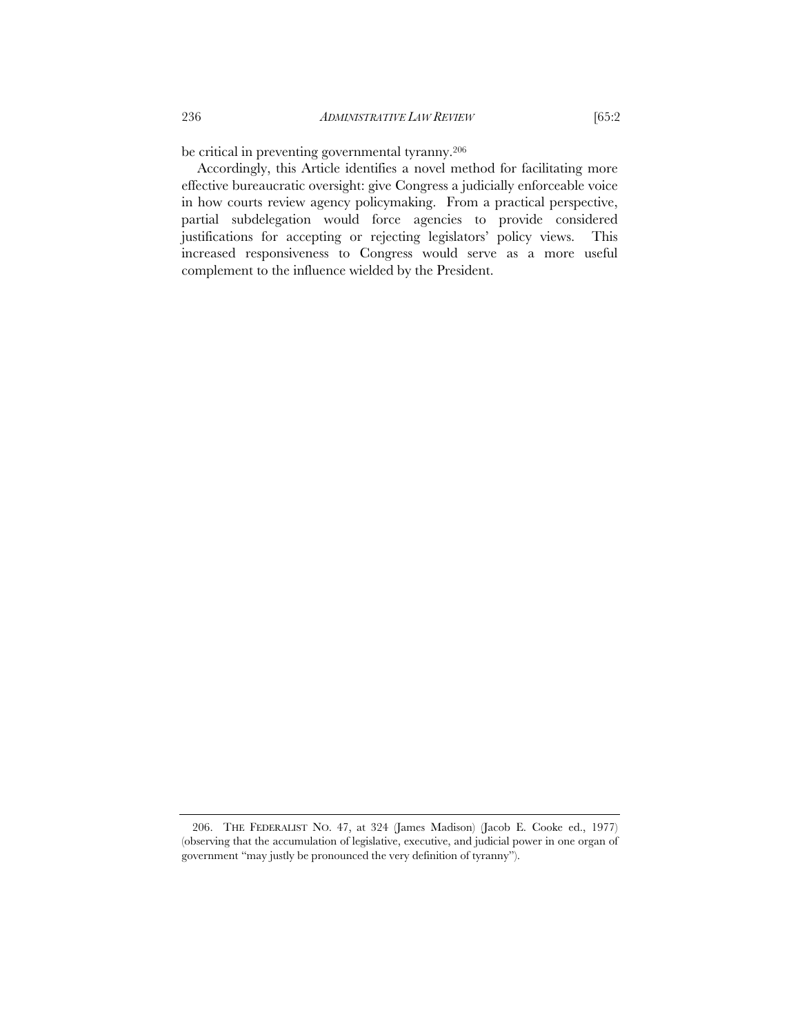be critical in preventing governmental tyranny.[206]

Accordingly, this Article identifies a novel method for facilitating more effective bureaucratic oversight: give Congress a judicially enforceable voice in how courts review agency policymaking. From a practical perspective, partial subdelegation would force agencies to provide considered justifications for accepting or rejecting legislators' policy views. This increased responsiveness to Congress would serve as a more useful complement to the influence wielded by the President.

---

206. THE FEDERALIST NO. 47, at 324 (James Madison) (Jacob E. Cooke ed., 1977) (observing that the accumulation of legislative, executive, and judicial power in one organ of government "may justly be pronounced the very definition of tyranny").